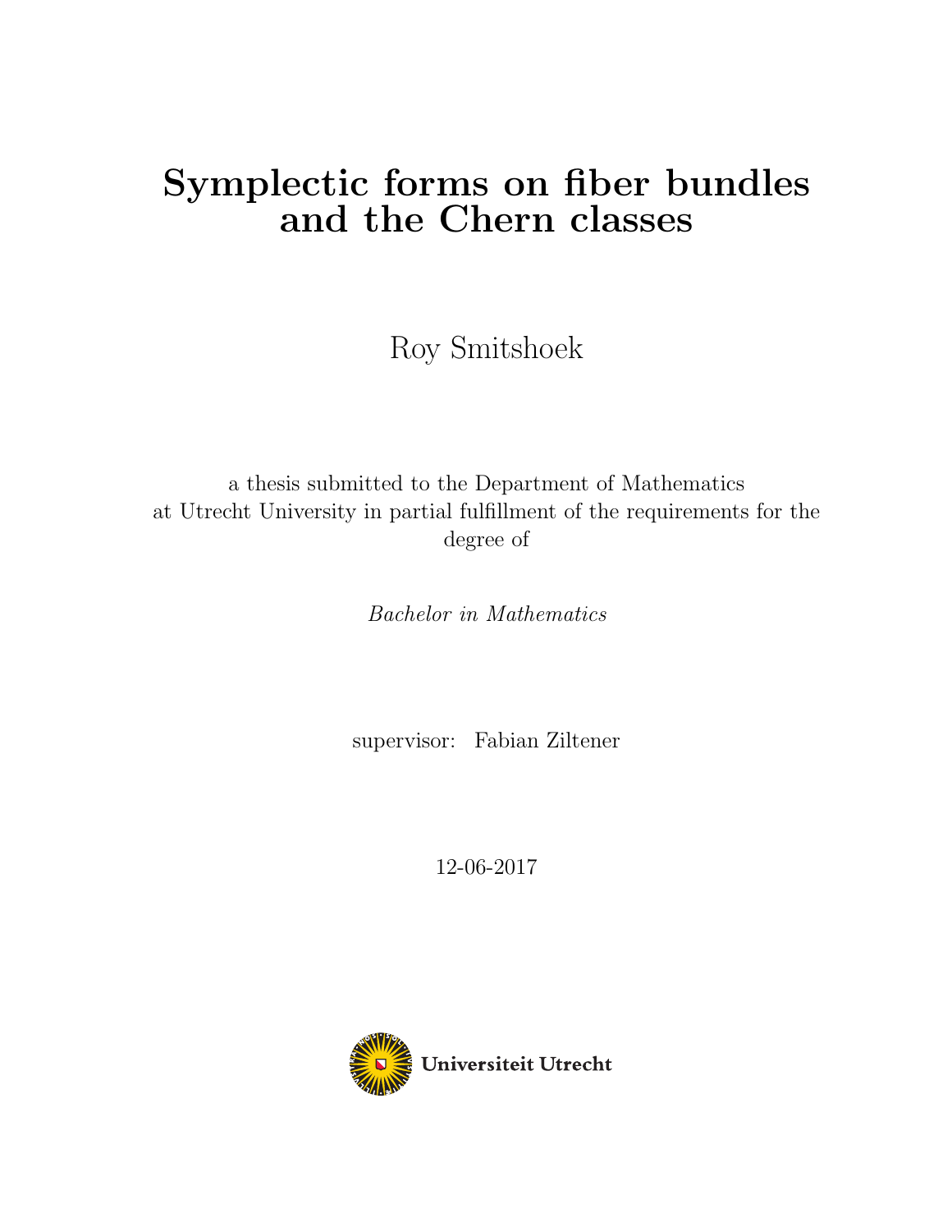# Symplectic forms on fiber bundles and the Chern classes

Roy Smitshoek

a thesis submitted to the Department of Mathematics at Utrecht University in partial fulfillment of the requirements for the degree of

*Bachelor in Mathematics*

supervisor: Fabian Ziltener

12-06-2017

Universiteit Utrecht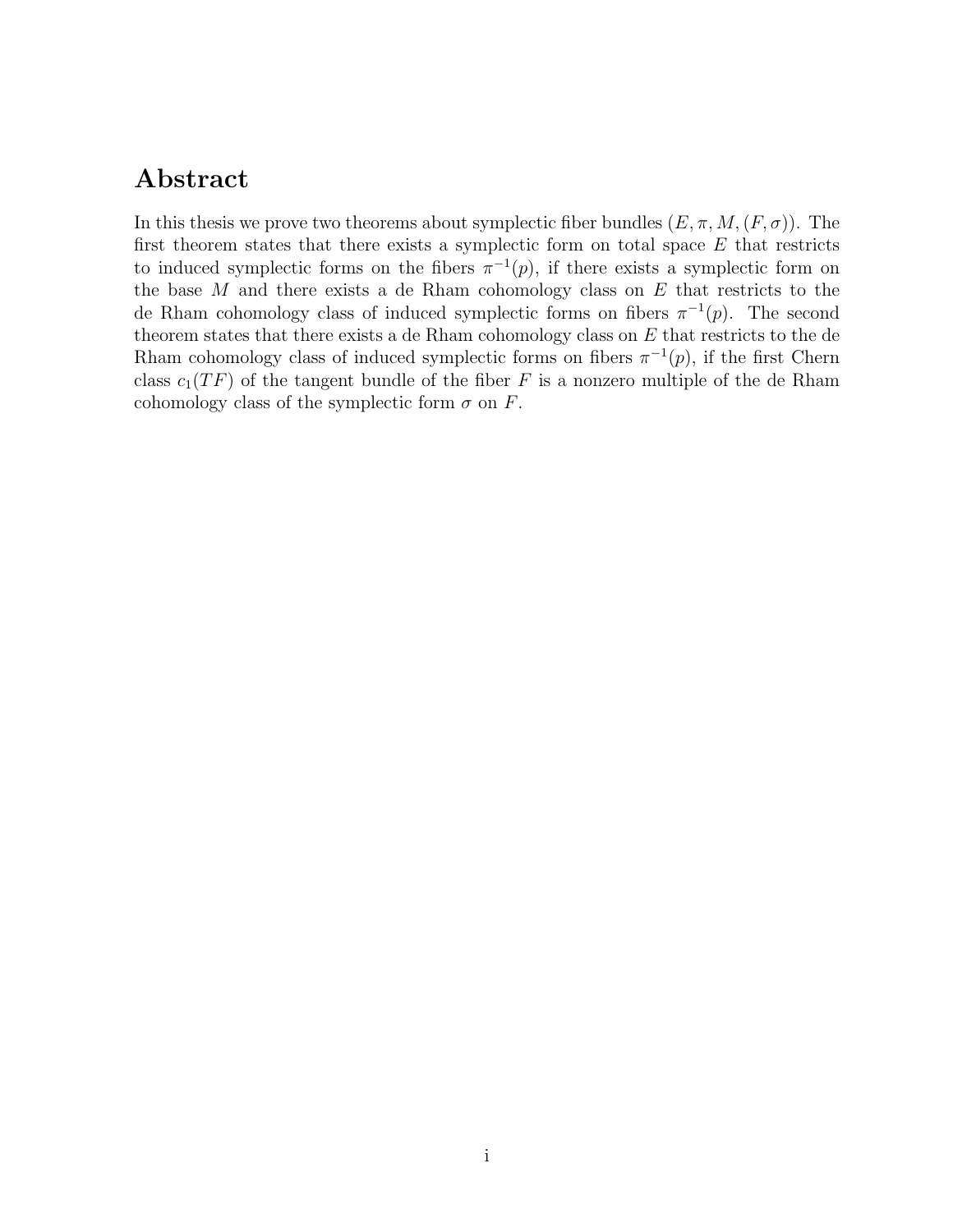# Abstract

In this thesis we prove two theorems about symplectic fiber bundles $(E, \pi, M, (F, \sigma))$. The first theorem states that there exists a symplectic form on total space $E$ that restricts to induced symplectic forms on the fibers $\pi^{-1}(p)$, if there exists a symplectic form on the base $M$ and there exists a de Rham cohomology class on $E$ that restricts to the de Rham cohomology class of induced symplectic forms on fibers $\pi^{-1}(p)$. The second theorem states that there exists a de Rham cohomology class on $E$ that restricts to the de Rham cohomology class of induced symplectic forms on fibers $\pi^{-1}(p)$, if the first Chern class $c_1(TF)$ of the tangent bundle of the fiber $F$ is a nonzero multiple of the de Rham cohomology class of the symplectic form $\sigma$ on $F$.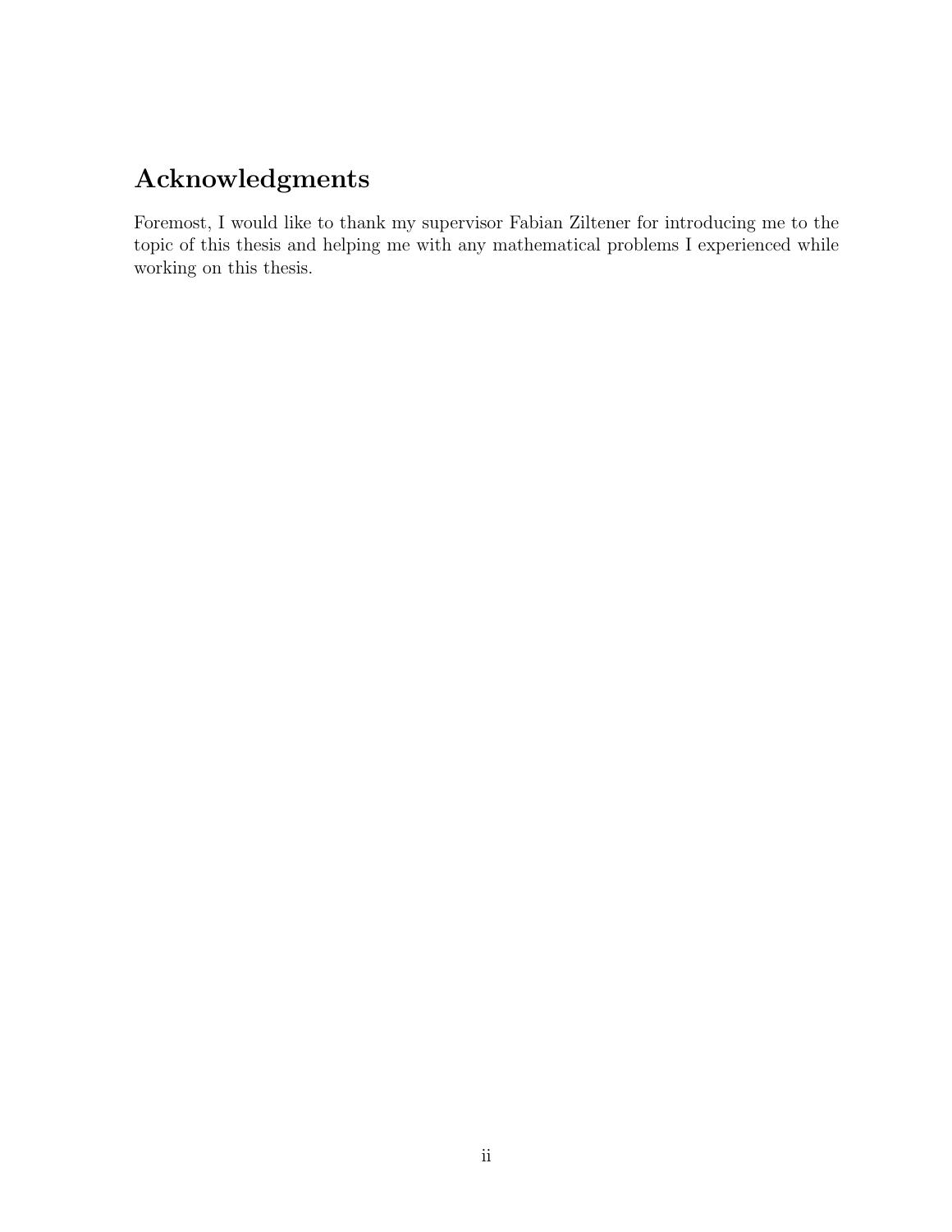# Acknowledgments

Foremost, I would like to thank my supervisor Fabian Ziltener for introducing me to the topic of this thesis and helping me with any mathematical problems I experienced while working on this thesis.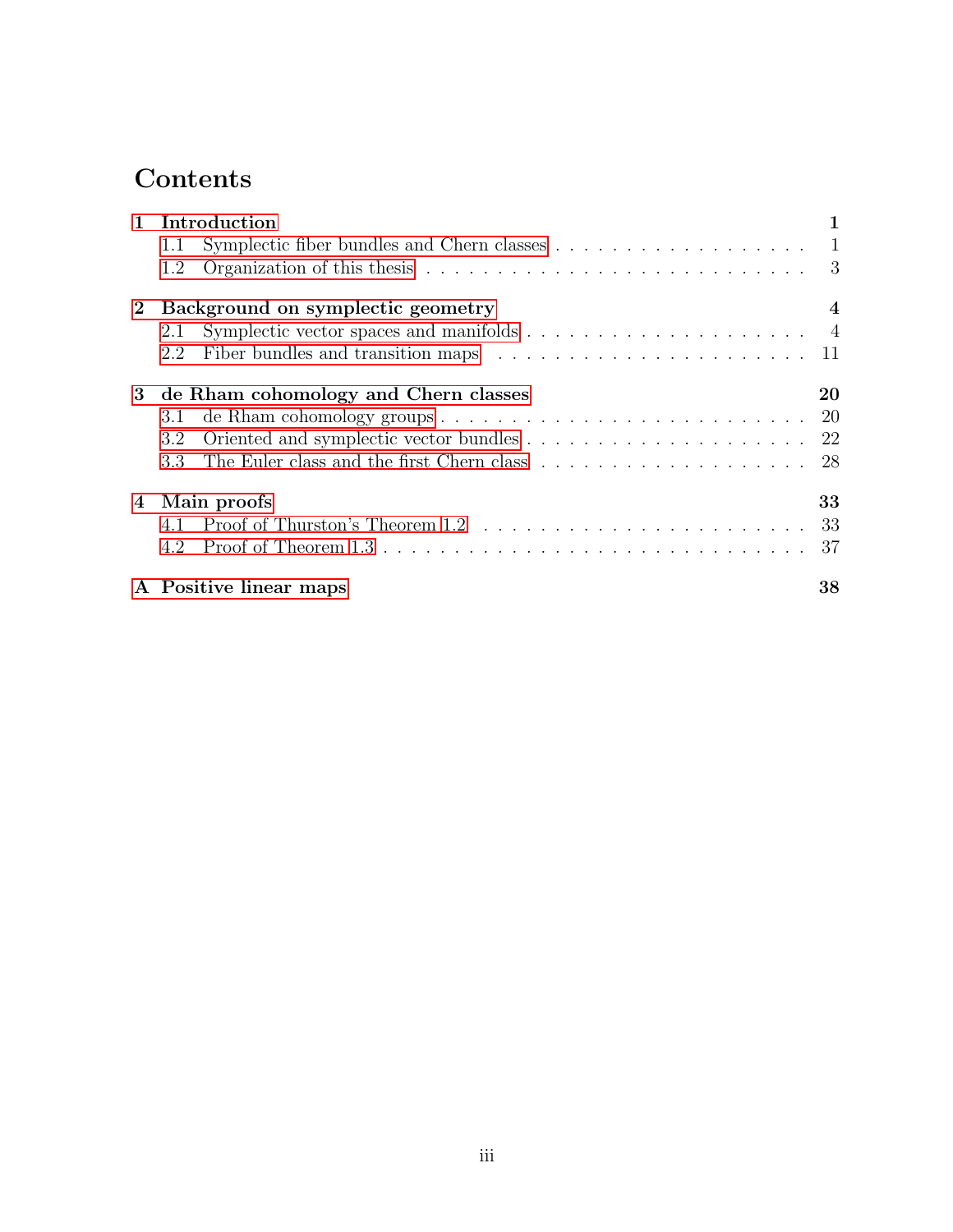# Contents

**1 Introduction** — **1**
- 1.1 Symplectic fiber bundles and Chern classes — 1
- 1.2 Organization of this thesis — 3

**2 Background on symplectic geometry** — **4**
- 2.1 Symplectic vector spaces and manifolds — 4
- 2.2 Fiber bundles and transition maps — 11

**3 de Rham cohomology and Chern classes** — **20**
- 3.1 de Rham cohomology groups — 20
- 3.2 Oriented and symplectic vector bundles — 22
- 3.3 The Euler class and the first Chern class — 28

**4 Main proofs** — **33**
- 4.1 Proof of Thurston's Theorem 1.2 — 33
- 4.2 Proof of Theorem 1.3 — 37

**A Positive linear maps** — **38**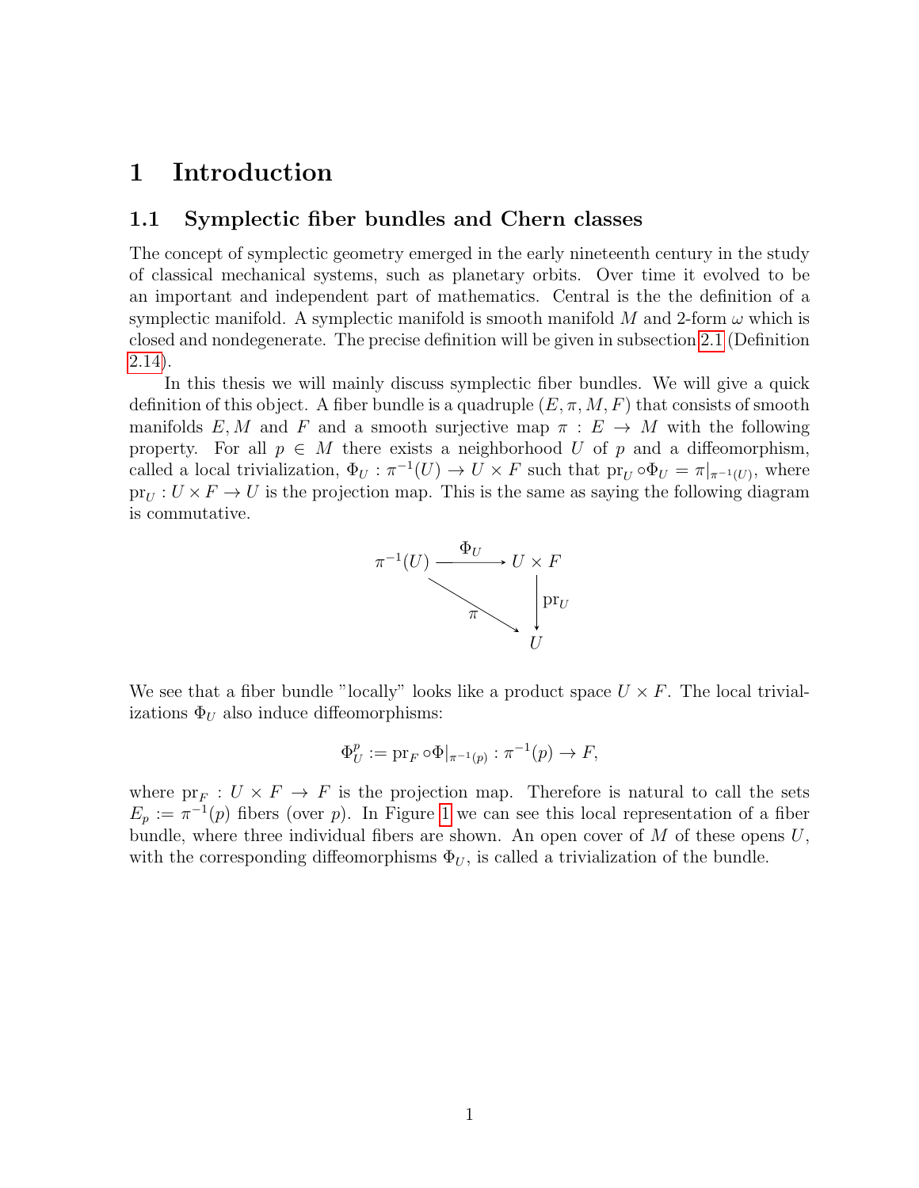# 1 Introduction

## 1.1 Symplectic fiber bundles and Chern classes

The concept of symplectic geometry emerged in the early nineteenth century in the study of classical mechanical systems, such as planetary orbits. Over time it evolved to be an important and independent part of mathematics. Central is the the definition of a symplectic manifold. A symplectic manifold is smooth manifold $M$ and 2-form $\omega$ which is closed and nondegenerate. The precise definition will be given in subsection 2.1 (Definition 2.14).

In this thesis we will mainly discuss symplectic fiber bundles. We will give a quick definition of this object. A fiber bundle is a quadruple $(E, \pi, M, F)$ that consists of smooth manifolds $E, M$ and $F$ and a smooth surjective map $\pi : E \to M$ with the following property. For all $p \in M$ there exists a neighborhood $U$ of $p$ and a diffeomorphism, called a local trivialization, $\Phi_U : \pi^{-1}(U) \to U \times F$ such that $\mathrm{pr}_U \circ \Phi_U = \pi|_{\pi^{-1}(U)}$, where $\mathrm{pr}_U : U \times F \to U$ is the projection map. This is the same as saying the following diagram is commutative.

$$\begin{array}{ccc} \pi^{-1}(U) & \xrightarrow{\Phi_U} & U \times F \\ & \searrow^{\pi} & \downarrow \mathrm{pr}_U \\ & & U \end{array}$$

We see that a fiber bundle "locally" looks like a product space $U \times F$. The local trivializations $\Phi_U$ also induce diffeomorphisms:

$$\Phi_U^p := \mathrm{pr}_F \circ \Phi|_{\pi^{-1}(p)} : \pi^{-1}(p) \to F,$$

where $\mathrm{pr}_F : U \times F \to F$ is the projection map. Therefore is natural to call the sets $E_p := \pi^{-1}(p)$ fibers (over $p$). In Figure 1 we can see this local representation of a fiber bundle, where three individual fibers are shown. An open cover of $M$ of these opens $U$, with the corresponding diffeomorphisms $\Phi_U$, is called a trivialization of the bundle.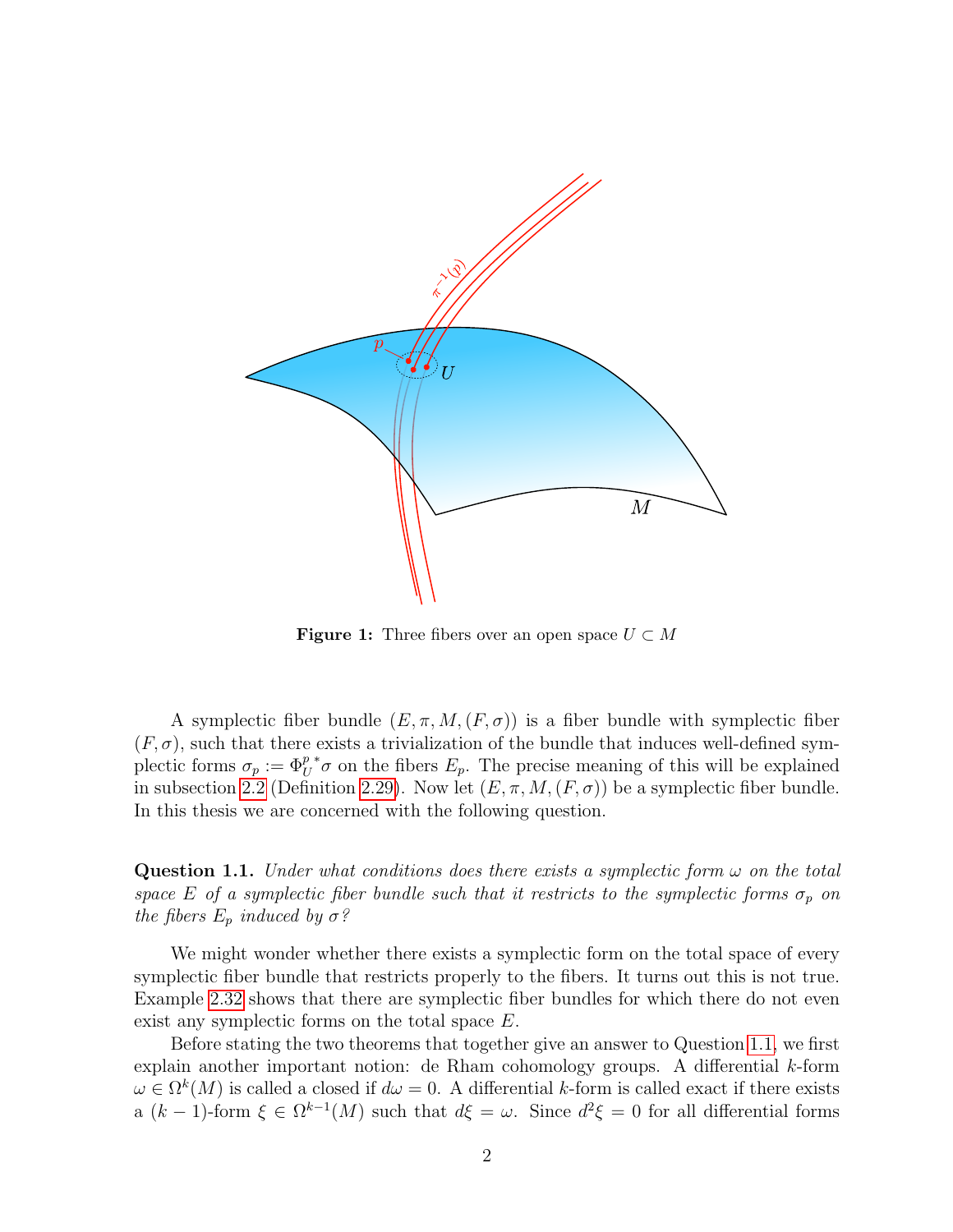**Figure 1:** Three fibers over an open space $U \subset M$

A symplectic fiber bundle $(E, \pi, M, (F, \sigma))$ is a fiber bundle with symplectic fiber $(F, \sigma)$, such that there exists a trivialization of the bundle that induces well-defined symplectic forms $\sigma_p := {\Phi_U^p}^* \sigma$ on the fibers $E_p$. The precise meaning of this will be explained in subsection 2.2 (Definition 2.29). Now let $(E, \pi, M, (F, \sigma))$ be a symplectic fiber bundle. In this thesis we are concerned with the following question.

**Question 1.1.** *Under what conditions does there exists a symplectic form $\omega$ on the total space $E$ of a symplectic fiber bundle such that it restricts to the symplectic forms $\sigma_p$ on the fibers $E_p$ induced by $\sigma$?*

We might wonder whether there exists a symplectic form on the total space of every symplectic fiber bundle that restricts properly to the fibers. It turns out this is not true. Example 2.32 shows that there are symplectic fiber bundles for which there do not even exist any symplectic forms on the total space $E$.

Before stating the two theorems that together give an answer to Question 1.1, we first explain another important notion: de Rham cohomology groups. A differential $k$-form $\omega \in \Omega^k(M)$ is called a closed if $d\omega = 0$. A differential $k$-form is called exact if there exists a $(k-1)$-form $\xi \in \Omega^{k-1}(M)$ such that $d\xi = \omega$. Since $d^2\xi = 0$ for all differential forms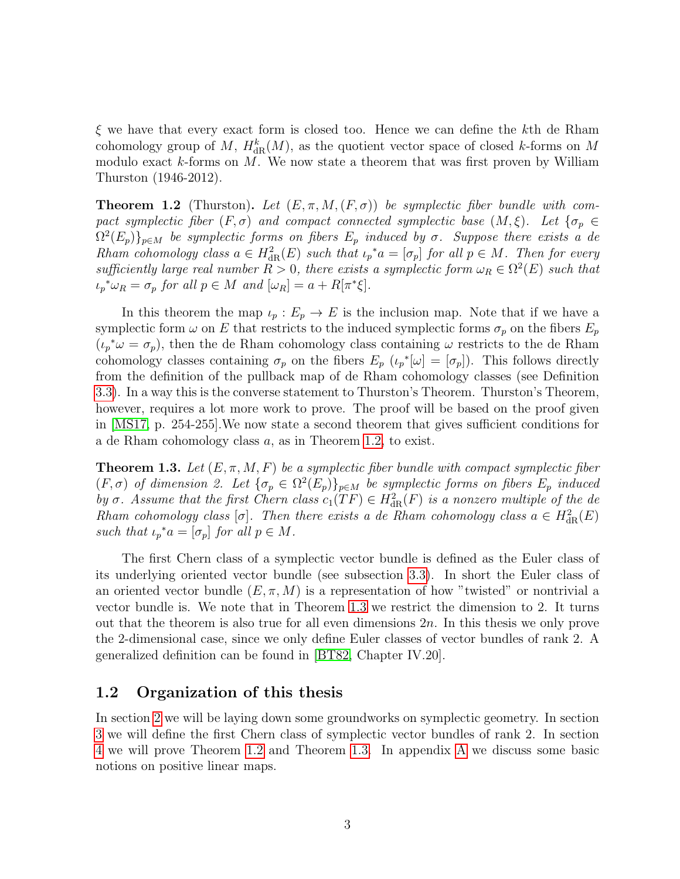$\xi$ we have that every exact form is closed too. Hence we can define the $k$th de Rham cohomology group of $M$, $H^k_{\mathrm{dR}}(M)$, as the quotient vector space of closed $k$-forms on $M$ modulo exact $k$-forms on $M$. We now state a theorem that was first proven by William Thurston (1946-2012).

**Theorem 1.2** (Thurston)**.** *Let $(E, \pi, M, (F, \sigma))$ be symplectic fiber bundle with compact symplectic fiber $(F, \sigma)$ and compact connected symplectic base $(M, \xi)$. Let $\{\sigma_p \in \Omega^2(E_p)\}_{p \in M}$ be symplectic forms on fibers $E_p$ induced by $\sigma$. Suppose there exists a de Rham cohomology class $a \in H^2_{\mathrm{dR}}(E)$ such that ${\iota_p}^* a = [\sigma_p]$ for all $p \in M$. Then for every sufficiently large real number $R > 0$, there exists a symplectic form $\omega_R \in \Omega^2(E)$ such that ${\iota_p}^* \omega_R = \sigma_p$ for all $p \in M$ and $[\omega_R] = a + R[\pi^* \xi]$.*

In this theorem the map $\iota_p : E_p \to E$ is the inclusion map. Note that if we have a symplectic form $\omega$ on $E$ that restricts to the induced symplectic forms $\sigma_p$ on the fibers $E_p$ (${\iota_p}^* \omega = \sigma_p$), then the de Rham cohomology class containing $\omega$ restricts to the de Rham cohomology classes containing $\sigma_p$ on the fibers $E_p$ (${\iota_p}^*[\omega] = [\sigma_p]$). This follows directly from the definition of the pullback map of de Rham cohomology classes (see Definition 3.3). In a way this is the converse statement to Thurston's Theorem. Thurston's Theorem, however, requires a lot more work to prove. The proof will be based on the proof given in [MS17, p. 254-255].We now state a second theorem that gives sufficient conditions for a de Rham cohomology class $a$, as in Theorem 1.2, to exist.

**Theorem 1.3.** *Let $(E, \pi, M, F)$ be a symplectic fiber bundle with compact symplectic fiber $(F, \sigma)$ of dimension 2. Let $\{\sigma_p \in \Omega^2(E_p)\}_{p \in M}$ be symplectic forms on fibers $E_p$ induced by $\sigma$. Assume that the first Chern class $c_1(TF) \in H^2_{\mathrm{dR}}(F)$ is a nonzero multiple of the de Rham cohomology class $[\sigma]$. Then there exists a de Rham cohomology class $a \in H^2_{\mathrm{dR}}(E)$ such that ${\iota_p}^* a = [\sigma_p]$ for all $p \in M$.*

The first Chern class of a symplectic vector bundle is defined as the Euler class of its underlying oriented vector bundle (see subsection 3.3). In short the Euler class of an oriented vector bundle $(E, \pi, M)$ is a representation of how "twisted" or nontrivial a vector bundle is. We note that in Theorem 1.3 we restrict the dimension to 2. It turns out that the theorem is also true for all even dimensions $2n$. In this thesis we only prove the 2-dimensional case, since we only define Euler classes of vector bundles of rank 2. A generalized definition can be found in [BT82, Chapter IV.20].

## 1.2 Organization of this thesis

In section 2 we will be laying down some groundworks on symplectic geometry. In section 3 we will define the first Chern class of symplectic vector bundles of rank 2. In section 4 we will prove Theorem 1.2 and Theorem 1.3. In appendix A we discuss some basic notions on positive linear maps.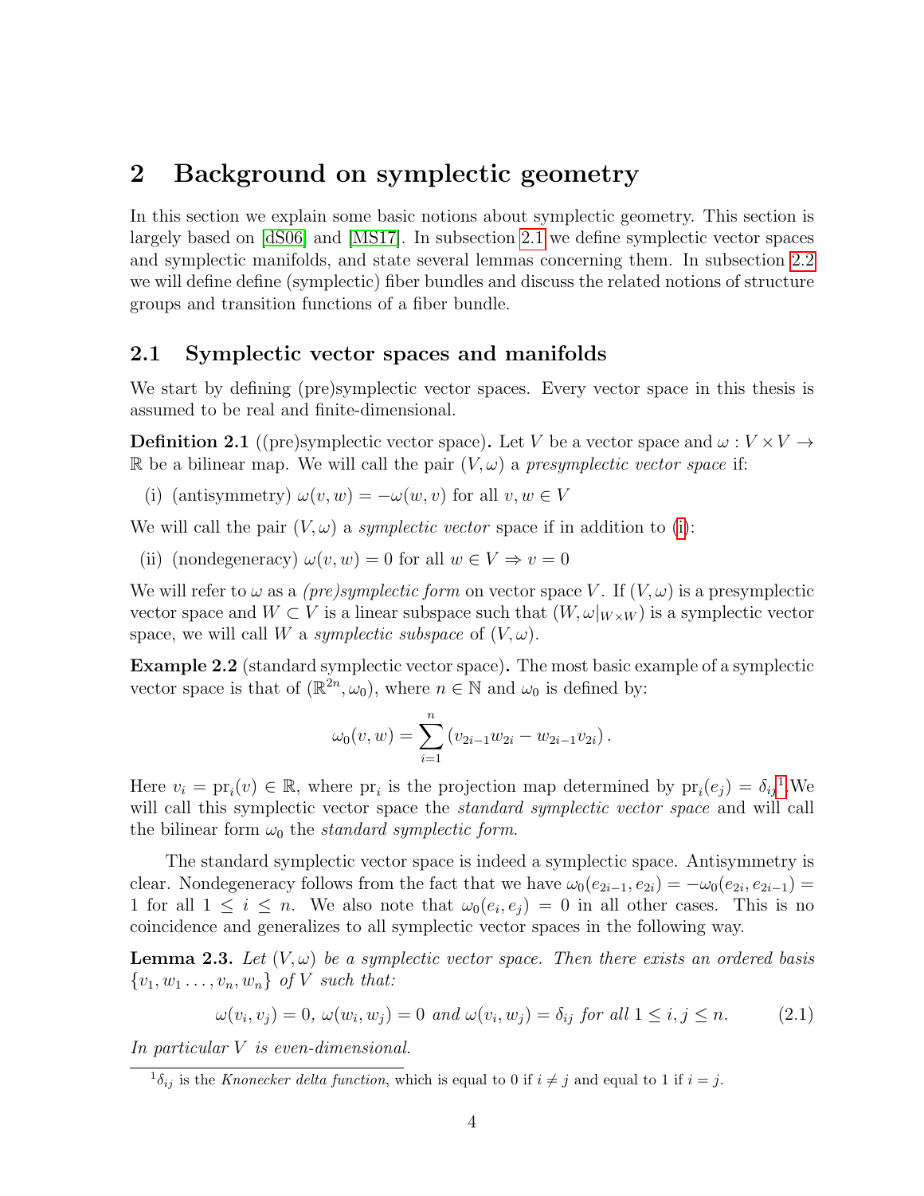# 2 Background on symplectic geometry

In this section we explain some basic notions about symplectic geometry. This section is largely based on [dS06] and [MS17]. In subsection 2.1 we define symplectic vector spaces and symplectic manifolds, and state several lemmas concerning them. In subsection 2.2 we will define define (symplectic) fiber bundles and discuss the related notions of structure groups and transition functions of a fiber bundle.

## 2.1 Symplectic vector spaces and manifolds

We start by defining (pre)symplectic vector spaces. Every vector space in this thesis is assumed to be real and finite-dimensional.

**Definition 2.1** ((pre)symplectic vector space)**.** Let $V$ be a vector space and $\omega : V \times V \to \mathbb{R}$ be a bilinear map. We will call the pair $(V, \omega)$ a *presymplectic vector space* if:

(i) (antisymmetry) $\omega(v, w) = -\omega(w, v)$ for all $v, w \in V$

We will call the pair $(V, \omega)$ a *symplectic vector* space if in addition to (i):

(ii) (nondegeneracy) $\omega(v, w) = 0$ for all $w \in V \Rightarrow v = 0$

We will refer to $\omega$ as a *(pre)symplectic form* on vector space $V$. If $(V, \omega)$ is a presymplectic vector space and $W \subset V$ is a linear subspace such that $(W, \omega|_{W \times W})$ is a symplectic vector space, we will call $W$ a *symplectic subspace* of $(V, \omega)$.

**Example 2.2** (standard symplectic vector space)**.** The most basic example of a symplectic vector space is that of $(\mathbb{R}^{2n}, \omega_0)$, where $n \in \mathbb{N}$ and $\omega_0$ is defined by:

$$\omega_0(v, w) = \sum_{i=1}^{n} \left(v_{2i-1}w_{2i} - w_{2i-1}v_{2i}\right).$$

Here $v_i = \mathrm{pr}_i(v) \in \mathbb{R}$, where $\mathrm{pr}_i$ is the projection map determined by $\mathrm{pr}_i(e_j) = \delta_{ij}$[1].We will call this symplectic vector space the *standard symplectic vector space* and will call the bilinear form $\omega_0$ the *standard symplectic form*.

The standard symplectic vector space is indeed a symplectic space. Antisymmetry is clear. Nondegeneracy follows from the fact that we have $\omega_0(e_{2i-1}, e_{2i}) = -\omega_0(e_{2i}, e_{2i-1}) = 1$ for all $1 \leq i \leq n$. We also note that $\omega_0(e_i, e_j) = 0$ in all other cases. This is no coincidence and generalizes to all symplectic vector spaces in the following way.

**Lemma 2.3.** *Let $(V, \omega)$ be a symplectic vector space. Then there exists an ordered basis $\{v_1, w_1 \ldots, v_n, w_n\}$ of $V$ such that:*

$$\omega(v_i, v_j) = 0,\ \omega(w_i, w_j) = 0 \text{ and } \omega(v_i, w_j) = \delta_{ij} \text{ for all } 1 \leq i, j \leq n. \tag{2.1}$$

*In particular $V$ is even-dimensional.*

[1] $\delta_{ij}$ is the *Knonecker delta function*, which is equal to 0 if $i \neq j$ and equal to 1 if $i = j$.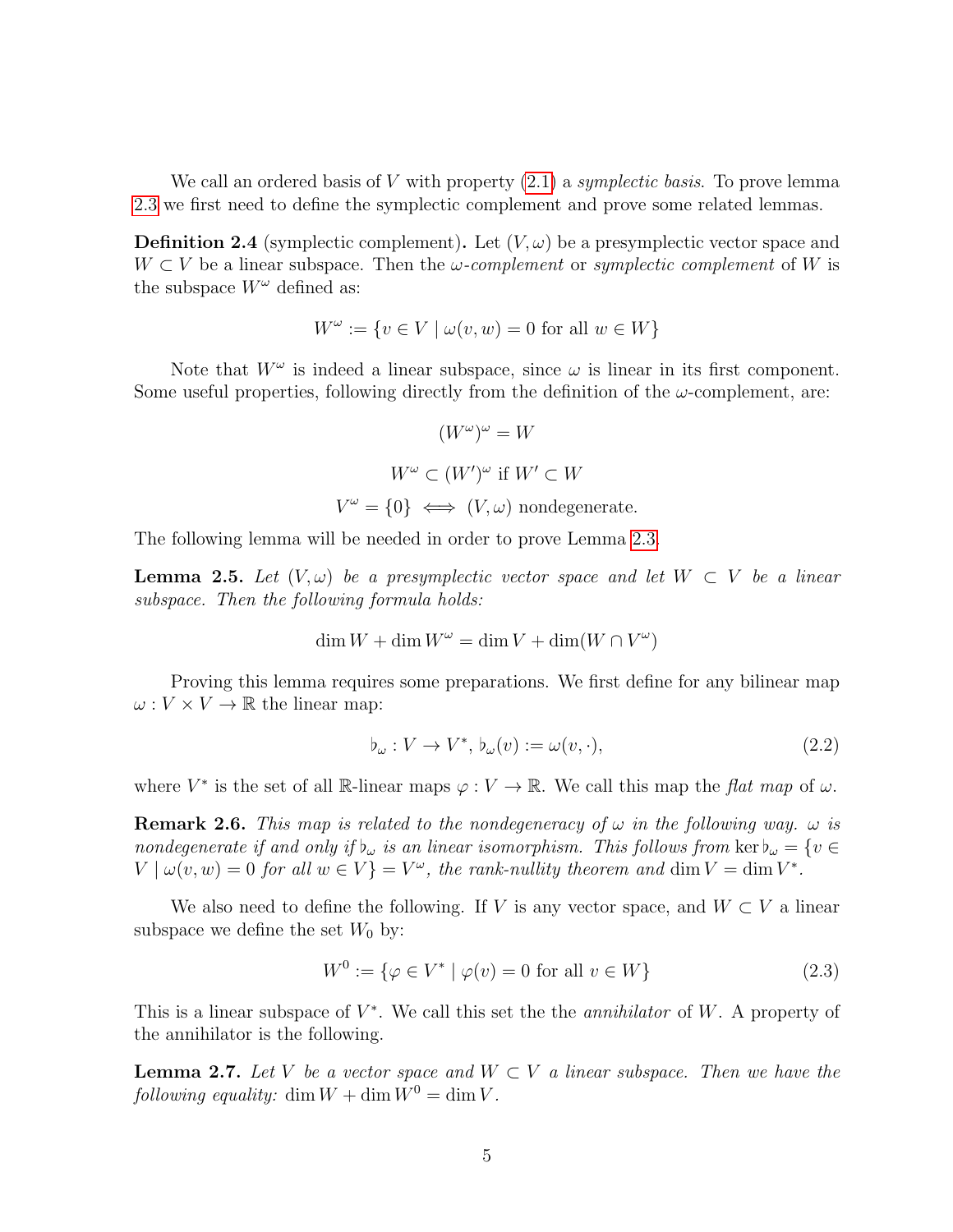We call an ordered basis of $V$ with property (2.1) a *symplectic basis*. To prove lemma 2.3 we first need to define the symplectic complement and prove some related lemmas.

**Definition 2.4** (symplectic complement)**.** Let $(V, \omega)$ be a presymplectic vector space and $W \subset V$ be a linear subspace. Then the *$\omega$-complement* or *symplectic complement* of $W$ is the subspace $W^\omega$ defined as:

$$W^\omega := \{v \in V \mid \omega(v, w) = 0 \text{ for all } w \in W\}$$

Note that $W^\omega$ is indeed a linear subspace, since $\omega$ is linear in its first component. Some useful properties, following directly from the definition of the $\omega$-complement, are:

$$(W^\omega)^\omega = W$$

$$W^\omega \subset (W')^\omega \text{ if } W' \subset W$$

$$V^\omega = \{0\} \iff (V, \omega) \text{ nondegenerate.}$$

The following lemma will be needed in order to prove Lemma 2.3.

**Lemma 2.5.** *Let $(V, \omega)$ be a presymplectic vector space and let $W \subset V$ be a linear subspace. Then the following formula holds:*

$$\dim W + \dim W^\omega = \dim V + \dim(W \cap V^\omega)$$

Proving this lemma requires some preparations. We first define for any bilinear map $\omega : V \times V \to \mathbb{R}$ the linear map:

$$\flat_\omega : V \to V^*, \, \flat_\omega(v) := \omega(v, \cdot), \tag{2.2}$$

where $V^*$ is the set of all $\mathbb{R}$-linear maps $\varphi : V \to \mathbb{R}$. We call this map the *flat map* of $\omega$.

**Remark 2.6.** *This map is related to the nondegeneracy of $\omega$ in the following way. $\omega$ is nondegenerate if and only if $\flat_\omega$ is an linear isomorphism. This follows from $\ker \flat_\omega = \{v \in V \mid \omega(v, w) = 0 \text{ for all } w \in V\} = V^\omega$, the rank-nullity theorem and $\dim V = \dim V^*$.*

We also need to define the following. If $V$ is any vector space, and $W \subset V$ a linear subspace we define the set $W_0$ by:

$$W^0 := \{\varphi \in V^* \mid \varphi(v) = 0 \text{ for all } v \in W\} \tag{2.3}$$

This is a linear subspace of $V^*$. We call this set the the *annihilator* of $W$. A property of the annihilator is the following.

**Lemma 2.7.** *Let $V$ be a vector space and $W \subset V$ a linear subspace. Then we have the following equality: $\dim W + \dim W^0 = \dim V$.*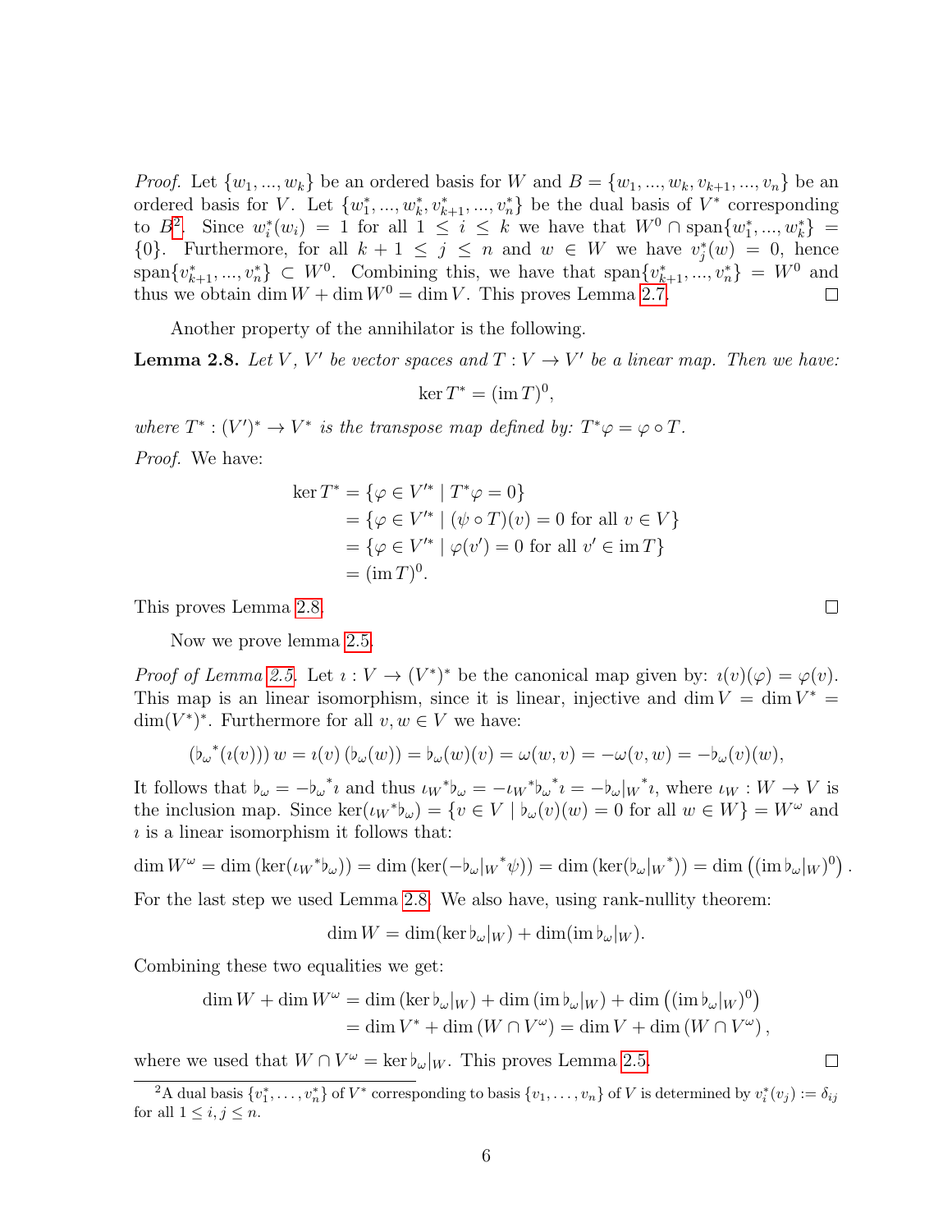*Proof.* Let $\{w_1, ..., w_k\}$ be an ordered basis for $W$ and $B = \{w_1, ..., w_k, v_{k+1}, ..., v_n\}$ be an ordered basis for $V$. Let $\{w_1^*, ..., w_k^*, v_{k+1}^*, ..., v_n^*\}$ be the dual basis of $V^*$ corresponding to $B$[2]. Since $w_i^*(w_i) = 1$ for all $1 \leq i \leq k$ we have that $W^0 \cap \text{span}\{w_1^*, ..., w_k^*\} = \{0\}$. Furthermore, for all $k+1 \leq j \leq n$ and $w \in W$ we have $v_j^*(w) = 0$, hence $\text{span}\{v_{k+1}^*, ..., v_n^*\} \subset W^0$. Combining this, we have that $\text{span}\{v_{k+1}^*, ..., v_n^*\} = W^0$ and thus we obtain $\dim W + \dim W^0 = \dim V$. This proves Lemma 2.7. □

Another property of the annihilator is the following.

**Lemma 2.8.** *Let $V$, $V'$ be vector spaces and $T : V \to V'$ be a linear map. Then we have:*

$$\ker T^* = (\text{im}\, T)^0,$$

*where $T^* : (V')^* \to V^*$ is the transpose map defined by: $T^*\varphi = \varphi \circ T$.*

*Proof.* We have:

$$\begin{aligned}
\ker T^* &= \{\varphi \in V'^* \mid T^*\varphi = 0\} \\
&= \{\varphi \in V'^* \mid (\psi \circ T)(v) = 0 \text{ for all } v \in V\} \\
&= \{\varphi \in V'^* \mid \varphi(v') = 0 \text{ for all } v' \in \text{im}\, T\} \\
&= (\text{im}\, T)^0.
\end{aligned}$$

This proves Lemma 2.8. □

Now we prove lemma 2.5.

*Proof of Lemma 2.5.* Let $\imath : V \to (V^*)^*$ be the canonical map given by: $\imath(v)(\varphi) = \varphi(v)$. This map is an linear isomorphism, since it is linear, injective and $\dim V = \dim V^* = \dim (V^*)^*$. Furthermore for all $v, w \in V$ we have:

$$\left({\flat_\omega}^*(\imath(v))\right) w = \imath(v) \left(\flat_\omega(w)\right) = \flat_\omega(w)(v) = \omega(w, v) = -\omega(v, w) = -\flat_\omega(v)(w),$$

It follows that $\flat_\omega = -{\flat_\omega}^* \imath$ and thus ${\iota_W}^* \flat_\omega = -{\iota_W}^* {\flat_\omega}^* \imath = -{\flat_\omega|_W}^* \imath$, where $\iota_W : W \to V$ is the inclusion map. Since $\ker({\iota_W}^* \flat_\omega) = \{v \in V \mid \flat_\omega(v)(w) = 0 \text{ for all } w \in W\} = W^\omega$ and $\imath$ is a linear isomorphism it follows that:

$$\dim W^\omega = \dim\left(\ker({\iota_W}^* \flat_\omega)\right) = \dim\left(\ker(-{\flat_\omega|_W}^* \psi)\right) = \dim\left(\ker({\flat_\omega|_W}^*)\right) = \dim\left((\text{im}\, \flat_\omega|_W)^0\right).$$

For the last step we used Lemma 2.8. We also have, using rank-nullity theorem:

$$\dim W = \dim(\ker \flat_\omega|_W) + \dim(\text{im}\, \flat_\omega|_W).$$

Combining these two equalities we get:

$$\begin{aligned}
\dim W + \dim W^\omega &= \dim\left(\ker \flat_\omega|_W\right) + \dim\left(\text{im}\, \flat_\omega|_W\right) + \dim\left((\text{im}\, \flat_\omega|_W)^0\right) \\
&= \dim V^* + \dim\left(W \cap V^\omega\right) = \dim V + \dim\left(W \cap V^\omega\right),
\end{aligned}$$

where we used that $W \cap V^\omega = \ker \flat_\omega|_W$. This proves Lemma 2.5. □

---

[2] A dual basis $\{v_1^*, \ldots, v_n^*\}$ of $V^*$ corresponding to basis $\{v_1, \ldots, v_n\}$ of $V$ is determined by $v_i^*(v_j) := \delta_{ij}$ for all $1 \leq i, j \leq n$.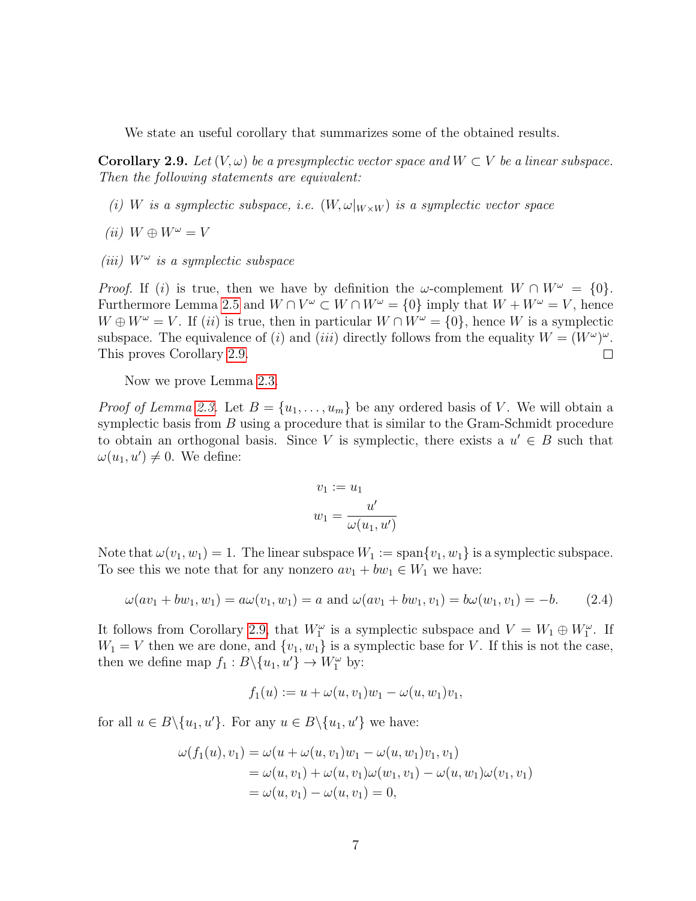We state an useful corollary that summarizes some of the obtained results.

**Corollary 2.9.** *Let $(V, \omega)$ be a presymplectic vector space and $W \subset V$ be a linear subspace. Then the following statements are equivalent:*

*(i) $W$ is a symplectic subspace, i.e. $(W, \omega|_{W\times W})$ is a symplectic vector space*

*(ii) $W \oplus W^\omega = V$*

*(iii) $W^\omega$ is a symplectic subspace*

*Proof.* If $(i)$ is true, then we have by definition the $\omega$-complement $W \cap W^\omega = \{0\}$. Furthermore Lemma 2.5 and $W \cap V^\omega \subset W \cap W^\omega = \{0\}$ imply that $W + W^\omega = V$, hence $W \oplus W^\omega = V$. If $(ii)$ is true, then in particular $W \cap W^\omega = \{0\}$, hence $W$ is a symplectic subspace. The equivalence of $(i)$ and $(iii)$ directly follows from the equality $W = (W^\omega)^\omega$. This proves Corollary 2.9. □

Now we prove Lemma 2.3.

*Proof of Lemma 2.3.* Let $B = \{u_1, \ldots, u_m\}$ be any ordered basis of $V$. We will obtain a symplectic basis from $B$ using a procedure that is similar to the Gram-Schmidt procedure to obtain an orthogonal basis. Since $V$ is symplectic, there exists a $u' \in B$ such that $\omega(u_1, u') \neq 0$. We define:

$$v_1 := u_1$$
$$w_1 = \frac{u'}{\omega(u_1, u')}$$

Note that $\omega(v_1, w_1) = 1$. The linear subspace $W_1 := \text{span}\{v_1, w_1\}$ is a symplectic subspace. To see this we note that for any nonzero $av_1 + bw_1 \in W_1$ we have:

$$\omega(av_1 + bw_1, w_1) = a\omega(v_1, w_1) = a \text{ and } \omega(av_1 + bw_1, v_1) = b\omega(w_1, v_1) = -b. \tag{2.4}$$

It follows from Corollary 2.9, that $W_1^\omega$ is a symplectic subspace and $V = W_1 \oplus W_1^\omega$. If $W_1 = V$ then we are done, and $\{v_1, w_1\}$ is a symplectic base for $V$. If this is not the case, then we define map $f_1 : B \backslash \{u_1, u'\} \to W_1^\omega$ by:

$$f_1(u) := u + \omega(u, v_1)w_1 - \omega(u, w_1)v_1,$$

for all $u \in B \backslash \{u_1, u'\}$. For any $u \in B \backslash \{u_1, u'\}$ we have:

$$\begin{aligned}
\omega(f_1(u), v_1) &= \omega(u + \omega(u, v_1)w_1 - \omega(u, w_1)v_1, v_1) \\
&= \omega(u, v_1) + \omega(u, v_1)\omega(w_1, v_1) - \omega(u, w_1)\omega(v_1, v_1) \\
&= \omega(u, v_1) - \omega(u, v_1) = 0,
\end{aligned}$$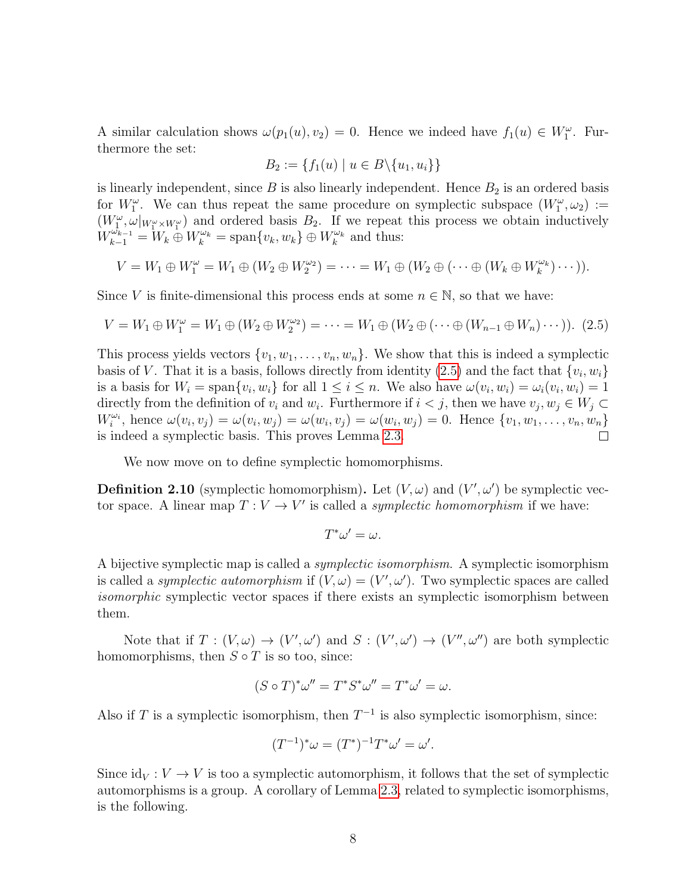A similar calculation shows $\omega(p_1(u), v_2) = 0$. Hence we indeed have $f_1(u) \in W_1^\omega$. Furthermore the set:

$$B_2 := \{f_1(u) \mid u \in B \backslash \{u_1, u_i\}\}$$

is linearly independent, since $B$ is also linearly independent. Hence $B_2$ is an ordered basis for $W_1^\omega$. We can thus repeat the same procedure on symplectic subspace $(W_1^\omega, \omega_2) := (W_1^\omega, \omega|_{W_1^\omega \times W_1^\omega})$ and ordered basis $B_2$. If we repeat this process we obtain inductively $W_{k-1}^{\omega_{k-1}} = W_k \oplus W_k^{\omega_k} = \text{span}\{v_k, w_k\} \oplus W_k^{\omega_k}$ and thus:

$$V = W_1 \oplus W_1^\omega = W_1 \oplus (W_2 \oplus W_2^{\omega_2}) = \cdots = W_1 \oplus (W_2 \oplus (\cdots \oplus (W_k \oplus W_k^{\omega_k}) \cdots)).$$

Since $V$ is finite-dimensional this process ends at some $n \in \mathbb{N}$, so that we have:

$$V = W_1 \oplus W_1^\omega = W_1 \oplus (W_2 \oplus W_2^{\omega_2}) = \cdots = W_1 \oplus (W_2 \oplus (\cdots \oplus (W_{n-1} \oplus W_n) \cdots)). \quad (2.5)$$

This process yields vectors $\{v_1, w_1, \ldots, v_n, w_n\}$. We show that this is indeed a symplectic basis of $V$. That it is a basis, follows directly from identity (2.5) and the fact that $\{v_i, w_i\}$ is a basis for $W_i = \text{span}\{v_i, w_i\}$ for all $1 \leq i \leq n$. We also have $\omega(v_i, w_i) = \omega_i(v_i, w_i) = 1$ directly from the definition of $v_i$ and $w_i$. Furthermore if $i < j$, then we have $v_j, w_j \in W_j \subset W_i^{\omega_i}$, hence $\omega(v_i, v_j) = \omega(v_i, w_j) = \omega(w_i, v_j) = \omega(w_i, w_j) = 0$. Hence $\{v_1, w_1, \ldots, v_n, w_n\}$ is indeed a symplectic basis. This proves Lemma 2.3. □

We now move on to define symplectic homomorphisms.

**Definition 2.10** (symplectic homomorphism)**.** Let $(V, \omega)$ and $(V', \omega')$ be symplectic vector space. A linear map $T : V \to V'$ is called a *symplectic homomorphism* if we have:

$$T^*\omega' = \omega.$$

A bijective symplectic map is called a *symplectic isomorphism*. A symplectic isomorphism is called a *symplectic automorphism* if $(V, \omega) = (V', \omega')$. Two symplectic spaces are called *isomorphic* symplectic vector spaces if there exists an symplectic isomorphism between them.

Note that if $T : (V, \omega) \to (V', \omega')$ and $S : (V', \omega') \to (V'', \omega'')$ are both symplectic homomorphisms, then $S \circ T$ is so too, since:

$$(S \circ T)^*\omega'' = T^*S^*\omega'' = T^*\omega' = \omega.$$

Also if $T$ is a symplectic isomorphism, then $T^{-1}$ is also symplectic isomorphism, since:

$$(T^{-1})^*\omega = (T^*)^{-1}T^*\omega' = \omega'.$$

Since $\text{id}_V : V \to V$ is too a symplectic automorphism, it follows that the set of symplectic automorphisms is a group. A corollary of Lemma 2.3, related to symplectic isomorphisms, is the following.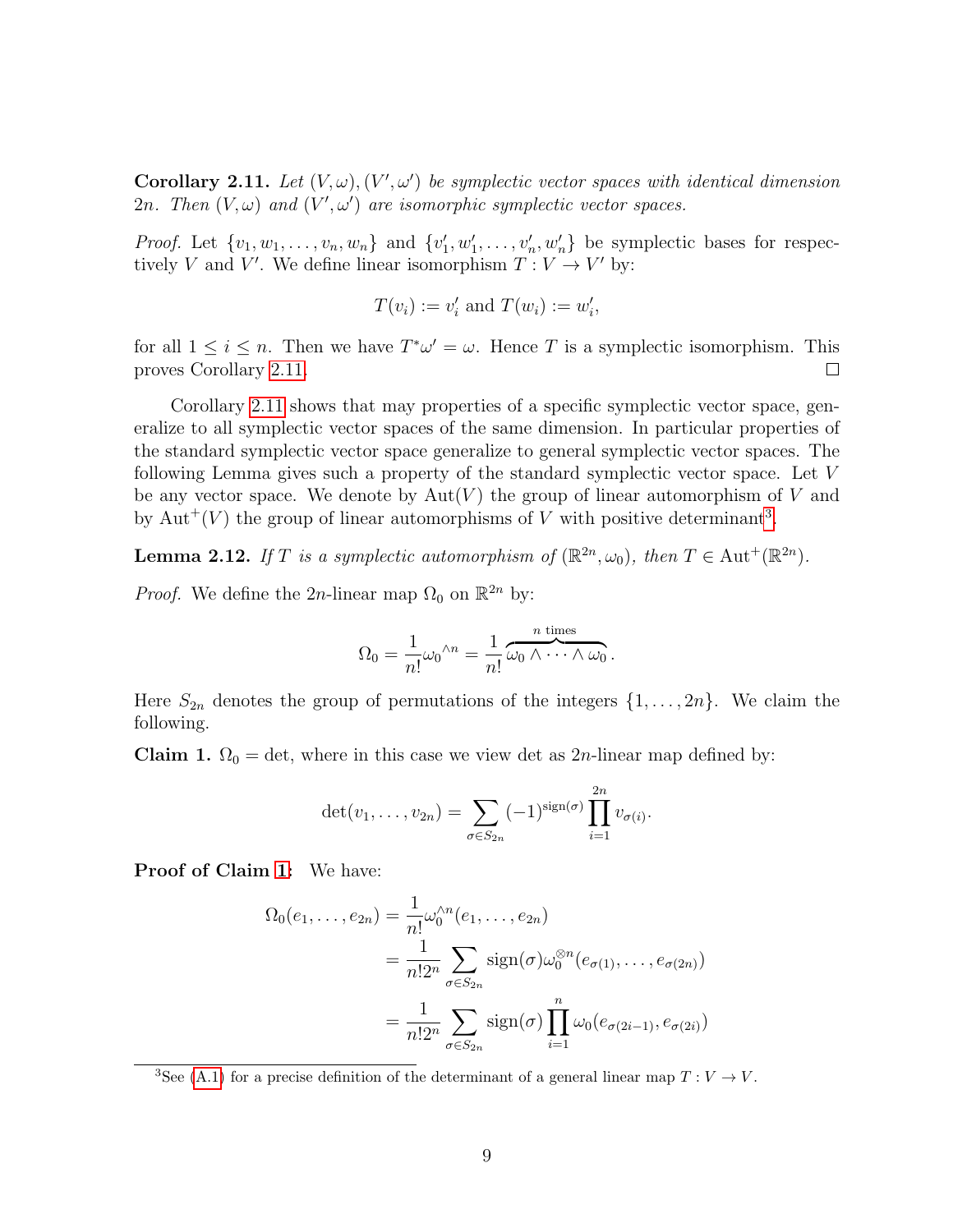**Corollary 2.11.** *Let $(V, \omega), (V', \omega')$ be symplectic vector spaces with identical dimension $2n$. Then $(V, \omega)$ and $(V', \omega')$ are isomorphic symplectic vector spaces.*

*Proof.* Let $\{v_1, w_1, \ldots, v_n, w_n\}$ and $\{v_1', w_1', \ldots, v_n', w_n'\}$ be symplectic bases for respectively $V$ and $V'$. We define linear isomorphism $T : V \to V'$ by:

$$T(v_i) := v_i' \text{ and } T(w_i) := w_i',$$

for all $1 \leq i \leq n$. Then we have $T^*\omega' = \omega$. Hence $T$ is a symplectic isomorphism. This proves Corollary 2.11. □

Corollary 2.11 shows that may properties of a specific symplectic vector space, generalize to all symplectic vector spaces of the same dimension. In particular properties of the standard symplectic vector space generalize to general symplectic vector spaces. The following Lemma gives such a property of the standard symplectic vector space. Let $V$ be any vector space. We denote by $\mathrm{Aut}(V)$ the group of linear automorphism of $V$ and by $\mathrm{Aut}^+(V)$ the group of linear automorphisms of $V$ with positive determinant[3].

**Lemma 2.12.** *If $T$ is a symplectic automorphism of $(\mathbb{R}^{2n}, \omega_0)$, then $T \in \mathrm{Aut}^+(\mathbb{R}^{2n})$.*

*Proof.* We define the $2n$-linear map $\Omega_0$ on $\mathbb{R}^{2n}$ by:

$$\Omega_0 = \frac{1}{n!}{\omega_0}^{\wedge n} = \frac{1}{n!}\overbrace{\omega_0 \wedge \cdots \wedge \omega_0}^{n \text{ times}}.$$

Here $S_{2n}$ denotes the group of permutations of the integers $\{1, \ldots, 2n\}$. We claim the following.

**Claim 1.** $\Omega_0 = \det$, where in this case we view $\det$ as $2n$-linear map defined by:

$$\det(v_1, \ldots, v_{2n}) = \sum_{\sigma \in S_{2n}} (-1)^{\mathrm{sign}(\sigma)} \prod_{i=1}^{2n} v_{\sigma(i)}.$$

**Proof of Claim 1:** We have:

$$\begin{aligned}
\Omega_0(e_1, \ldots, e_{2n}) &= \frac{1}{n!}\omega_0^{\wedge n}(e_1, \ldots, e_{2n}) \\
&= \frac{1}{n!2^n} \sum_{\sigma \in S_{2n}} \mathrm{sign}(\sigma)\omega_0^{\otimes n}(e_{\sigma(1)}, \ldots, e_{\sigma(2n)}) \\
&= \frac{1}{n!2^n} \sum_{\sigma \in S_{2n}} \mathrm{sign}(\sigma) \prod_{i=1}^{n} \omega_0(e_{\sigma(2i-1)}, e_{\sigma(2i)})
\end{aligned}$$

[3] See (A.1) for a precise definition of the determinant of a general linear map $T : V \to V$.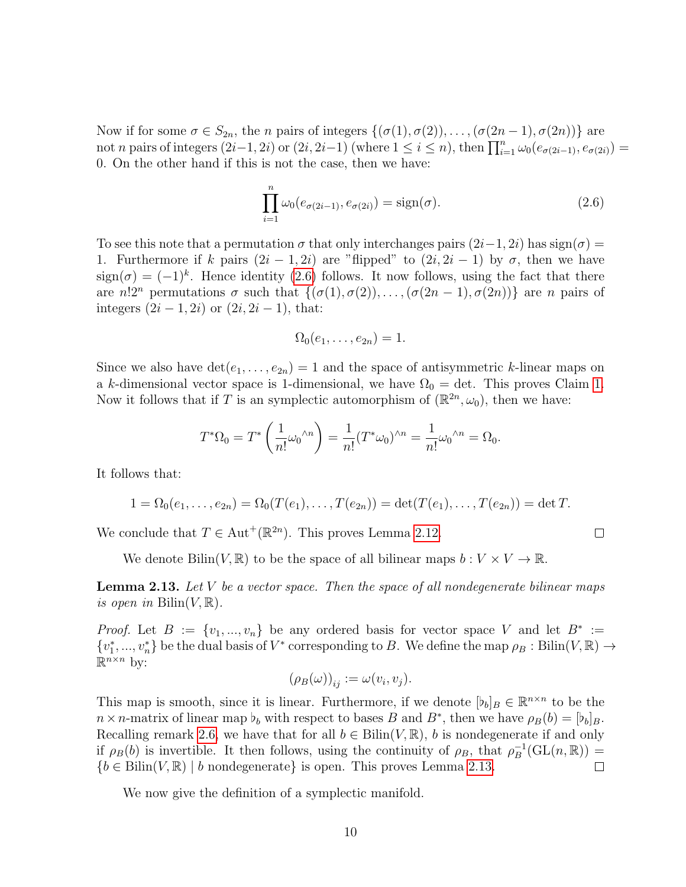Now if for some $\sigma \in S_{2n}$, the $n$ pairs of integers $\{(\sigma(1), \sigma(2)), \ldots, (\sigma(2n-1), \sigma(2n))\}$ are not $n$ pairs of integers $(2i-1, 2i)$ or $(2i, 2i-1)$ (where $1 \leq i \leq n$), then $\prod_{i=1}^{n} \omega_0(e_{\sigma(2i-1)}, e_{\sigma(2i)}) = 0$. On the other hand if this is not the case, then we have:

$$\prod_{i=1}^{n} \omega_0(e_{\sigma(2i-1)}, e_{\sigma(2i)}) = \operatorname{sign}(\sigma). \tag{2.6}$$

To see this note that a permutation $\sigma$ that only interchanges pairs $(2i-1, 2i)$ has $\operatorname{sign}(\sigma) = 1$. Furthermore if $k$ pairs $(2i-1, 2i)$ are "flipped" to $(2i, 2i-1)$ by $\sigma$, then we have $\operatorname{sign}(\sigma) = (-1)^k$. Hence identity (2.6) follows. It now follows, using the fact that there are $n!2^n$ permutations $\sigma$ such that $\{(\sigma(1), \sigma(2)), \ldots, (\sigma(2n-1), \sigma(2n))\}$ are $n$ pairs of integers $(2i-1, 2i)$ or $(2i, 2i-1)$, that:

$$\Omega_0(e_1, \ldots, e_{2n}) = 1.$$

Since we also have $\det(e_1, \ldots, e_{2n}) = 1$ and the space of antisymmetric $k$-linear maps on a $k$-dimensional vector space is 1-dimensional, we have $\Omega_0 = \det$. This proves Claim 1. Now it follows that if $T$ is an symplectic automorphism of $(\mathbb{R}^{2n}, \omega_0)$, then we have:

$$T^*\Omega_0 = T^*\left(\frac{1}{n!}{\omega_0}^{\wedge n}\right) = \frac{1}{n!}(T^*\omega_0)^{\wedge n} = \frac{1}{n!}{\omega_0}^{\wedge n} = \Omega_0.$$

It follows that:

$$1 = \Omega_0(e_1, \ldots, e_{2n}) = \Omega_0(T(e_1), \ldots, T(e_{2n})) = \det(T(e_1), \ldots, T(e_{2n})) = \det T.$$

We conclude that $T \in \operatorname{Aut}^+(\mathbb{R}^{2n})$. This proves Lemma 2.12. □

We denote $\operatorname{Bilin}(V, \mathbb{R})$ to be the space of all bilinear maps $b : V \times V \to \mathbb{R}$.

**Lemma 2.13.** *Let $V$ be a vector space. Then the space of all nondegenerate bilinear maps is open in* $\operatorname{Bilin}(V, \mathbb{R})$.

*Proof.* Let $B := \{v_1, ..., v_n\}$ be any ordered basis for vector space $V$ and let $B^* := \{v_1^*, ..., v_n^*\}$ be the dual basis of $V^*$ corresponding to $B$. We define the map $\rho_B : \operatorname{Bilin}(V, \mathbb{R}) \to \mathbb{R}^{n \times n}$ by:

$$(\rho_B(\omega))_{ij} := \omega(v_i, v_j).$$

This map is smooth, since it is linear. Furthermore, if we denote $[\flat_b]_B \in \mathbb{R}^{n \times n}$ to be the $n \times n$-matrix of linear map $\flat_b$ with respect to bases $B$ and $B^*$, then we have $\rho_B(b) = [\flat_b]_B$. Recalling remark 2.6, we have that for all $b \in \operatorname{Bilin}(V, \mathbb{R})$, $b$ is nondegenerate if and only if $\rho_B(b)$ is invertible. It then follows, using the continuity of $\rho_B$, that $\rho_B^{-1}(\operatorname{GL}(n, \mathbb{R})) = \{b \in \operatorname{Bilin}(V, \mathbb{R}) \mid b \text{ nondegenerate}\}$ is open. This proves Lemma 2.13. □

We now give the definition of a symplectic manifold.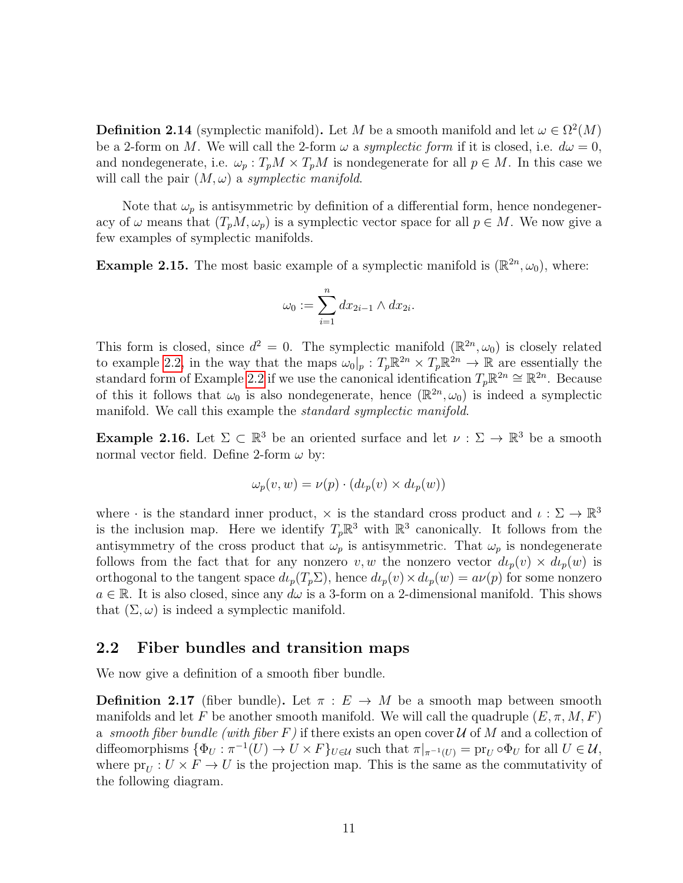**Definition 2.14** (symplectic manifold)**.** Let $M$ be a smooth manifold and let $\omega \in \Omega^2(M)$ be a 2-form on $M$. We will call the 2-form $\omega$ a *symplectic form* if it is closed, i.e. $d\omega = 0$, and nondegenerate, i.e. $\omega_p : T_pM \times T_pM$ is nondegenerate for all $p \in M$. In this case we will call the pair $(M, \omega)$ a *symplectic manifold*.

Note that $\omega_p$ is antisymmetric by definition of a differential form, hence nondegeneracy of $\omega$ means that $(T_pM, \omega_p)$ is a symplectic vector space for all $p \in M$. We now give a few examples of symplectic manifolds.

**Example 2.15.** The most basic example of a symplectic manifold is $(\mathbb{R}^{2n}, \omega_0)$, where:

$$\omega_0 := \sum_{i=1}^{n} dx_{2i-1} \wedge dx_{2i}.$$

This form is closed, since $d^2 = 0$. The symplectic manifold $(\mathbb{R}^{2n}, \omega_0)$ is closely related to example 2.2, in the way that the maps $\omega_0|_p : T_p\mathbb{R}^{2n} \times T_p\mathbb{R}^{2n} \to \mathbb{R}$ are essentially the standard form of Example 2.2 if we use the canonical identification $T_p\mathbb{R}^{2n} \cong \mathbb{R}^{2n}$. Because of this it follows that $\omega_0$ is also nondegenerate, hence $(\mathbb{R}^{2n}, \omega_0)$ is indeed a symplectic manifold. We call this example the *standard symplectic manifold*.

**Example 2.16.** Let $\Sigma \subset \mathbb{R}^3$ be an oriented surface and let $\nu : \Sigma \to \mathbb{R}^3$ be a smooth normal vector field. Define 2-form $\omega$ by:

$$\omega_p(v, w) = \nu(p) \cdot (d\iota_p(v) \times d\iota_p(w))$$

where $\cdot$ is the standard inner product, $\times$ is the standard cross product and $\iota : \Sigma \to \mathbb{R}^3$ is the inclusion map. Here we identify $T_p\mathbb{R}^3$ with $\mathbb{R}^3$ canonically. It follows from the antisymmetry of the cross product that $\omega_p$ is antisymmetric. That $\omega_p$ is nondegenerate follows from the fact that for any nonzero $v, w$ the nonzero vector $d\iota_p(v) \times d\iota_p(w)$ is orthogonal to the tangent space $d\iota_p(T_p\Sigma)$, hence $d\iota_p(v) \times d\iota_p(w) = a\nu(p)$ for some nonzero $a \in \mathbb{R}$. It is also closed, since any $d\omega$ is a 3-form on a 2-dimensional manifold. This shows that $(\Sigma, \omega)$ is indeed a symplectic manifold.

## 2.2 Fiber bundles and transition maps

We now give a definition of a smooth fiber bundle.

**Definition 2.17** (fiber bundle)**.** Let $\pi : E \to M$ be a smooth map between smooth manifolds and let $F$ be another smooth manifold. We will call the quadruple $(E, \pi, M, F)$ a *smooth fiber bundle (with fiber $F$)* if there exists an open cover $\mathcal{U}$ of $M$ and a collection of diffeomorphisms $\{\Phi_U : \pi^{-1}(U) \to U \times F\}_{U \in \mathcal{U}}$ such that $\pi|_{\pi^{-1}(U)} = \mathrm{pr}_U \circ \Phi_U$ for all $U \in \mathcal{U}$, where $\mathrm{pr}_U : U \times F \to U$ is the projection map. This is the same as the commutativity of the following diagram.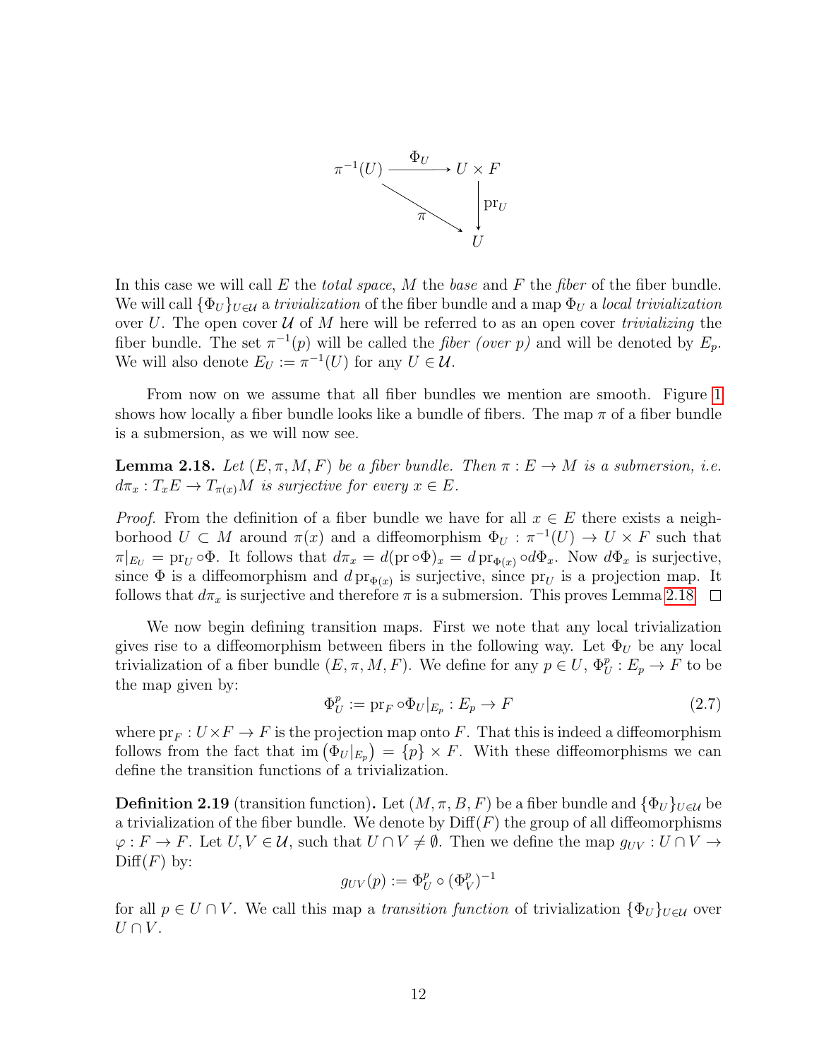$$
\begin{array}{ccc}
\pi^{-1}(U) & \xrightarrow{\Phi_U} & U \times F \\
& \searrow^{\pi} & \downarrow \mathrm{pr}_U \\
& & U
\end{array}
$$

In this case we will call $E$ the *total space*, $M$ the *base* and $F$ the *fiber* of the fiber bundle. We will call $\{\Phi_U\}_{U\in\mathcal{U}}$ a *trivialization* of the fiber bundle and a map $\Phi_U$ a *local trivialization* over $U$. The open cover $\mathcal{U}$ of $M$ here will be referred to as an open cover *trivializing* the fiber bundle. The set $\pi^{-1}(p)$ will be called the *fiber (over p)* and will be denoted by $E_p$. We will also denote $E_U := \pi^{-1}(U)$ for any $U \in \mathcal{U}$.

From now on we assume that all fiber bundles we mention are smooth. Figure 1 shows how locally a fiber bundle looks like a bundle of fibers. The map $\pi$ of a fiber bundle is a submersion, as we will now see.

**Lemma 2.18.** *Let $(E, \pi, M, F)$ be a fiber bundle. Then $\pi : E \to M$ is a submersion, i.e. $d\pi_x : T_xE \to T_{\pi(x)}M$ is surjective for every $x \in E$.*

*Proof.* From the definition of a fiber bundle we have for all $x \in E$ there exists a neighborhood $U \subset M$ around $\pi(x)$ and a diffeomorphism $\Phi_U : \pi^{-1}(U) \to U \times F$ such that $\pi|_{E_U} = \mathrm{pr}_U \circ \Phi$. It follows that $d\pi_x = d(\mathrm{pr} \circ \Phi)_x = d\,\mathrm{pr}_{\Phi(x)} \circ d\Phi_x$. Now $d\Phi_x$ is surjective, since $\Phi$ is a diffeomorphism and $d\,\mathrm{pr}_{\Phi(x)}$ is surjective, since $\mathrm{pr}_U$ is a projection map. It follows that $d\pi_x$ is surjective and therefore $\pi$ is a submersion. This proves Lemma 2.18. $\square$

We now begin defining transition maps. First we note that any local trivialization gives rise to a diffeomorphism between fibers in the following way. Let $\Phi_U$ be any local trivialization of a fiber bundle $(E, \pi, M, F)$. We define for any $p \in U$, $\Phi_U^p : E_p \to F$ to be the map given by:

$$
\Phi_U^p := \mathrm{pr}_F \circ \Phi_U|_{E_p} : E_p \to F \tag{2.7}
$$

where $\mathrm{pr}_F : U \times F \to F$ is the projection map onto $F$. That this is indeed a diffeomorphism follows from the fact that $\mathrm{im}\left(\Phi_U|_{E_p}\right) = \{p\} \times F$. With these diffeomorphisms we can define the transition functions of a trivialization.

**Definition 2.19** (transition function)**.** Let $(M, \pi, B, F)$ be a fiber bundle and $\{\Phi_U\}_{U\in\mathcal{U}}$ be a trivialization of the fiber bundle. We denote by $\mathrm{Diff}(F)$ the group of all diffeomorphisms $\varphi : F \to F$. Let $U, V \in \mathcal{U}$, such that $U \cap V \neq \emptyset$. Then we define the map $g_{UV} : U \cap V \to \mathrm{Diff}(F)$ by:

$$
g_{UV}(p) := \Phi_U^p \circ (\Phi_V^p)^{-1}
$$

for all $p \in U \cap V$. We call this map a *transition function* of trivialization $\{\Phi_U\}_{U\in\mathcal{U}}$ over $U \cap V$.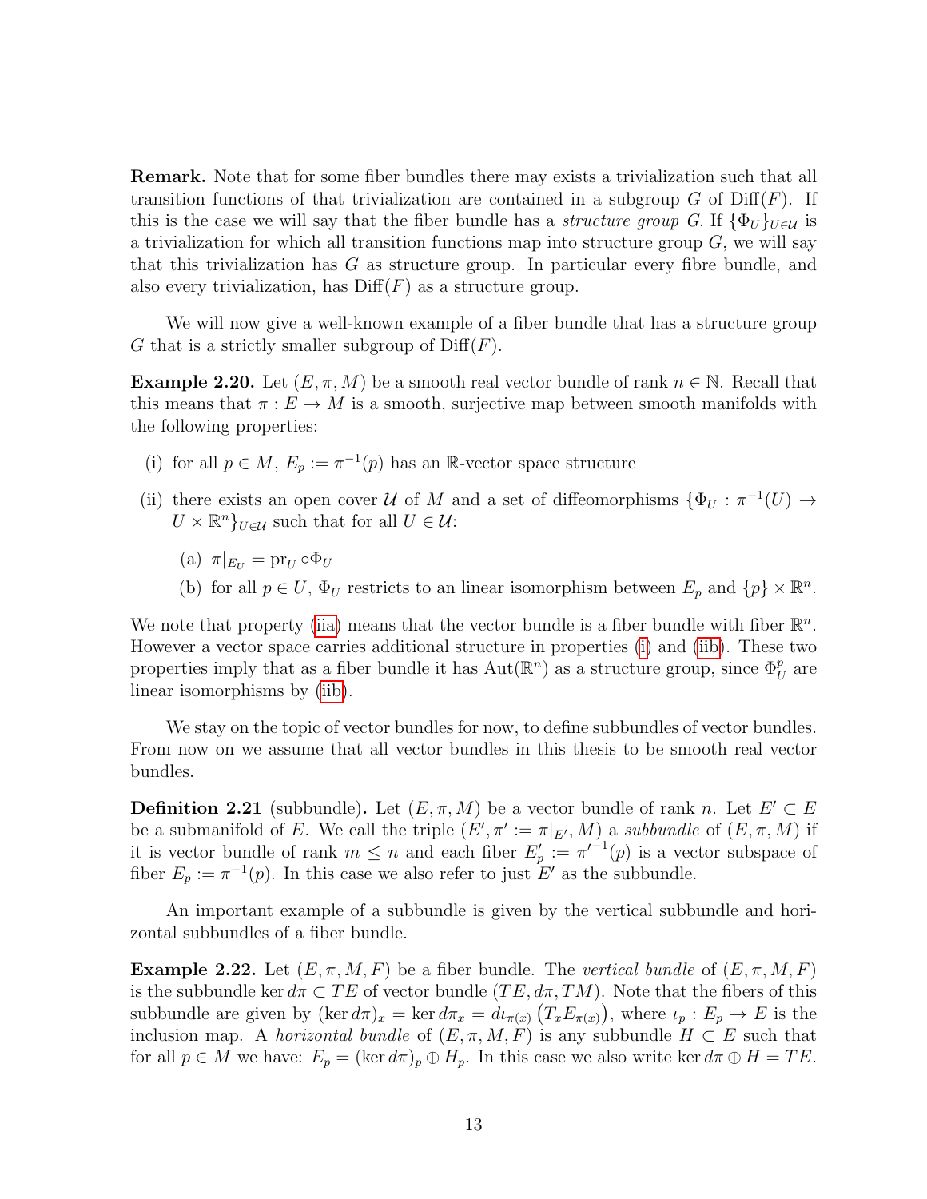**Remark.** Note that for some fiber bundles there may exists a trivialization such that all transition functions of that trivialization are contained in a subgroup $G$ of $\mathrm{Diff}(F)$. If this is the case we will say that the fiber bundle has a *structure group* $G$. If $\{\Phi_U\}_{U\in\mathcal{U}}$ is a trivialization for which all transition functions map into structure group $G$, we will say that this trivialization has $G$ as structure group. In particular every fibre bundle, and also every trivialization, has $\mathrm{Diff}(F)$ as a structure group.

We will now give a well-known example of a fiber bundle that has a structure group $G$ that is a strictly smaller subgroup of $\mathrm{Diff}(F)$.

**Example 2.20.** Let $(E, \pi, M)$ be a smooth real vector bundle of rank $n \in \mathbb{N}$. Recall that this means that $\pi : E \to M$ is a smooth, surjective map between smooth manifolds with the following properties:

(i) for all $p \in M$, $E_p := \pi^{-1}(p)$ has an $\mathbb{R}$-vector space structure

(ii) there exists an open cover $\mathcal{U}$ of $M$ and a set of diffeomorphisms $\{\Phi_U : \pi^{-1}(U) \to U \times \mathbb{R}^n\}_{U\in\mathcal{U}}$ such that for all $U \in \mathcal{U}$:

   (a) $\pi|_{E_U} = \mathrm{pr}_U \circ \Phi_U$

   (b) for all $p \in U$, $\Phi_U$ restricts to an linear isomorphism between $E_p$ and $\{p\} \times \mathbb{R}^n$.

We note that property (iia) means that the vector bundle is a fiber bundle with fiber $\mathbb{R}^n$. However a vector space carries additional structure in properties (i) and (iib). These two properties imply that as a fiber bundle it has $\mathrm{Aut}(\mathbb{R}^n)$ as a structure group, since $\Phi_U^p$ are linear isomorphisms by (iib).

We stay on the topic of vector bundles for now, to define subbundles of vector bundles. From now on we assume that all vector bundles in this thesis to be smooth real vector bundles.

**Definition 2.21** (subbundle)**.** Let $(E, \pi, M)$ be a vector bundle of rank $n$. Let $E' \subset E$ be a submanifold of $E$. We call the triple $(E', \pi' := \pi|_{E'}, M)$ a *subbundle* of $(E, \pi, M)$ if it is vector bundle of rank $m \leq n$ and each fiber $E'_p := {\pi'}^{-1}(p)$ is a vector subspace of fiber $E_p := \pi^{-1}(p)$. In this case we also refer to just $E'$ as the subbundle.

An important example of a subbundle is given by the vertical subbundle and horizontal subbundles of a fiber bundle.

**Example 2.22.** Let $(E, \pi, M, F)$ be a fiber bundle. The *vertical bundle* of $(E, \pi, M, F)$ is the subbundle $\ker d\pi \subset TE$ of vector bundle $(TE, d\pi, TM)$. Note that the fibers of this subbundle are given by $(\ker d\pi)_x = \ker d\pi_x = d\iota_{\pi(x)}\left(T_x E_{\pi(x)}\right)$, where $\iota_p : E_p \to E$ is the inclusion map. A *horizontal bundle* of $(E, \pi, M, F)$ is any subbundle $H \subset E$ such that for all $p \in M$ we have: $E_p = (\ker d\pi)_p \oplus H_p$. In this case we also write $\ker d\pi \oplus H = TE$.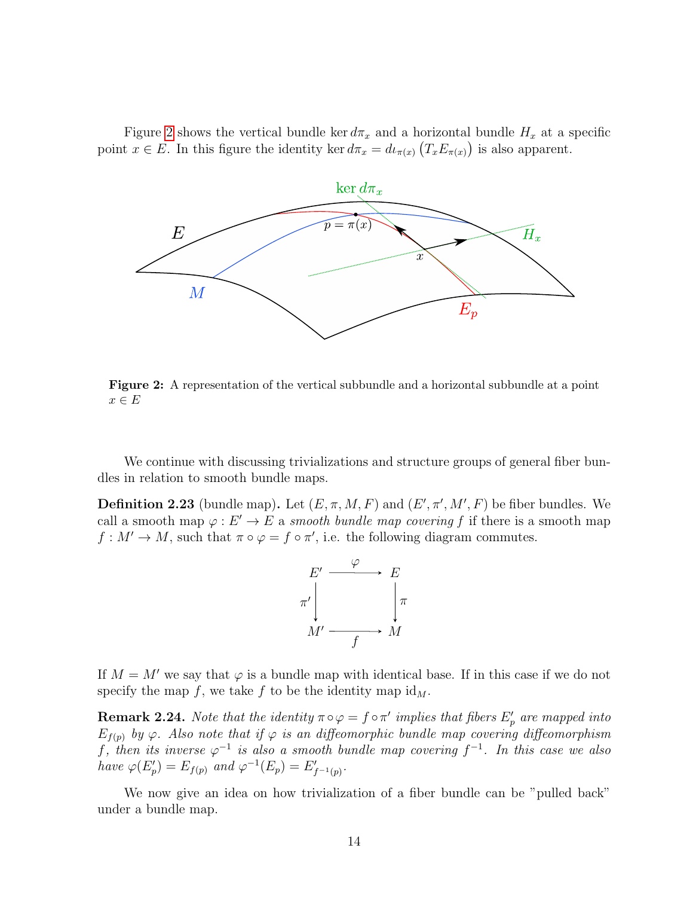Figure 2 shows the vertical bundle $\ker d\pi_x$ and a horizontal bundle $H_x$ at a specific point $x \in E$. In this figure the identity $\ker d\pi_x = d\iota_{\pi(x)}\left(T_x E_{\pi(x)}\right)$ is also apparent.

**Figure 2:** A representation of the vertical subbundle and a horizontal subbundle at a point $x \in E$

We continue with discussing trivializations and structure groups of general fiber bundles in relation to smooth bundle maps.

**Definition 2.23** (bundle map)**.** Let $(E, \pi, M, F)$ and $(E', \pi', M', F)$ be fiber bundles. We call a smooth map $\varphi : E' \to E$ a *smooth bundle map covering* $f$ if there is a smooth map $f : M' \to M$, such that $\pi \circ \varphi = f \circ \pi'$, i.e. the following diagram commutes.

$$\begin{array}{ccc} E' & \xrightarrow{\varphi} & E \\ \downarrow{\pi'} & & \downarrow{\pi} \\ M' & \xrightarrow[f]{} & M \end{array}$$

If $M = M'$ we say that $\varphi$ is a bundle map with identical base. If in this case if we do not specify the map $f$, we take $f$ to be the identity map $\mathrm{id}_M$.

**Remark 2.24.** *Note that the identity $\pi \circ \varphi = f \circ \pi'$ implies that fibers $E'_p$ are mapped into $E_{f(p)}$ by $\varphi$. Also note that if $\varphi$ is an diffeomorphic bundle map covering diffeomorphism $f$, then its inverse $\varphi^{-1}$ is also a smooth bundle map covering $f^{-1}$. In this case we also have $\varphi(E'_p) = E_{f(p)}$ and $\varphi^{-1}(E_p) = E'_{f^{-1}(p)}$.*

We now give an idea on how trivialization of a fiber bundle can be "pulled back" under a bundle map.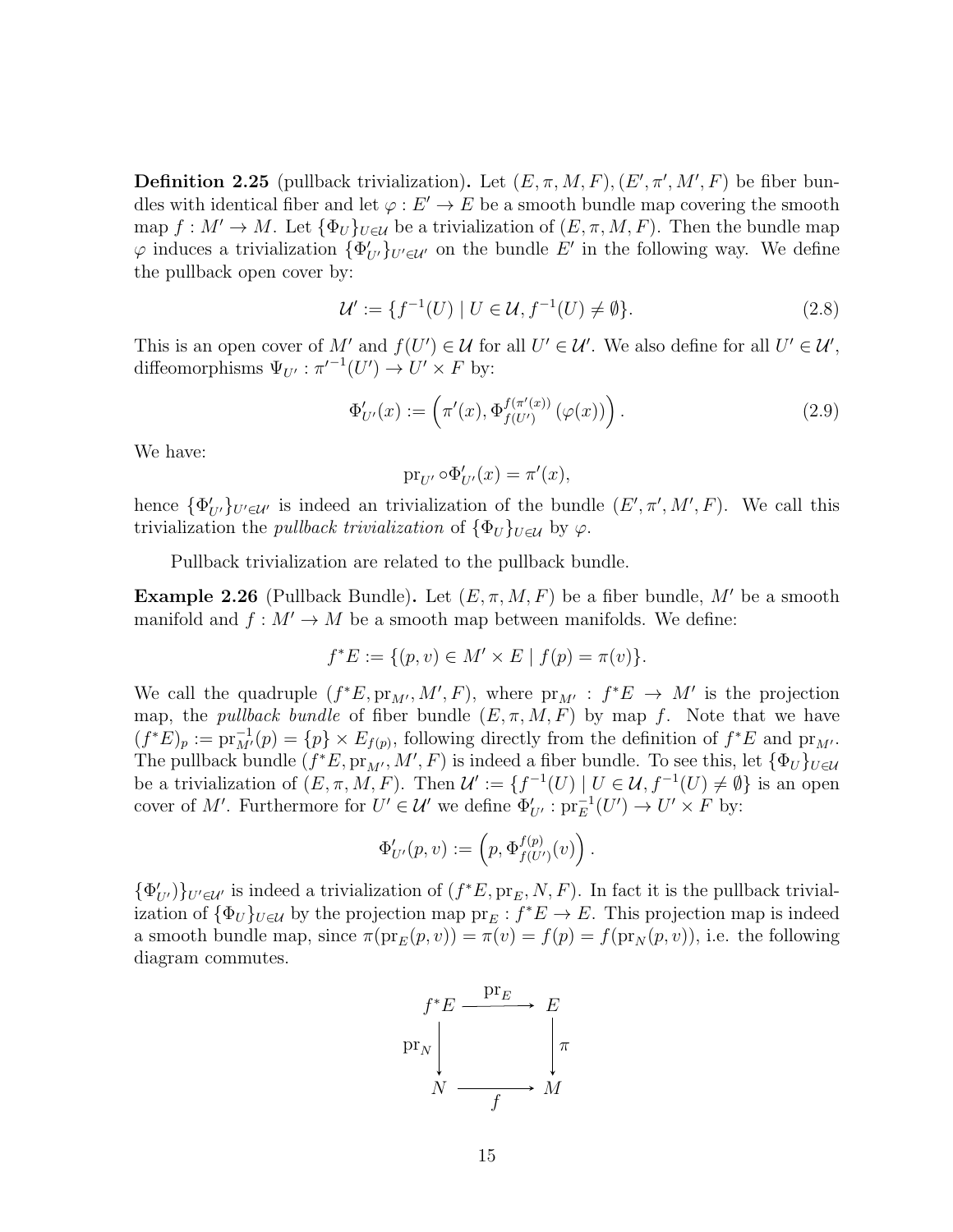**Definition 2.25** (pullback trivialization)**.** Let $(E, \pi, M, F), (E', \pi', M', F)$ be fiber bundles with identical fiber and let $\varphi : E' \to E$ be a smooth bundle map covering the smooth map $f : M' \to M$. Let $\{\Phi_U\}_{U \in \mathcal{U}}$ be a trivialization of $(E, \pi, M, F)$. Then the bundle map $\varphi$ induces a trivialization $\{\Phi'_{U'}\}_{U' \in \mathcal{U}'}$ on the bundle $E'$ in the following way. We define the pullback open cover by:

$$\mathcal{U}' := \{f^{-1}(U) \mid U \in \mathcal{U}, f^{-1}(U) \neq \emptyset\}. \tag{2.8}$$

This is an open cover of $M'$ and $f(U') \in \mathcal{U}$ for all $U' \in \mathcal{U}'$. We also define for all $U' \in \mathcal{U}'$, diffeomorphisms $\Psi_{U'} : \pi'^{-1}(U') \to U' \times F$ by:

$$\Phi'_{U'}(x) := \left(\pi'(x), \Phi_{f(U')}^{f(\pi'(x))}\left(\varphi(x)\right)\right). \tag{2.9}$$

We have:

$$\mathrm{pr}_{U'} \circ \Phi'_{U'}(x) = \pi'(x),$$

hence $\{\Phi'_{U'}\}_{U' \in \mathcal{U}'}$ is indeed an trivialization of the bundle $(E', \pi', M', F)$. We call this trivialization the *pullback trivialization* of $\{\Phi_U\}_{U \in \mathcal{U}}$ by $\varphi$.

Pullback trivialization are related to the pullback bundle.

**Example 2.26** (Pullback Bundle)**.** Let $(E, \pi, M, F)$ be a fiber bundle, $M'$ be a smooth manifold and $f : M' \to M$ be a smooth map between manifolds. We define:

$$f^*E := \{(p, v) \in M' \times E \mid f(p) = \pi(v)\}.$$

We call the quadruple $(f^*E, \mathrm{pr}_{M'}, M', F)$, where $\mathrm{pr}_{M'} : f^*E \to M'$ is the projection map, the *pullback bundle* of fiber bundle $(E, \pi, M, F)$ by map $f$. Note that we have $(f^*E)_p := \mathrm{pr}_{M'}^{-1}(p) = \{p\} \times E_{f(p)}$, following directly from the definition of $f^*E$ and $\mathrm{pr}_{M'}$. The pullback bundle $(f^*E, \mathrm{pr}_{M'}, M', F)$ is indeed a fiber bundle. To see this, let $\{\Phi_U\}_{U \in \mathcal{U}}$ be a trivialization of $(E, \pi, M, F)$. Then $\mathcal{U}' := \{f^{-1}(U) \mid U \in \mathcal{U}, f^{-1}(U) \neq \emptyset\}$ is an open cover of $M'$. Furthermore for $U' \in \mathcal{U}'$ we define $\Phi'_{U'} : \mathrm{pr}_E^{-1}(U') \to U' \times F$ by:

$$\Phi'_{U'}(p, v) := \left(p, \Phi_{f(U')}^{f(p)}(v)\right).$$

$\{\Phi'_{U'})\}_{U' \in \mathcal{U}'}$ is indeed a trivialization of $(f^*E, \mathrm{pr}_E, N, F)$. In fact it is the pullback trivialization of $\{\Phi_U\}_{U \in \mathcal{U}}$ by the projection map $\mathrm{pr}_E : f^*E \to E$. This projection map is indeed a smooth bundle map, since $\pi(\mathrm{pr}_E(p, v)) = \pi(v) = f(p) = f(\mathrm{pr}_N(p, v))$, i.e. the following diagram commutes.

$$\begin{array}{ccc} f^*E & \xrightarrow{\mathrm{pr}_E} & E \\ \downarrow{\scriptstyle \mathrm{pr}_N} & & \downarrow{\scriptstyle \pi} \\ N & \xrightarrow[f]{} & M \end{array}$$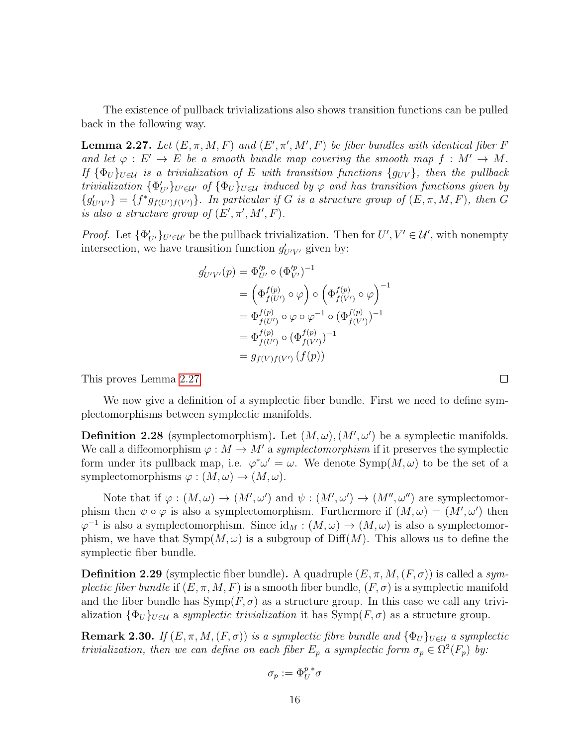The existence of pullback trivializations also shows transition functions can be pulled back in the following way.

**Lemma 2.27.** *Let $(E, \pi, M, F)$ and $(E', \pi', M', F)$ be fiber bundles with identical fiber $F$ and let $\varphi : E' \to E$ be a smooth bundle map covering the smooth map $f : M' \to M$. If $\{\Phi_U\}_{U\in\mathcal{U}}$ is a trivialization of $E$ with transition functions $\{g_{UV}\}$, then the pullback trivialization $\{\Phi'_{U'}\}_{U'\in\mathcal{U}'}$ of $\{\Phi_U\}_{U\in\mathcal{U}}$ induced by $\varphi$ and has transition functions given by $\{g'_{U'V'}\} = \{f^* g_{f(U')f(V')}\}$. In particular if $G$ is a structure group of $(E, \pi, M, F)$, then $G$ is also a structure group of $(E', \pi', M', F)$.*

*Proof.* Let $\{\Phi'_{U'}\}_{U'\in\mathcal{U}'}$ be the pullback trivialization. Then for $U', V' \in \mathcal{U}'$, with nonempty intersection, we have transition function $g'_{U'V'}$ given by:

$$
\begin{aligned}
g'_{U'V'}(p) &= \Phi'^p_{U'} \circ (\Phi'^p_{V'})^{-1} \\
&= \left(\Phi^{f(p)}_{f(U')} \circ \varphi\right) \circ \left(\Phi^{f(p)}_{f(V')} \circ \varphi\right)^{-1} \\
&= \Phi^{f(p)}_{f(U')} \circ \varphi \circ \varphi^{-1} \circ (\Phi^{f(p)}_{f(V')})^{-1} \\
&= \Phi^{f(p)}_{f(U')} \circ (\Phi^{f(p)}_{f(V')})^{-1} \\
&= g_{f(V)f(V')}(f(p))
\end{aligned}
$$

This proves Lemma 2.27 $\square$

We now give a definition of a symplectic fiber bundle. First we need to define symplectomorphisms between symplectic manifolds.

**Definition 2.28** (symplectomorphism)**.** Let $(M, \omega), (M', \omega')$ be a symplectic manifolds. We call a diffeomorphism $\varphi : M \to M'$ a *symplectomorphism* if it preserves the symplectic form under its pullback map, i.e. $\varphi^*\omega' = \omega$. We denote $\mathrm{Symp}(M, \omega)$ to be the set of a symplectomorphisms $\varphi : (M, \omega) \to (M, \omega)$.

Note that if $\varphi : (M, \omega) \to (M', \omega')$ and $\psi : (M', \omega') \to (M'', \omega'')$ are symplectomorphism then $\psi \circ \varphi$ is also a symplectomorphism. Furthermore if $(M, \omega) = (M', \omega')$ then $\varphi^{-1}$ is also a symplectomorphism. Since $\mathrm{id}_M : (M, \omega) \to (M, \omega)$ is also a symplectomorphism, we have that $\mathrm{Symp}(M, \omega)$ is a subgroup of $\mathrm{Diff}(M)$. This allows us to define the symplectic fiber bundle.

**Definition 2.29** (symplectic fiber bundle)**.** A quadruple $(E, \pi, M, (F, \sigma))$ is called a *symplectic fiber bundle* if $(E, \pi, M, F)$ is a smooth fiber bundle, $(F, \sigma)$ is a symplectic manifold and the fiber bundle has $\mathrm{Symp}(F, \sigma)$ as a structure group. In this case we call any trivialization $\{\Phi_U\}_{U\in\mathcal{U}}$ a *symplectic trivialization* it has $\mathrm{Symp}(F, \sigma)$ as a structure group.

**Remark 2.30.** *If $(E, \pi, M, (F, \sigma))$ is a symplectic fibre bundle and $\{\Phi_U\}_{U\in\mathcal{U}}$ a symplectic trivialization, then we can define on each fiber $E_p$ a symplectic form $\sigma_p \in \Omega^2(F_p)$ by:*

$$\sigma_p := {\Phi^p_U}^* \sigma$$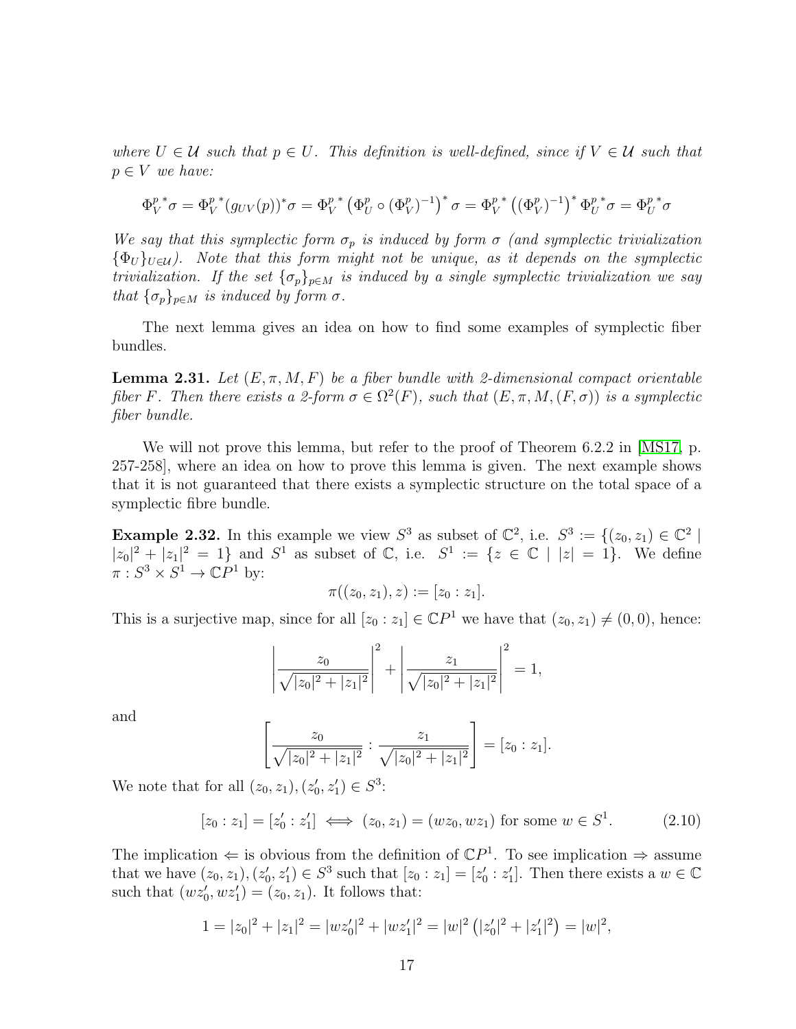*where $U \in \mathcal{U}$ such that $p \in U$. This definition is well-defined, since if $V \in \mathcal{U}$ such that $p \in V$ we have:*

$$\Phi_V^{p\,*}\sigma = \Phi_V^{p\,*}(g_{UV}(p))^*\sigma = \Phi_V^{p\,*}\left(\Phi_U^p \circ (\Phi_V^p)^{-1}\right)^*\sigma = \Phi_V^{p\,*}\left((\Phi_V^p)^{-1}\right)^*\Phi_U^{p\,*}\sigma = \Phi_U^{p\,*}\sigma$$

*We say that this symplectic form $\sigma_p$ is induced by form $\sigma$ (and symplectic trivialization $\{\Phi_U\}_{U\in\mathcal{U}}$). Note that this form might not be unique, as it depends on the symplectic trivialization. If the set $\{\sigma_p\}_{p\in M}$ is induced by a single symplectic trivialization we say that $\{\sigma_p\}_{p\in M}$ is induced by form $\sigma$.*

The next lemma gives an idea on how to find some examples of symplectic fiber bundles.

**Lemma 2.31.** *Let $(E, \pi, M, F)$ be a fiber bundle with 2-dimensional compact orientable fiber $F$. Then there exists a 2-form $\sigma \in \Omega^2(F)$, such that $(E, \pi, M, (F, \sigma))$ is a symplectic fiber bundle.*

We will not prove this lemma, but refer to the proof of Theorem 6.2.2 in [MS17, p. 257-258], where an idea on how to prove this lemma is given. The next example shows that it is not guaranteed that there exists a symplectic structure on the total space of a symplectic fibre bundle.

**Example 2.32.** In this example we view $S^3$ as subset of $\mathbb{C}^2$, i.e. $S^3 := \{(z_0, z_1) \in \mathbb{C}^2 \mid |z_0|^2 + |z_1|^2 = 1\}$ and $S^1$ as subset of $\mathbb{C}$, i.e. $S^1 := \{z \in \mathbb{C} \mid |z| = 1\}$. We define $\pi : S^3 \times S^1 \to \mathbb{C}P^1$ by:

$$\pi((z_0, z_1), z) := [z_0 : z_1].$$

This is a surjective map, since for all $[z_0 : z_1] \in \mathbb{C}P^1$ we have that $(z_0, z_1) \neq (0, 0)$, hence:

$$\left|\frac{z_0}{\sqrt{|z_0|^2 + |z_1|^2}}\right|^2 + \left|\frac{z_1}{\sqrt{|z_0|^2 + |z_1|^2}}\right|^2 = 1,$$

and

$$\left[\frac{z_0}{\sqrt{|z_0|^2 + |z_1|^2}} : \frac{z_1}{\sqrt{|z_0|^2 + |z_1|^2}}\right] = [z_0 : z_1].$$

We note that for all $(z_0, z_1), (z_0', z_1') \in S^3$:

$$[z_0 : z_1] = [z_0' : z_1'] \iff (z_0, z_1) = (wz_0, wz_1) \text{ for some } w \in S^1. \tag{2.10}$$

The implication $\Leftarrow$ is obvious from the definition of $\mathbb{C}P^1$. To see implication $\Rightarrow$ assume that we have $(z_0, z_1), (z_0', z_1') \in S^3$ such that $[z_0 : z_1] = [z_0' : z_1']$. Then there exists a $w \in \mathbb{C}$ such that $(wz_0', wz_1') = (z_0, z_1)$. It follows that:

$$1 = |z_0|^2 + |z_1|^2 = |wz_0'|^2 + |wz_1'|^2 = |w|^2\left(|z_0'|^2 + |z_1'|^2\right) = |w|^2,$$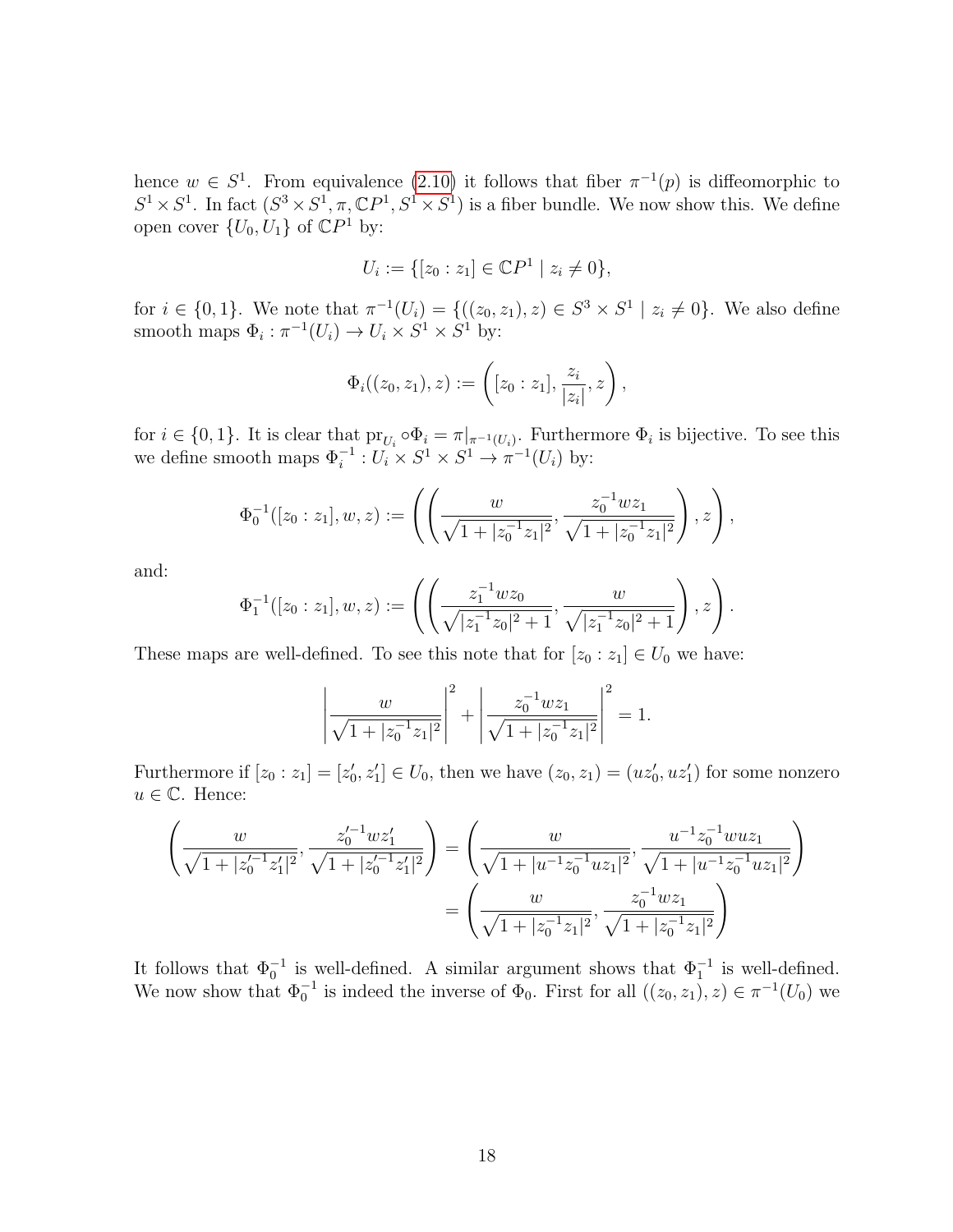hence $w \in S^1$. From equivalence (2.10) it follows that fiber $\pi^{-1}(p)$ is diffeomorphic to $S^1 \times S^1$. In fact $(S^3 \times S^1, \pi, \mathbb{C}P^1, S^1 \times S^1)$ is a fiber bundle. We now show this. We define open cover $\{U_0, U_1\}$ of $\mathbb{C}P^1$ by:

$$U_i := \{[z_0 : z_1] \in \mathbb{C}P^1 \mid z_i \neq 0\},$$

for $i \in \{0, 1\}$. We note that $\pi^{-1}(U_i) = \{((z_0, z_1), z) \in S^3 \times S^1 \mid z_i \neq 0\}$. We also define smooth maps $\Phi_i : \pi^{-1}(U_i) \to U_i \times S^1 \times S^1$ by:

$$\Phi_i((z_0, z_1), z) := \left([z_0 : z_1], \frac{z_i}{|z_i|}, z\right),$$

for $i \in \{0, 1\}$. It is clear that $\mathrm{pr}_{U_i} \circ \Phi_i = \pi|_{\pi^{-1}(U_i)}$. Furthermore $\Phi_i$ is bijective. To see this we define smooth maps $\Phi_i^{-1} : U_i \times S^1 \times S^1 \to \pi^{-1}(U_i)$ by:

$$\Phi_0^{-1}([z_0 : z_1], w, z) := \left(\left(\frac{w}{\sqrt{1 + |z_0^{-1} z_1|^2}}, \frac{z_0^{-1} w z_1}{\sqrt{1 + |z_0^{-1} z_1|^2}}\right), z\right),$$

and:

$$\Phi_1^{-1}([z_0 : z_1], w, z) := \left(\left(\frac{z_1^{-1} w z_0}{\sqrt{|z_1^{-1} z_0|^2 + 1}}, \frac{w}{\sqrt{|z_1^{-1} z_0|^2 + 1}}\right), z\right).$$

These maps are well-defined. To see this note that for $[z_0 : z_1] \in U_0$ we have:

$$\left|\frac{w}{\sqrt{1 + |z_0^{-1} z_1|^2}}\right|^2 + \left|\frac{z_0^{-1} w z_1}{\sqrt{1 + |z_0^{-1} z_1|^2}}\right|^2 = 1.$$

Furthermore if $[z_0 : z_1] = [z_0', z_1'] \in U_0$, then we have $(z_0, z_1) = (u z_0', u z_1')$ for some nonzero $u \in \mathbb{C}$. Hence:

$$\begin{aligned}
\left(\frac{w}{\sqrt{1 + |z_0'^{-1} z_1'|^2}}, \frac{z_0'^{-1} w z_1'}{\sqrt{1 + |z_0'^{-1} z_1'|^2}}\right) &= \left(\frac{w}{\sqrt{1 + |u^{-1} z_0^{-1} u z_1|^2}}, \frac{u^{-1} z_0^{-1} w u z_1}{\sqrt{1 + |u^{-1} z_0^{-1} u z_1|^2}}\right) \\
&= \left(\frac{w}{\sqrt{1 + |z_0^{-1} z_1|^2}}, \frac{z_0^{-1} w z_1}{\sqrt{1 + |z_0^{-1} z_1|^2}}\right)
\end{aligned}$$

It follows that $\Phi_0^{-1}$ is well-defined. A similar argument shows that $\Phi_1^{-1}$ is well-defined. We now show that $\Phi_0^{-1}$ is indeed the inverse of $\Phi_0$. First for all $((z_0, z_1), z) \in \pi^{-1}(U_0)$ we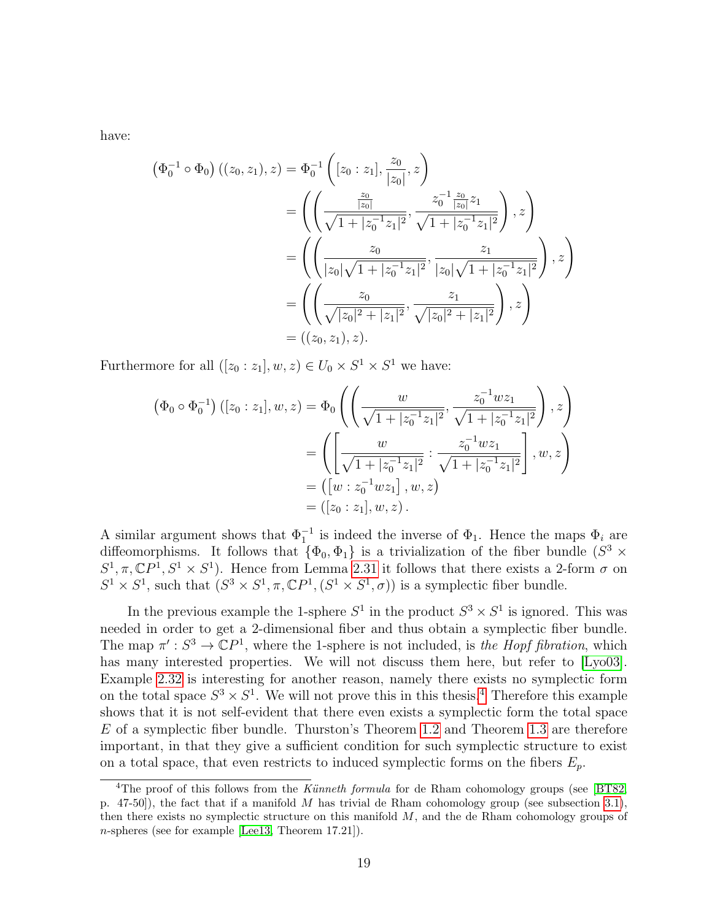have:

$$
\begin{aligned}
\left(\Phi_0^{-1} \circ \Phi_0\right)((z_0, z_1), z) &= \Phi_0^{-1}\left([z_0 : z_1], \frac{z_0}{|z_0|}, z\right) \\
&= \left(\left(\frac{\frac{z_0}{|z_0|}}{\sqrt{1 + |z_0^{-1} z_1|^2}}, \frac{z_0^{-1} \frac{z_0}{|z_0|} z_1}{\sqrt{1 + |z_0^{-1} z_1|^2}}\right), z\right) \\
&= \left(\left(\frac{z_0}{|z_0|\sqrt{1 + |z_0^{-1} z_1|^2}}, \frac{z_1}{|z_0|\sqrt{1 + |z_0^{-1} z_1|^2}}\right), z\right) \\
&= \left(\left(\frac{z_0}{\sqrt{|z_0|^2 + |z_1|^2}}, \frac{z_1}{\sqrt{|z_0|^2 + |z_1|^2}}\right), z\right) \\
&= ((z_0, z_1), z).
\end{aligned}
$$

Furthermore for all $([z_0 : z_1], w, z) \in U_0 \times S^1 \times S^1$ we have:

$$
\begin{aligned}
\left(\Phi_0 \circ \Phi_0^{-1}\right)([z_0 : z_1], w, z) &= \Phi_0\left(\left(\frac{w}{\sqrt{1 + |z_0^{-1} z_1|^2}}, \frac{z_0^{-1} w z_1}{\sqrt{1 + |z_0^{-1} z_1|^2}}\right), z\right) \\
&= \left(\left[\frac{w}{\sqrt{1 + |z_0^{-1} z_1|^2}} : \frac{z_0^{-1} w z_1}{\sqrt{1 + |z_0^{-1} z_1|^2}}\right], w, z\right) \\
&= \left(\left[w : z_0^{-1} w z_1\right], w, z\right) \\
&= ([z_0 : z_1], w, z).
\end{aligned}
$$

A similar argument shows that $\Phi_1^{-1}$ is indeed the inverse of $\Phi_1$. Hence the maps $\Phi_i$ are diffeomorphisms. It follows that $\{\Phi_0, \Phi_1\}$ is a trivialization of the fiber bundle $(S^3 \times S^1, \pi, \mathbb{C}P^1, S^1 \times S^1)$. Hence from Lemma 2.31 it follows that there exists a 2-form $\sigma$ on $S^1 \times S^1$, such that $(S^3 \times S^1, \pi, \mathbb{C}P^1, (S^1 \times S^1, \sigma))$ is a symplectic fiber bundle.

In the previous example the 1-sphere $S^1$ in the product $S^3 \times S^1$ is ignored. This was needed in order to get a 2-dimensional fiber and thus obtain a symplectic fiber bundle. The map $\pi' : S^3 \to \mathbb{C}P^1$, where the 1-sphere is not included, is *the Hopf fibration*, which has many interested properties. We will not discuss them here, but refer to [Lyo03]. Example 2.32 is interesting for another reason, namely there exists no symplectic form on the total space $S^3 \times S^1$. We will not prove this in this thesis.[4] Therefore this example shows that it is not self-evident that there even exists a symplectic form the total space $E$ of a symplectic fiber bundle. Thurston's Theorem 1.2 and Theorem 1.3 are therefore important, in that they give a sufficient condition for such symplectic structure to exist on a total space, that even restricts to induced symplectic forms on the fibers $E_p$.

[4] The proof of this follows from the *Künneth formula* for de Rham cohomology groups (see [BT82, p. 47-50]), the fact that if a manifold $M$ has trivial de Rham cohomology group (see subsection 3.1), then there exists no symplectic structure on this manifold $M$, and the de Rham cohomology groups of $n$-spheres (see for example [Lee13, Theorem 17.21]).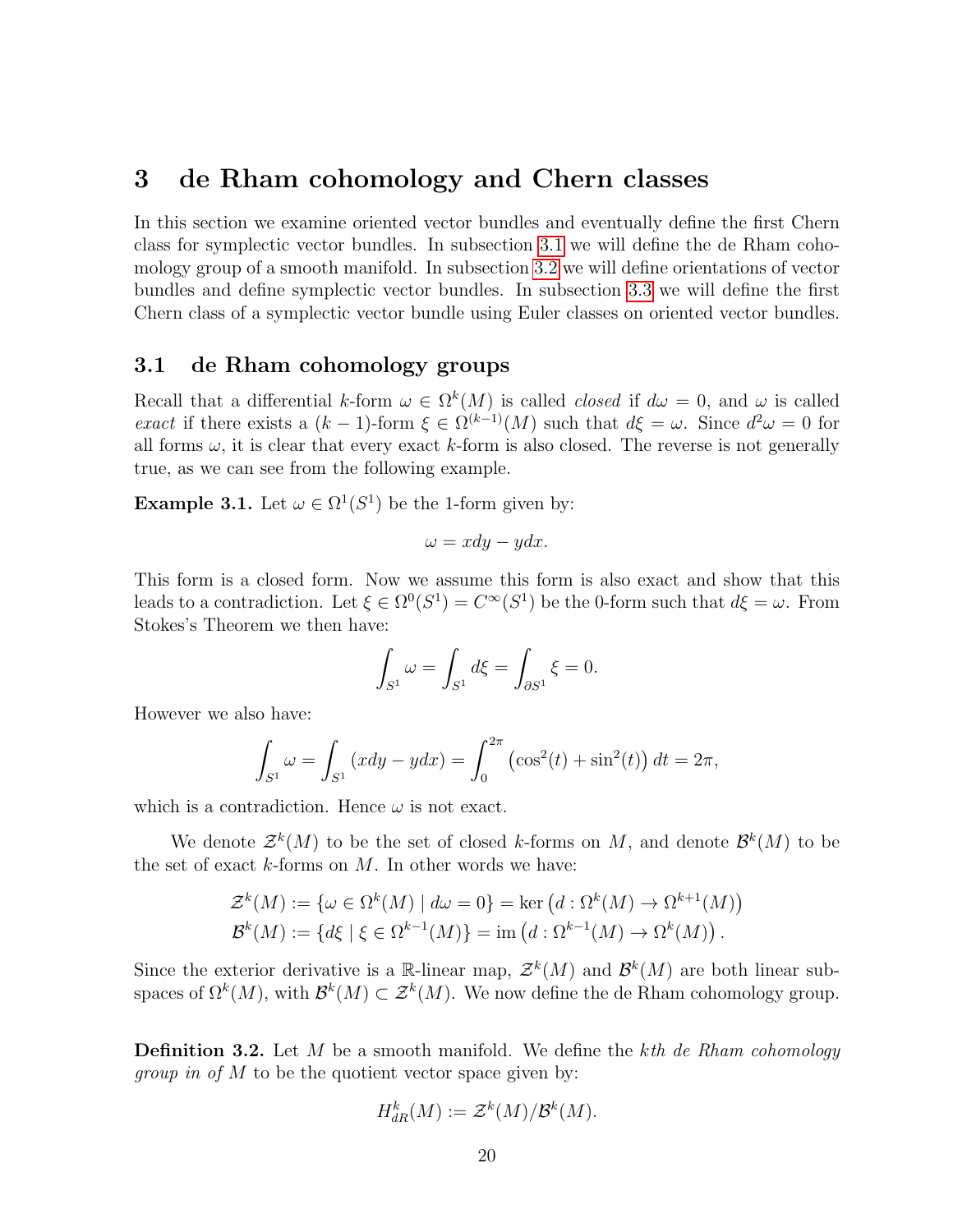# 3 de Rham cohomology and Chern classes

In this section we examine oriented vector bundles and eventually define the first Chern class for symplectic vector bundles. In subsection 3.1 we will define the de Rham cohomology group of a smooth manifold. In subsection 3.2 we will define orientations of vector bundles and define symplectic vector bundles. In subsection 3.3 we will define the first Chern class of a symplectic vector bundle using Euler classes on oriented vector bundles.

## 3.1 de Rham cohomology groups

Recall that a differential $k$-form $\omega \in \Omega^k(M)$ is called *closed* if $d\omega = 0$, and $\omega$ is called *exact* if there exists a $(k-1)$-form $\xi \in \Omega^{(k-1)}(M)$ such that $d\xi = \omega$. Since $d^2\omega = 0$ for all forms $\omega$, it is clear that every exact $k$-form is also closed. The reverse is not generally true, as we can see from the following example.

**Example 3.1.** Let $\omega \in \Omega^1(S^1)$ be the 1-form given by:

$$\omega = xdy - ydx.$$

This form is a closed form. Now we assume this form is also exact and show that this leads to a contradiction. Let $\xi \in \Omega^0(S^1) = C^\infty(S^1)$ be the 0-form such that $d\xi = \omega$. From Stokes's Theorem we then have:

$$\int_{S^1} \omega = \int_{S^1} d\xi = \int_{\partial S^1} \xi = 0.$$

However we also have:

$$\int_{S^1} \omega = \int_{S^1} (xdy - ydx) = \int_0^{2\pi} \left(\cos^2(t) + \sin^2(t)\right) dt = 2\pi,$$

which is a contradiction. Hence $\omega$ is not exact.

We denote $\mathcal{Z}^k(M)$ to be the set of closed $k$-forms on $M$, and denote $\mathcal{B}^k(M)$ to be the set of exact $k$-forms on $M$. In other words we have:

$$\begin{aligned}
\mathcal{Z}^k(M) &:= \{\omega \in \Omega^k(M) \mid d\omega = 0\} = \ker\left(d : \Omega^k(M) \to \Omega^{k+1}(M)\right) \\
\mathcal{B}^k(M) &:= \{d\xi \mid \xi \in \Omega^{k-1}(M)\} = \operatorname{im}\left(d : \Omega^{k-1}(M) \to \Omega^k(M)\right).
\end{aligned}$$

Since the exterior derivative is a $\mathbb{R}$-linear map, $\mathcal{Z}^k(M)$ and $\mathcal{B}^k(M)$ are both linear subspaces of $\Omega^k(M)$, with $\mathcal{B}^k(M) \subset \mathcal{Z}^k(M)$. We now define the de Rham cohomology group.

**Definition 3.2.** Let $M$ be a smooth manifold. We define the *kth de Rham cohomology group in of* $M$ to be the quotient vector space given by:

$$H^k_{dR}(M) := \mathcal{Z}^k(M)/\mathcal{B}^k(M).$$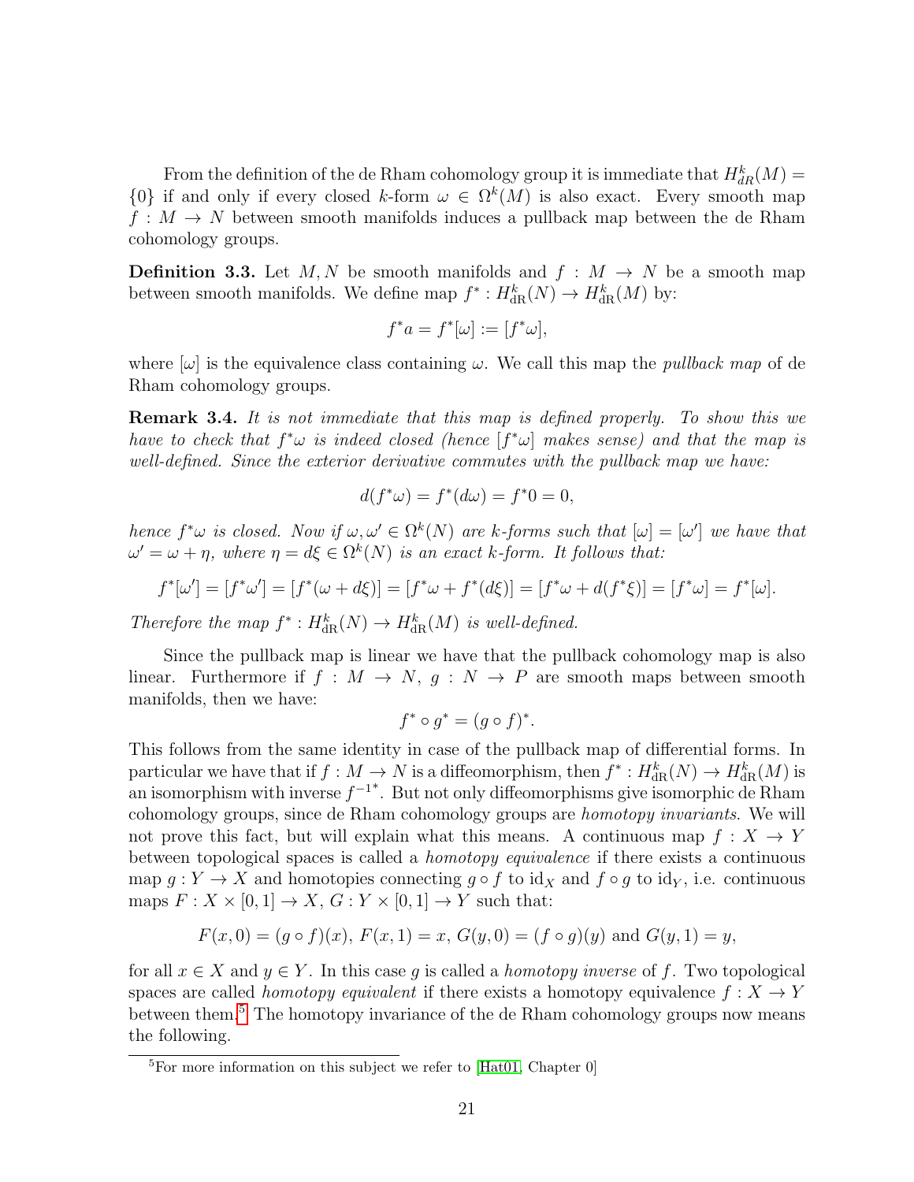From the definition of the de Rham cohomology group it is immediate that $H^k_{dR}(M) = \{0\}$ if and only if every closed $k$-form $\omega \in \Omega^k(M)$ is also exact. Every smooth map $f : M \to N$ between smooth manifolds induces a pullback map between the de Rham cohomology groups.

**Definition 3.3.** Let $M, N$ be smooth manifolds and $f : M \to N$ be a smooth map between smooth manifolds. We define map $f^* : H^k_{\mathrm{dR}}(N) \to H^k_{\mathrm{dR}}(M)$ by:

$$f^* a = f^*[\omega] := [f^*\omega],$$

where $[\omega]$ is the equivalence class containing $\omega$. We call this map the *pullback map* of de Rham cohomology groups.

**Remark 3.4.** *It is not immediate that this map is defined properly. To show this we have to check that $f^*\omega$ is indeed closed (hence $[f^*\omega]$ makes sense) and that the map is well-defined. Since the exterior derivative commutes with the pullback map we have:*

$$d(f^*\omega) = f^*(d\omega) = f^*0 = 0,$$

*hence $f^*\omega$ is closed. Now if $\omega, \omega' \in \Omega^k(N)$ are $k$-forms such that $[\omega] = [\omega']$ we have that $\omega' = \omega + \eta$, where $\eta = d\xi \in \Omega^k(N)$ is an exact $k$-form. It follows that:*

$$f^*[\omega'] = [f^*\omega'] = [f^*(\omega + d\xi)] = [f^*\omega + f^*(d\xi)] = [f^*\omega + d(f^*\xi)] = [f^*\omega] = f^*[\omega].$$

*Therefore the map $f^* : H^k_{\mathrm{dR}}(N) \to H^k_{\mathrm{dR}}(M)$ is well-defined.*

Since the pullback map is linear we have that the pullback cohomology map is also linear. Furthermore if $f : M \to N$, $g : N \to P$ are smooth maps between smooth manifolds, then we have:

$$f^* \circ g^* = (g \circ f)^*.$$

This follows from the same identity in case of the pullback map of differential forms. In particular we have that if $f : M \to N$ is a diffeomorphism, then $f^* : H^k_{\mathrm{dR}}(N) \to H^k_{\mathrm{dR}}(M)$ is an isomorphism with inverse $f^{-1*}$. But not only diffeomorphisms give isomorphic de Rham cohomology groups, since de Rham cohomology groups are *homotopy invariants*. We will not prove this fact, but will explain what this means. A continuous map $f : X \to Y$ between topological spaces is called a *homotopy equivalence* if there exists a continuous map $g : Y \to X$ and homotopies connecting $g \circ f$ to $\mathrm{id}_X$ and $f \circ g$ to $\mathrm{id}_Y$, i.e. continuous maps $F : X \times [0, 1] \to X$, $G : Y \times [0, 1] \to Y$ such that:

$$F(x, 0) = (g \circ f)(x),\ F(x, 1) = x,\ G(y, 0) = (f \circ g)(y) \text{ and } G(y, 1) = y,$$

for all $x \in X$ and $y \in Y$. In this case $g$ is called a *homotopy inverse* of $f$. Two topological spaces are called *homotopy equivalent* if there exists a homotopy equivalence $f : X \to Y$ between them.[5] The homotopy invariance of the de Rham cohomology groups now means the following.

[5] For more information on this subject we refer to [Hat01, Chapter 0]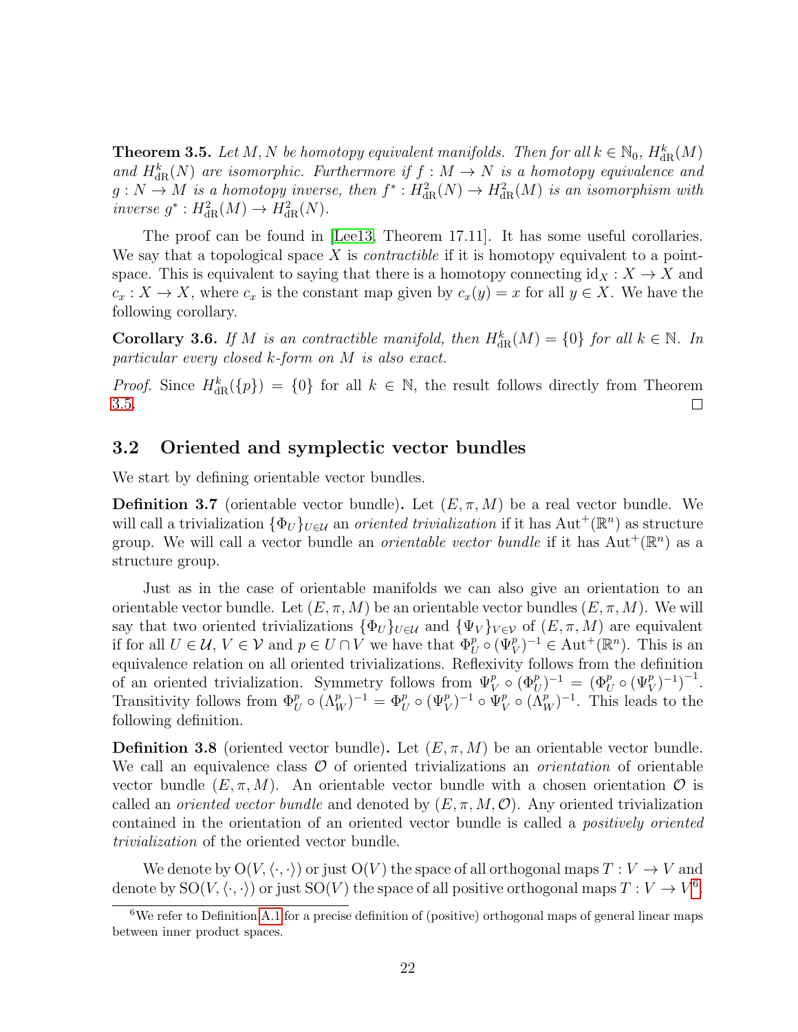**Theorem 3.5.** *Let $M, N$ be homotopy equivalent manifolds. Then for all $k \in \mathbb{N}_0$, $H^k_{\mathrm{dR}}(M)$ and $H^k_{\mathrm{dR}}(N)$ are isomorphic. Furthermore if $f : M \to N$ is a homotopy equivalence and $g : N \to M$ is a homotopy inverse, then $f^* : H^2_{\mathrm{dR}}(N) \to H^2_{\mathrm{dR}}(M)$ is an isomorphism with inverse $g^* : H^2_{\mathrm{dR}}(M) \to H^2_{\mathrm{dR}}(N)$.*

The proof can be found in [Lee13, Theorem 17.11]. It has some useful corollaries. We say that a topological space $X$ is *contractible* if it is homotopy equivalent to a point-space. This is equivalent to saying that there is a homotopy connecting $\mathrm{id}_X : X \to X$ and $c_x : X \to X$, where $c_x$ is the constant map given by $c_x(y) = x$ for all $y \in X$. We have the following corollary.

**Corollary 3.6.** *If $M$ is an contractible manifold, then $H^k_{\mathrm{dR}}(M) = \{0\}$ for all $k \in \mathbb{N}$. In particular every closed $k$-form on $M$ is also exact.*

*Proof.* Since $H^k_{\mathrm{dR}}(\{p\}) = \{0\}$ for all $k \in \mathbb{N}$, the result follows directly from Theorem 3.5. □

## 3.2 Oriented and symplectic vector bundles

We start by defining orientable vector bundles.

**Definition 3.7** (orientable vector bundle)**.** Let $(E, \pi, M)$ be a real vector bundle. We will call a trivialization $\{\Phi_U\}_{U \in \mathcal{U}}$ an *oriented trivialization* if it has $\mathrm{Aut}^+(\mathbb{R}^n)$ as structure group. We will call a vector bundle an *orientable vector bundle* if it has $\mathrm{Aut}^+(\mathbb{R}^n)$ as a structure group.

Just as in the case of orientable manifolds we can also give an orientation to an orientable vector bundle. Let $(E, \pi, M)$ be an orientable vector bundles $(E, \pi, M)$. We will say that two oriented trivializations $\{\Phi_U\}_{U \in \mathcal{U}}$ and $\{\Psi_V\}_{V \in \mathcal{V}}$ of $(E, \pi, M)$ are equivalent if for all $U \in \mathcal{U}$, $V \in \mathcal{V}$ and $p \in U \cap V$ we have that $\Phi^p_U \circ (\Psi^p_V)^{-1} \in \mathrm{Aut}^+(\mathbb{R}^n)$. This is an equivalence relation on all oriented trivializations. Reflexivity follows from the definition of an oriented trivialization. Symmetry follows from $\Psi^p_V \circ (\Phi^p_U)^{-1} = (\Phi^p_U \circ (\Psi^p_V)^{-1})^{-1}$. Transitivity follows from $\Phi^p_U \circ (\Lambda^p_W)^{-1} = \Phi^p_U \circ (\Psi^p_V)^{-1} \circ \Psi^p_V \circ (\Lambda^p_W)^{-1}$. This leads to the following definition.

**Definition 3.8** (oriented vector bundle)**.** Let $(E, \pi, M)$ be an orientable vector bundle. We call an equivalence class $\mathcal{O}$ of oriented trivializations an *orientation* of orientable vector bundle $(E, \pi, M)$. An orientable vector bundle with a chosen orientation $\mathcal{O}$ is called an *oriented vector bundle* and denoted by $(E, \pi, M, \mathcal{O})$. Any oriented trivialization contained in the orientation of an oriented vector bundle is called a *positively oriented trivialization* of the oriented vector bundle.

We denote by $\mathrm{O}(V, \langle\cdot,\cdot\rangle)$ or just $\mathrm{O}(V)$ the space of all orthogonal maps $T : V \to V$ and denote by $\mathrm{SO}(V, \langle\cdot,\cdot\rangle)$ or just $\mathrm{SO}(V)$ the space of all positive orthogonal maps $T : V \to V$[6].

[6] We refer to Definition A.1 for a precise definition of (positive) orthogonal maps of general linear maps between inner product spaces.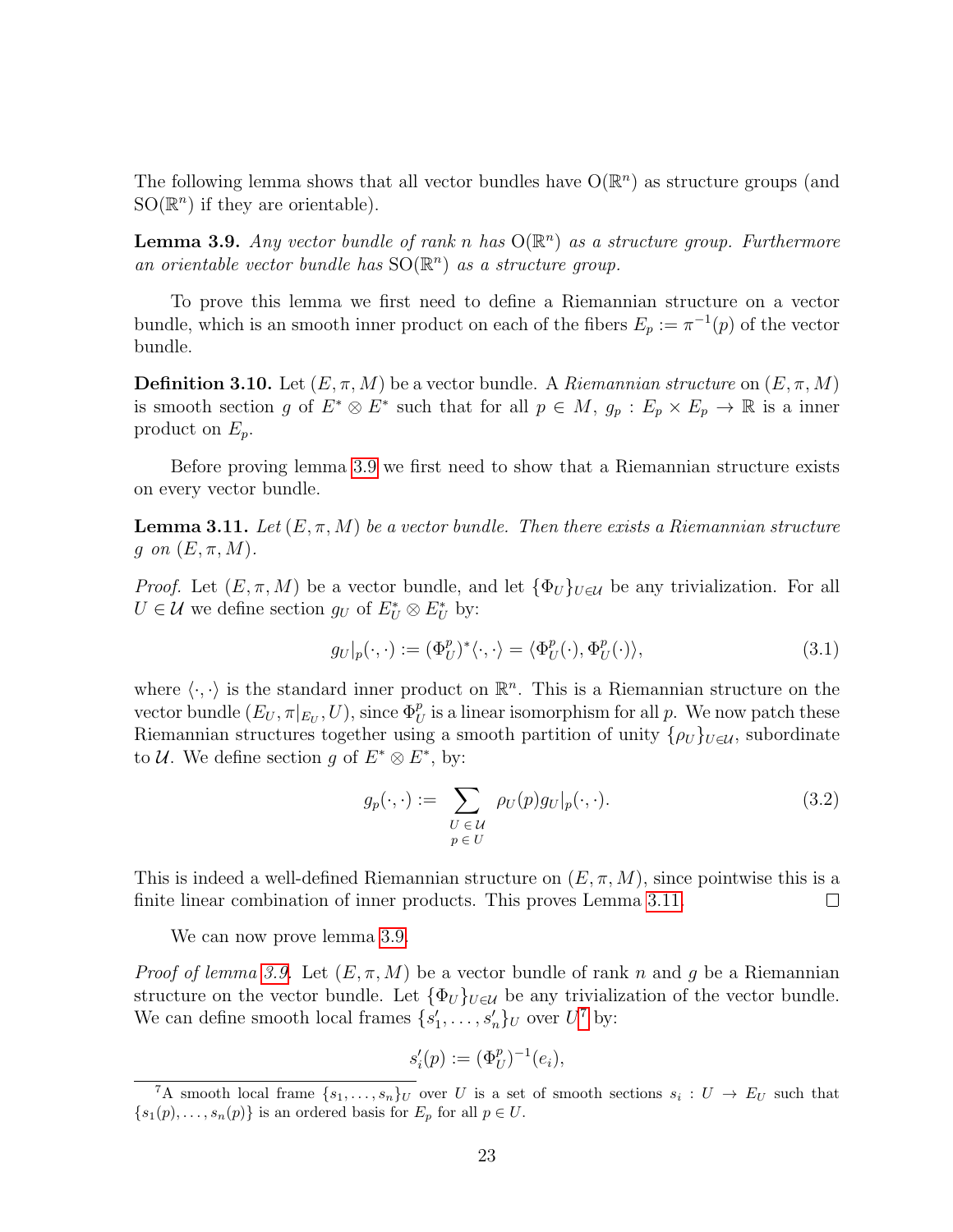The following lemma shows that all vector bundles have $\mathrm{O}(\mathbb{R}^n)$ as structure groups (and $\mathrm{SO}(\mathbb{R}^n)$ if they are orientable).

**Lemma 3.9.** *Any vector bundle of rank $n$ has $\mathrm{O}(\mathbb{R}^n)$ as a structure group. Furthermore an orientable vector bundle has $\mathrm{SO}(\mathbb{R}^n)$ as a structure group.*

To prove this lemma we first need to define a Riemannian structure on a vector bundle, which is an smooth inner product on each of the fibers $E_p := \pi^{-1}(p)$ of the vector bundle.

**Definition 3.10.** Let $(E, \pi, M)$ be a vector bundle. A *Riemannian structure* on $(E, \pi, M)$ is smooth section $g$ of $E^* \otimes E^*$ such that for all $p \in M$, $g_p : E_p \times E_p \to \mathbb{R}$ is a inner product on $E_p$.

Before proving lemma 3.9 we first need to show that a Riemannian structure exists on every vector bundle.

**Lemma 3.11.** *Let $(E, \pi, M)$ be a vector bundle. Then there exists a Riemannian structure $g$ on $(E, \pi, M)$.*

*Proof.* Let $(E, \pi, M)$ be a vector bundle, and let $\{\Phi_U\}_{U \in \mathcal{U}}$ be any trivialization. For all $U \in \mathcal{U}$ we define section $g_U$ of $E_U^* \otimes E_U^*$ by:

$$g_U|_p(\cdot, \cdot) := (\Phi_U^p)^* \langle \cdot, \cdot \rangle = \langle \Phi_U^p(\cdot), \Phi_U^p(\cdot) \rangle, \tag{3.1}$$

where $\langle \cdot, \cdot \rangle$ is the standard inner product on $\mathbb{R}^n$. This is a Riemannian structure on the vector bundle $(E_U, \pi|_{E_U}, U)$, since $\Phi_U^p$ is a linear isomorphism for all $p$. We now patch these Riemannian structures together using a smooth partition of unity $\{\rho_U\}_{U \in \mathcal{U}}$, subordinate to $\mathcal{U}$. We define section $g$ of $E^* \otimes E^*$, by:

$$g_p(\cdot, \cdot) := \sum_{\substack{U \in \mathcal{U} \\ p \in U}} \rho_U(p) g_U|_p(\cdot, \cdot). \tag{3.2}$$

This is indeed a well-defined Riemannian structure on $(E, \pi, M)$, since pointwise this is a finite linear combination of inner products. This proves Lemma 3.11. $\square$

We can now prove lemma 3.9.

*Proof of lemma 3.9.* Let $(E, \pi, M)$ be a vector bundle of rank $n$ and $g$ be a Riemannian structure on the vector bundle. Let $\{\Phi_U\}_{U \in \mathcal{U}}$ be any trivialization of the vector bundle. We can define smooth local frames $\{s'_1, \dots, s'_n\}_U$ over $U$[7] by:

$$s'_i(p) := (\Phi_U^p)^{-1}(e_i),$$

[7] A smooth local frame $\{s_1, \dots, s_n\}_U$ over $U$ is a set of smooth sections $s_i : U \to E_U$ such that $\{s_1(p), \dots, s_n(p)\}$ is an ordered basis for $E_p$ for all $p \in U$.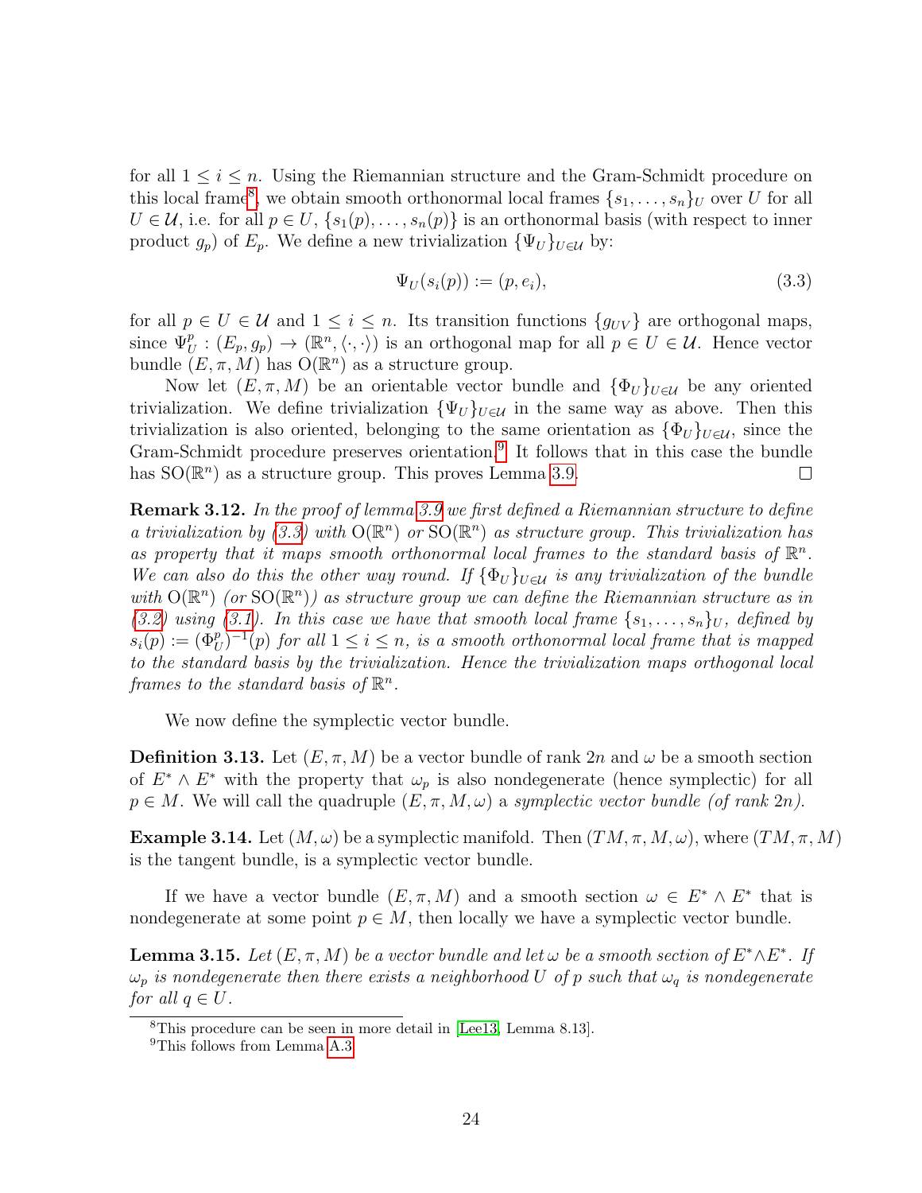for all $1 \leq i \leq n$. Using the Riemannian structure and the Gram-Schmidt procedure on this local frame[8], we obtain smooth orthonormal local frames $\{s_1, \dots, s_n\}_U$ over $U$ for all $U \in \mathcal{U}$, i.e. for all $p \in U$, $\{s_1(p), \dots, s_n(p)\}$ is an orthonormal basis (with respect to inner product $g_p$) of $E_p$. We define a new trivialization $\{\Psi_U\}_{U \in \mathcal{U}}$ by:

$$\Psi_U(s_i(p)) := (p, e_i), \tag{3.3}$$

for all $p \in U \in \mathcal{U}$ and $1 \leq i \leq n$. Its transition functions $\{g_{UV}\}$ are orthogonal maps, since $\Psi_U^p : (E_p, g_p) \to (\mathbb{R}^n, \langle \cdot, \cdot \rangle)$ is an orthogonal map for all $p \in U \in \mathcal{U}$. Hence vector bundle $(E, \pi, M)$ has $\mathrm{O}(\mathbb{R}^n)$ as a structure group.

Now let $(E, \pi, M)$ be an orientable vector bundle and $\{\Phi_U\}_{U \in \mathcal{U}}$ be any oriented trivialization. We define trivialization $\{\Psi_U\}_{U \in \mathcal{U}}$ in the same way as above. Then this trivialization is also oriented, belonging to the same orientation as $\{\Phi_U\}_{U \in \mathcal{U}}$, since the Gram-Schmidt procedure preserves orientation.[9] It follows that in this case the bundle has $\mathrm{SO}(\mathbb{R}^n)$ as a structure group. This proves Lemma 3.9. $\square$

**Remark 3.12.** *In the proof of lemma 3.9 we first defined a Riemannian structure to define a trivialization by (3.3) with $\mathrm{O}(\mathbb{R}^n)$ or $\mathrm{SO}(\mathbb{R}^n)$ as structure group. This trivialization has as property that it maps smooth orthonormal local frames to the standard basis of $\mathbb{R}^n$. We can also do this the other way round. If $\{\Phi_U\}_{U \in \mathcal{U}}$ is any trivialization of the bundle with $\mathrm{O}(\mathbb{R}^n)$ (or $\mathrm{SO}(\mathbb{R}^n)$) as structure group we can define the Riemannian structure as in (3.2) using (3.1). In this case we have that smooth local frame $\{s_1, \dots, s_n\}_U$, defined by $s_i(p) := (\Phi_U^p)^{-1}(p)$ for all $1 \leq i \leq n$, is a smooth orthonormal local frame that is mapped to the standard basis by the trivialization. Hence the trivialization maps orthogonal local frames to the standard basis of $\mathbb{R}^n$.*

We now define the symplectic vector bundle.

**Definition 3.13.** Let $(E, \pi, M)$ be a vector bundle of rank $2n$ and $\omega$ be a smooth section of $E^* \wedge E^*$ with the property that $\omega_p$ is also nondegenerate (hence symplectic) for all $p \in M$. We will call the quadruple $(E, \pi, M, \omega)$ a *symplectic vector bundle (of rank $2n$)*.

**Example 3.14.** Let $(M, \omega)$ be a symplectic manifold. Then $(TM, \pi, M, \omega)$, where $(TM, \pi, M)$ is the tangent bundle, is a symplectic vector bundle.

If we have a vector bundle $(E, \pi, M)$ and a smooth section $\omega \in E^* \wedge E^*$ that is nondegenerate at some point $p \in M$, then locally we have a symplectic vector bundle.

**Lemma 3.15.** *Let $(E, \pi, M)$ be a vector bundle and let $\omega$ be a smooth section of $E^* \wedge E^*$. If $\omega_p$ is nondegenerate then there exists a neighborhood $U$ of $p$ such that $\omega_q$ is nondegenerate for all $q \in U$.*

---

[8] This procedure can be seen in more detail in [Lee13, Lemma 8.13].

[9] This follows from Lemma A.3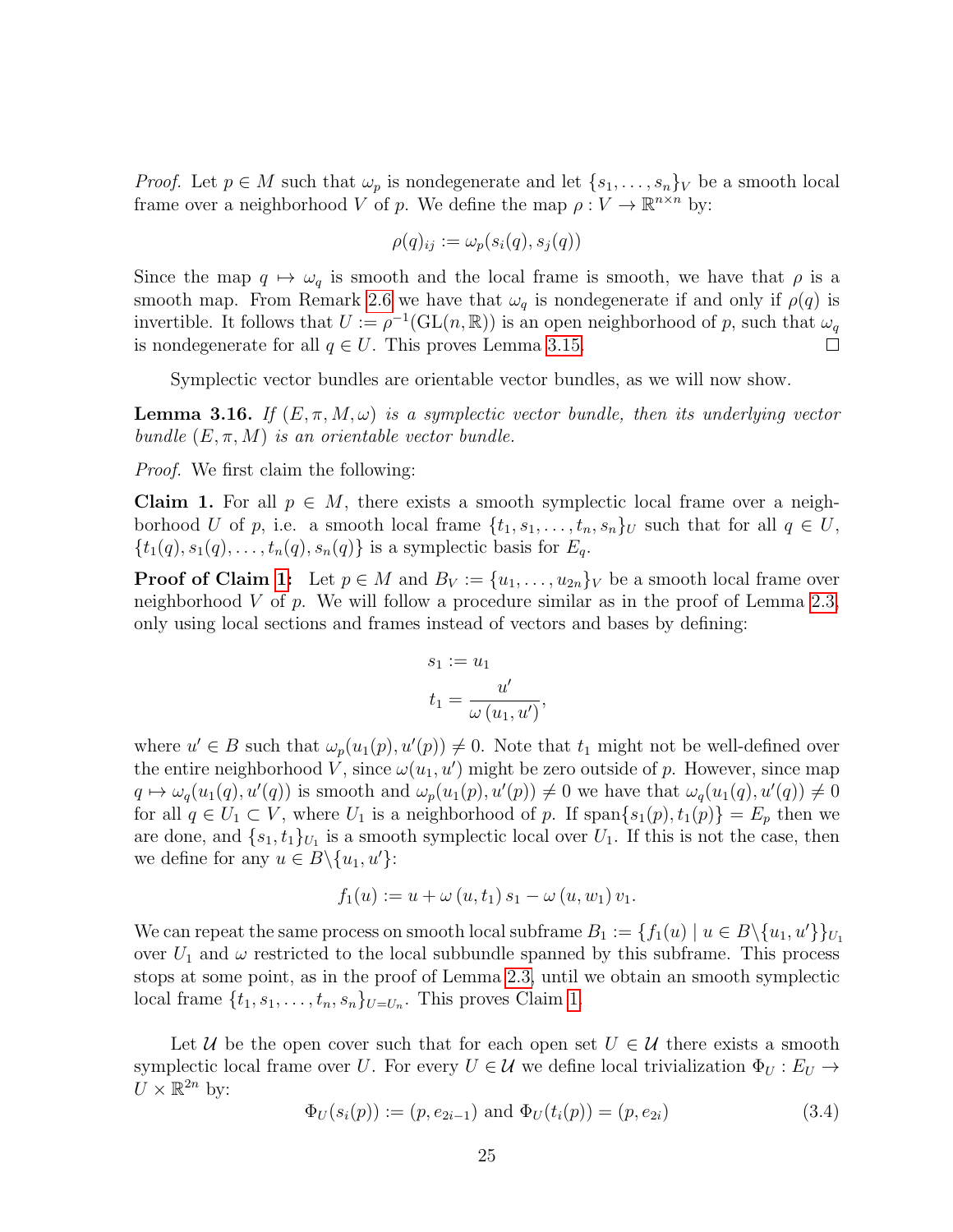*Proof.* Let $p \in M$ such that $\omega_p$ is nondegenerate and let $\{s_1, \ldots, s_n\}_V$ be a smooth local frame over a neighborhood $V$ of $p$. We define the map $\rho : V \to \mathbb{R}^{n \times n}$ by:

$$\rho(q)_{ij} := \omega_p(s_i(q), s_j(q))$$

Since the map $q \mapsto \omega_q$ is smooth and the local frame is smooth, we have that $\rho$ is a smooth map. From Remark 2.6 we have that $\omega_q$ is nondegenerate if and only if $\rho(q)$ is invertible. It follows that $U := \rho^{-1}(\mathrm{GL}(n, \mathbb{R}))$ is an open neighborhood of $p$, such that $\omega_q$ is nondegenerate for all $q \in U$. This proves Lemma 3.15. □

Symplectic vector bundles are orientable vector bundles, as we will now show.

**Lemma 3.16.** *If $(E, \pi, M, \omega)$ is a symplectic vector bundle, then its underlying vector bundle $(E, \pi, M)$ is an orientable vector bundle.*

*Proof.* We first claim the following:

**Claim 1.** For all $p \in M$, there exists a smooth symplectic local frame over a neighborhood $U$ of $p$, i.e. a smooth local frame $\{t_1, s_1, \ldots, t_n, s_n\}_U$ such that for all $q \in U$, $\{t_1(q), s_1(q), \ldots, t_n(q), s_n(q)\}$ is a symplectic basis for $E_q$.

**Proof of Claim 1:** Let $p \in M$ and $B_V := \{u_1, \ldots, u_{2n}\}_V$ be a smooth local frame over neighborhood $V$ of $p$. We will follow a procedure similar as in the proof of Lemma 2.3, only using local sections and frames instead of vectors and bases by defining:

$$s_1 := u_1$$
$$t_1 = \frac{u'}{\omega\left(u_1, u'\right)},$$

where $u' \in B$ such that $\omega_p(u_1(p), u'(p)) \neq 0$. Note that $t_1$ might not be well-defined over the entire neighborhood $V$, since $\omega(u_1, u')$ might be zero outside of $p$. However, since map $q \mapsto \omega_q(u_1(q), u'(q))$ is smooth and $\omega_p(u_1(p), u'(p)) \neq 0$ we have that $\omega_q(u_1(q), u'(q)) \neq 0$ for all $q \in U_1 \subset V$, where $U_1$ is a neighborhood of $p$. If $\mathrm{span}\{s_1(p), t_1(p)\} = E_p$ then we are done, and $\{s_1, t_1\}_{U_1}$ is a smooth symplectic local over $U_1$. If this is not the case, then we define for any $u \in B \backslash \{u_1, u'\}$:

$$f_1(u) := u + \omega\left(u, t_1\right) s_1 - \omega\left(u, w_1\right) v_1.$$

We can repeat the same process on smooth local subframe $B_1 := \{f_1(u) \mid u \in B \backslash \{u_1, u'\}\}_{U_1}$ over $U_1$ and $\omega$ restricted to the local subbundle spanned by this subframe. This process stops at some point, as in the proof of Lemma 2.3, until we obtain an smooth symplectic local frame $\{t_1, s_1, \ldots, t_n, s_n\}_{U=U_n}$. This proves Claim 1.

Let $\mathcal{U}$ be the open cover such that for each open set $U \in \mathcal{U}$ there exists a smooth symplectic local frame over $U$. For every $U \in \mathcal{U}$ we define local trivialization $\Phi_U : E_U \to U \times \mathbb{R}^{2n}$ by:

$$\Phi_U(s_i(p)) := (p, e_{2i-1}) \text{ and } \Phi_U(t_i(p)) = (p, e_{2i}) \tag{3.4}$$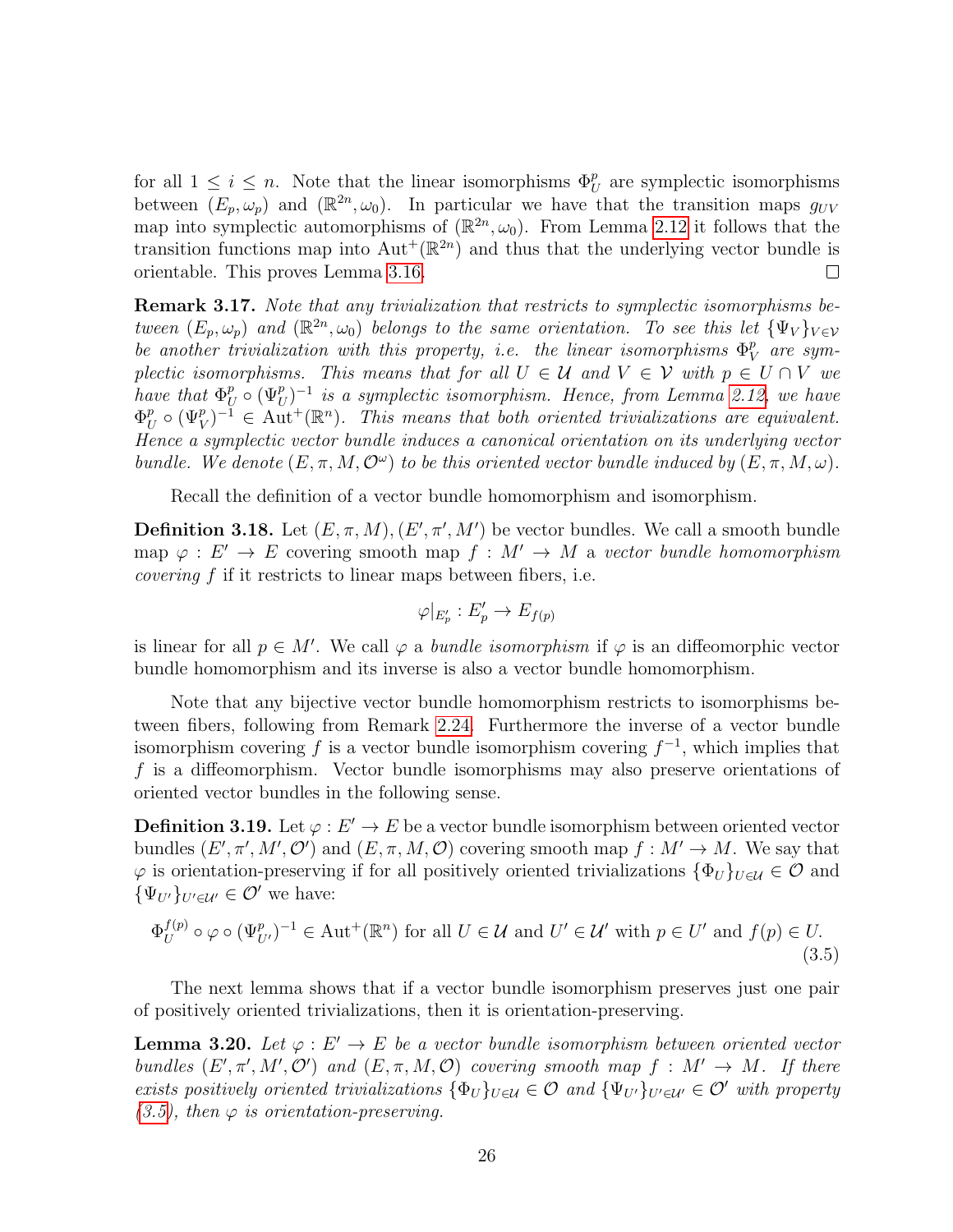for all $1 \leq i \leq n$. Note that the linear isomorphisms $\Phi_U^p$ are symplectic isomorphisms between $(E_p, \omega_p)$ and $(\mathbb{R}^{2n}, \omega_0)$. In particular we have that the transition maps $g_{UV}$ map into symplectic automorphisms of $(\mathbb{R}^{2n}, \omega_0)$. From Lemma 2.12 it follows that the transition functions map into $\mathrm{Aut}^+(\mathbb{R}^{2n})$ and thus that the underlying vector bundle is orientable. This proves Lemma 3.16. □

**Remark 3.17.** *Note that any trivialization that restricts to symplectic isomorphisms between $(E_p, \omega_p)$ and $(\mathbb{R}^{2n}, \omega_0)$ belongs to the same orientation. To see this let $\{\Psi_V\}_{V\in\mathcal{V}}$ be another trivialization with this property, i.e. the linear isomorphisms $\Phi_V^p$ are symplectic isomorphisms. This means that for all $U \in \mathcal{U}$ and $V \in \mathcal{V}$ with $p \in U \cap V$ we have that $\Phi_U^p \circ (\Psi_U^p)^{-1}$ is a symplectic isomorphism. Hence, from Lemma 2.12, we have $\Phi_U^p \circ (\Psi_V^p)^{-1} \in \mathrm{Aut}^+(\mathbb{R}^n)$. This means that both oriented trivializations are equivalent. Hence a symplectic vector bundle induces a canonical orientation on its underlying vector bundle. We denote $(E, \pi, M, \mathcal{O}^\omega)$ to be this oriented vector bundle induced by $(E, \pi, M, \omega)$.*

Recall the definition of a vector bundle homomorphism and isomorphism.

**Definition 3.18.** Let $(E, \pi, M), (E', \pi', M')$ be vector bundles. We call a smooth bundle map $\varphi : E' \to E$ covering smooth map $f : M' \to M$ a *vector bundle homomorphism covering* $f$ if it restricts to linear maps between fibers, i.e.

$$\varphi|_{E'_p} : E'_p \to E_{f(p)}$$

is linear for all $p \in M'$. We call $\varphi$ a *bundle isomorphism* if $\varphi$ is an diffeomorphic vector bundle homomorphism and its inverse is also a vector bundle homomorphism.

Note that any bijective vector bundle homomorphism restricts to isomorphisms between fibers, following from Remark 2.24. Furthermore the inverse of a vector bundle isomorphism covering $f$ is a vector bundle isomorphism covering $f^{-1}$, which implies that $f$ is a diffeomorphism. Vector bundle isomorphisms may also preserve orientations of oriented vector bundles in the following sense.

**Definition 3.19.** Let $\varphi : E' \to E$ be a vector bundle isomorphism between oriented vector bundles $(E', \pi', M', \mathcal{O}')$ and $(E, \pi, M, \mathcal{O})$ covering smooth map $f : M' \to M$. We say that $\varphi$ is orientation-preserving if for all positively oriented trivializations $\{\Phi_U\}_{U\in\mathcal{U}} \in \mathcal{O}$ and $\{\Psi_{U'}\}_{U'\in\mathcal{U}'} \in \mathcal{O}'$ we have:

$$\Phi_U^{f(p)} \circ \varphi \circ (\Psi_{U'}^p)^{-1} \in \mathrm{Aut}^+(\mathbb{R}^n) \text{ for all } U \in \mathcal{U} \text{ and } U' \in \mathcal{U}' \text{ with } p \in U' \text{ and } f(p) \in U. \tag{3.5}$$

The next lemma shows that if a vector bundle isomorphism preserves just one pair of positively oriented trivializations, then it is orientation-preserving.

**Lemma 3.20.** *Let $\varphi : E' \to E$ be a vector bundle isomorphism between oriented vector bundles $(E', \pi', M', \mathcal{O}')$ and $(E, \pi, M, \mathcal{O})$ covering smooth map $f : M' \to M$. If there exists positively oriented trivializations $\{\Phi_U\}_{U\in\mathcal{U}} \in \mathcal{O}$ and $\{\Psi_{U'}\}_{U'\in\mathcal{U}'} \in \mathcal{O}'$ with property (3.5), then $\varphi$ is orientation-preserving.*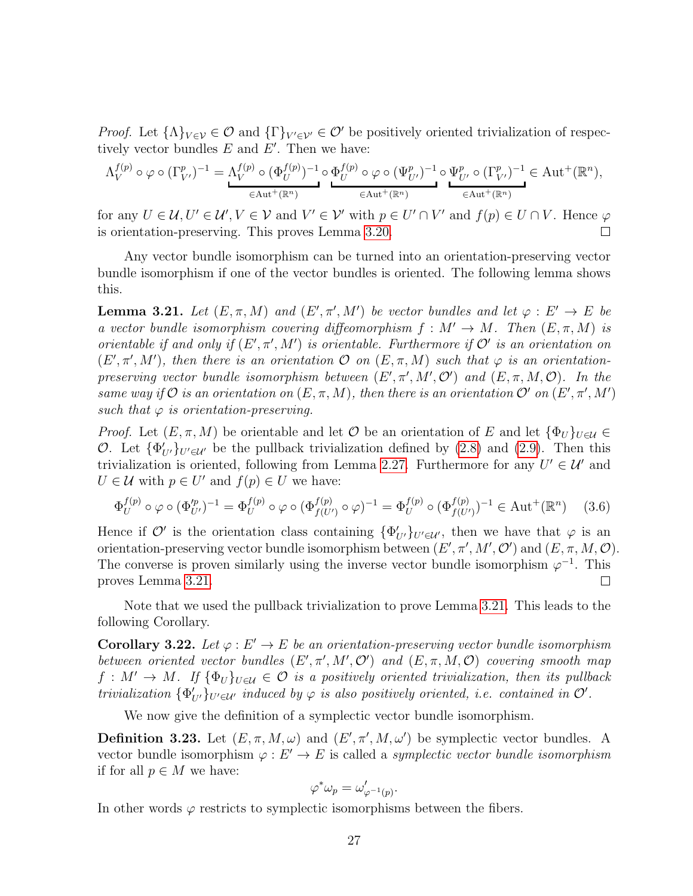*Proof.* Let $\{\Lambda\}_{V\in\mathcal{V}} \in \mathcal{O}$ and $\{\Gamma\}_{V'\in\mathcal{V}'} \in \mathcal{O}'$ be positively oriented trivialization of respectively vector bundles $E$ and $E'$. Then we have:

$$\Lambda_V^{f(p)} \circ \varphi \circ (\Gamma_{V'}^p)^{-1} = \underbrace{\Lambda_V^{f(p)} \circ (\Phi_U^{f(p)})^{-1}}_{\in \mathrm{Aut}^+(\mathbb{R}^n)} \circ \underbrace{\Phi_U^{f(p)} \circ \varphi \circ (\Psi_{U'}^p)^{-1}}_{\in \mathrm{Aut}^+(\mathbb{R}^n)} \circ \underbrace{\Psi_{U'}^p \circ (\Gamma_{V'}^p)^{-1}}_{\in \mathrm{Aut}^+(\mathbb{R}^n)} \in \mathrm{Aut}^+(\mathbb{R}^n),$$

for any $U \in \mathcal{U}, U' \in \mathcal{U}', V \in \mathcal{V}$ and $V' \in \mathcal{V}'$ with $p \in U' \cap V'$ and $f(p) \in U \cap V$. Hence $\varphi$ is orientation-preserving. This proves Lemma 3.20. $\square$

Any vector bundle isomorphism can be turned into an orientation-preserving vector bundle isomorphism if one of the vector bundles is oriented. The following lemma shows this.

**Lemma 3.21.** *Let $(E, \pi, M)$ and $(E', \pi', M')$ be vector bundles and let $\varphi : E' \to E$ be a vector bundle isomorphism covering diffeomorphism $f : M' \to M$. Then $(E, \pi, M)$ is orientable if and only if $(E', \pi', M')$ is orientable. Furthermore if $\mathcal{O}'$ is an orientation on $(E', \pi', M')$, then there is an orientation $\mathcal{O}$ on $(E, \pi, M)$ such that $\varphi$ is an orientation-preserving vector bundle isomorphism between $(E', \pi', M', \mathcal{O}')$ and $(E, \pi, M, \mathcal{O})$. In the same way if $\mathcal{O}$ is an orientation on $(E, \pi, M)$, then there is an orientation $\mathcal{O}'$ on $(E', \pi', M')$ such that $\varphi$ is orientation-preserving.*

*Proof.* Let $(E, \pi, M)$ be orientable and let $\mathcal{O}$ be an orientation of $E$ and let $\{\Phi_U\}_{U\in\mathcal{U}} \in \mathcal{O}$. Let $\{\Phi'_{U'}\}_{U'\in\mathcal{U}'}$ be the pullback trivialization defined by (2.8) and (2.9). Then this trivialization is oriented, following from Lemma 2.27. Furthermore for any $U' \in \mathcal{U}'$ and $U \in \mathcal{U}$ with $p \in U'$ and $f(p) \in U$ we have:

$$\Phi_U^{f(p)} \circ \varphi \circ (\Phi'^p_{U'})^{-1} = \Phi_U^{f(p)} \circ \varphi \circ (\Phi_{f(U')}^{f(p)} \circ \varphi)^{-1} = \Phi_U^{f(p)} \circ (\Phi_{f(U')}^{f(p)})^{-1} \in \mathrm{Aut}^+(\mathbb{R}^n) \quad (3.6)$$

Hence if $\mathcal{O}'$ is the orientation class containing $\{\Phi'_{U'}\}_{U'\in\mathcal{U}'}$, then we have that $\varphi$ is an orientation-preserving vector bundle isomorphism between $(E', \pi', M', \mathcal{O}')$ and $(E, \pi, M, \mathcal{O})$. The converse is proven similarly using the inverse vector bundle isomorphism $\varphi^{-1}$. This proves Lemma 3.21. $\square$

Note that we used the pullback trivialization to prove Lemma 3.21. This leads to the following Corollary.

**Corollary 3.22.** *Let $\varphi : E' \to E$ be an orientation-preserving vector bundle isomorphism between oriented vector bundles $(E', \pi', M', \mathcal{O}')$ and $(E, \pi, M, \mathcal{O})$ covering smooth map $f : M' \to M$. If $\{\Phi_U\}_{U\in\mathcal{U}} \in \mathcal{O}$ is a positively oriented trivialization, then its pullback trivialization $\{\Phi'_{U'}\}_{U'\in\mathcal{U}'}$ induced by $\varphi$ is also positively oriented, i.e. contained in $\mathcal{O}'$.*

We now give the definition of a symplectic vector bundle isomorphism.

**Definition 3.23.** Let $(E, \pi, M, \omega)$ and $(E', \pi', M, \omega')$ be symplectic vector bundles. A vector bundle isomorphism $\varphi : E' \to E$ is called a *symplectic vector bundle isomorphism* if for all $p \in M$ we have:

$$\varphi^*\omega_p = \omega'_{\varphi^{-1}(p)}.$$

In other words $\varphi$ restricts to symplectic isomorphisms between the fibers.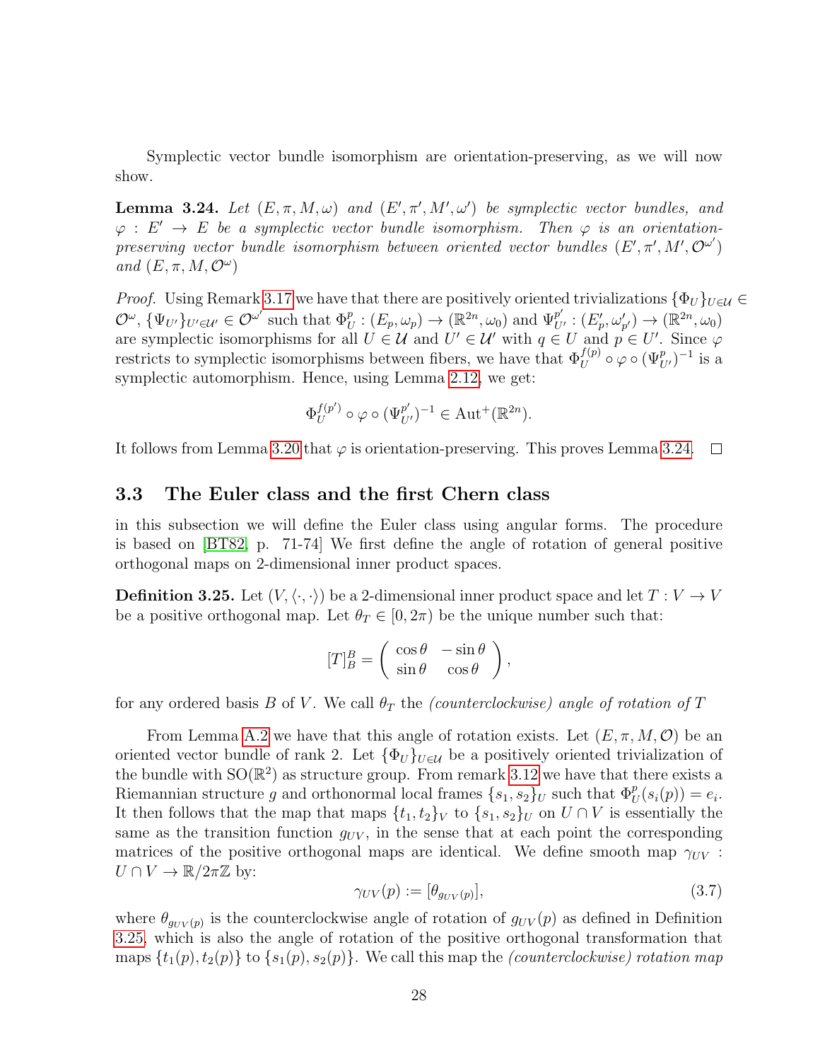Symplectic vector bundle isomorphism are orientation-preserving, as we will now show.

**Lemma 3.24.** *Let $(E, \pi, M, \omega)$ and $(E', \pi', M', \omega')$ be symplectic vector bundles, and $\varphi : E' \to E$ be a symplectic vector bundle isomorphism. Then $\varphi$ is an orientation-preserving vector bundle isomorphism between oriented vector bundles $(E', \pi', M', \mathcal{O}^{\omega'})$ and $(E, \pi, M, \mathcal{O}^{\omega})$*

*Proof.* Using Remark 3.17 we have that there are positively oriented trivializations $\{\Phi_U\}_{U \in \mathcal{U}} \in \mathcal{O}^{\omega}$, $\{\Psi_{U'}\}_{U' \in \mathcal{U}'} \in \mathcal{O}^{\omega'}$ such that $\Phi_U^p : (E_p, \omega_p) \to (\mathbb{R}^{2n}, \omega_0)$ and $\Psi_{U'}^{p'} : (E'_p, \omega'_{p'}) \to (\mathbb{R}^{2n}, \omega_0)$ are symplectic isomorphisms for all $U \in \mathcal{U}$ and $U' \in \mathcal{U}'$ with $q \in U$ and $p \in U'$. Since $\varphi$ restricts to symplectic isomorphisms between fibers, we have that $\Phi_U^{f(p)} \circ \varphi \circ (\Psi_{U'}^p)^{-1}$ is a symplectic automorphism. Hence, using Lemma 2.12, we get:

$$\Phi_U^{f(p')} \circ \varphi \circ (\Psi_{U'}^{p'})^{-1} \in \mathrm{Aut}^+(\mathbb{R}^{2n}).$$

It follows from Lemma 3.20 that $\varphi$ is orientation-preserving. This proves Lemma 3.24. $\square$

### 3.3 The Euler class and the first Chern class

in this subsection we will define the Euler class using angular forms. The procedure is based on [BT82, p. 71-74] We first define the angle of rotation of general positive orthogonal maps on 2-dimensional inner product spaces.

**Definition 3.25.** Let $(V, \langle\cdot,\cdot\rangle)$ be a 2-dimensional inner product space and let $T : V \to V$ be a positive orthogonal map. Let $\theta_T \in [0, 2\pi)$ be the unique number such that:

$$[T]_B^B = \begin{pmatrix} \cos\theta & -\sin\theta \\ \sin\theta & \cos\theta \end{pmatrix},$$

for any ordered basis $B$ of $V$. We call $\theta_T$ the *(counterclockwise) angle of rotation of $T$*

From Lemma A.2 we have that this angle of rotation exists. Let $(E, \pi, M, \mathcal{O})$ be an oriented vector bundle of rank 2. Let $\{\Phi_U\}_{U \in \mathcal{U}}$ be a positively oriented trivialization of the bundle with $\mathrm{SO}(\mathbb{R}^2)$ as structure group. From remark 3.12 we have that there exists a Riemannian structure $g$ and orthonormal local frames $\{s_1, s_2\}_U$ such that $\Phi_U^p(s_i(p)) = e_i$. It then follows that the map that maps $\{t_1, t_2\}_V$ to $\{s_1, s_2\}_U$ on $U \cap V$ is essentially the same as the transition function $g_{UV}$, in the sense that at each point the corresponding matrices of the positive orthogonal maps are identical. We define smooth map $\gamma_{UV} : U \cap V \to \mathbb{R}/2\pi\mathbb{Z}$ by:

$$\gamma_{UV}(p) := [\theta_{g_{UV}(p)}], \tag{3.7}$$

where $\theta_{g_{UV}(p)}$ is the counterclockwise angle of rotation of $g_{UV}(p)$ as defined in Definition 3.25, which is also the angle of rotation of the positive orthogonal transformation that maps $\{t_1(p), t_2(p)\}$ to $\{s_1(p), s_2(p)\}$. We call this map the *(counterclockwise) rotation map*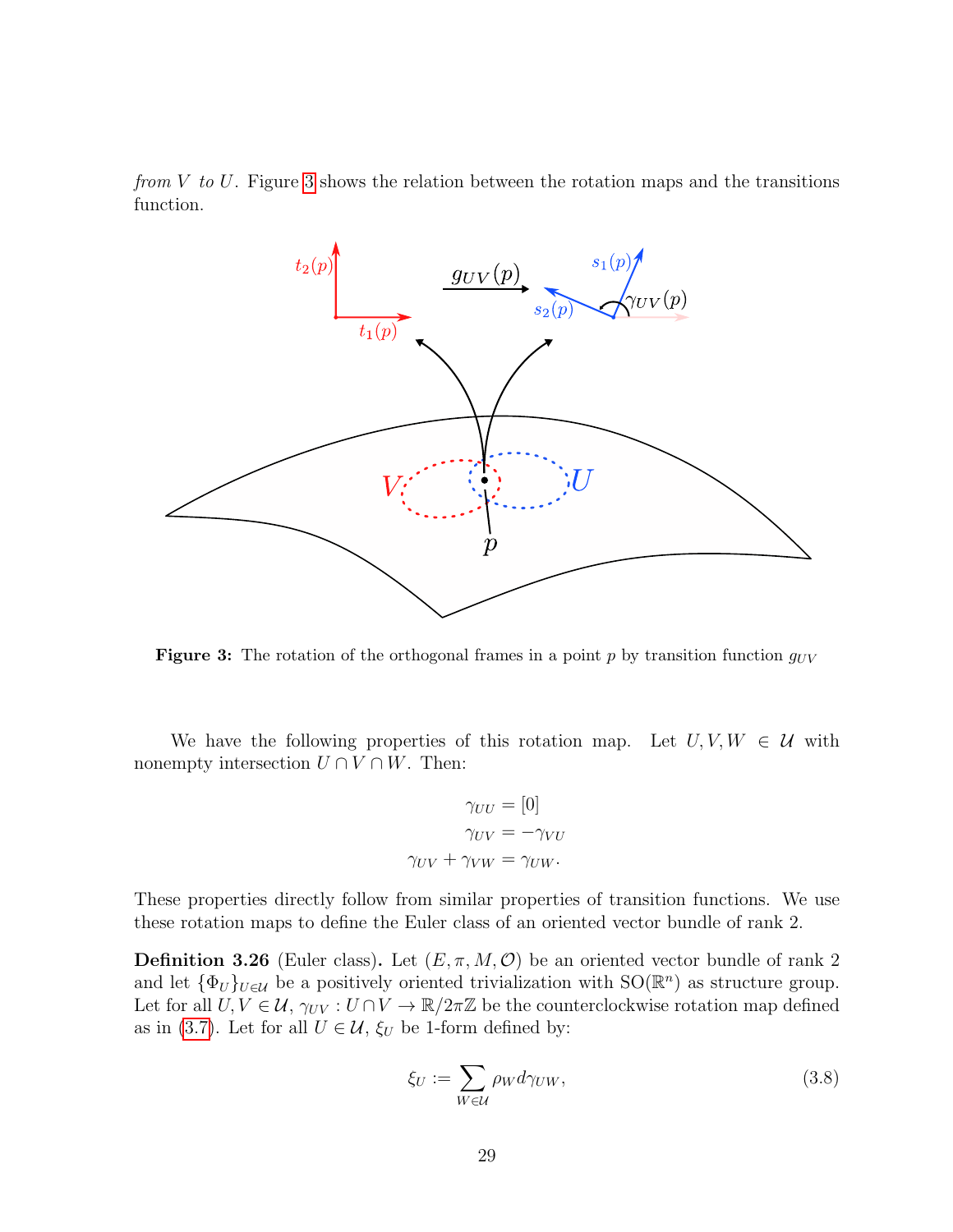*from $V$ to $U$*. Figure 3 shows the relation between the rotation maps and the transitions function.

Figure 3: The rotation of the orthogonal frames in a point $p$ by transition function $g_{UV}$

We have the following properties of this rotation map. Let $U, V, W \in \mathcal{U}$ with nonempty intersection $U \cap V \cap W$. Then:

$$\begin{aligned} \gamma_{UU} &= [0] \\ \gamma_{UV} &= -\gamma_{VU} \\ \gamma_{UV} + \gamma_{VW} &= \gamma_{UW}. \end{aligned}$$

These properties directly follow from similar properties of transition functions. We use these rotation maps to define the Euler class of an oriented vector bundle of rank 2.

**Definition 3.26** (Euler class)**.** Let $(E, \pi, M, \mathcal{O})$ be an oriented vector bundle of rank 2 and let $\{\Phi_U\}_{U \in \mathcal{U}}$ be a positively oriented trivialization with $\mathrm{SO}(\mathbb{R}^n)$ as structure group. Let for all $U, V \in \mathcal{U}$, $\gamma_{UV} : U \cap V \to \mathbb{R}/2\pi\mathbb{Z}$ be the counterclockwise rotation map defined as in (3.7). Let for all $U \in \mathcal{U}$, $\xi_U$ be 1-form defined by:

$$\xi_U := \sum_{W \in \mathcal{U}} \rho_W d\gamma_{UW}, \tag{3.8}$$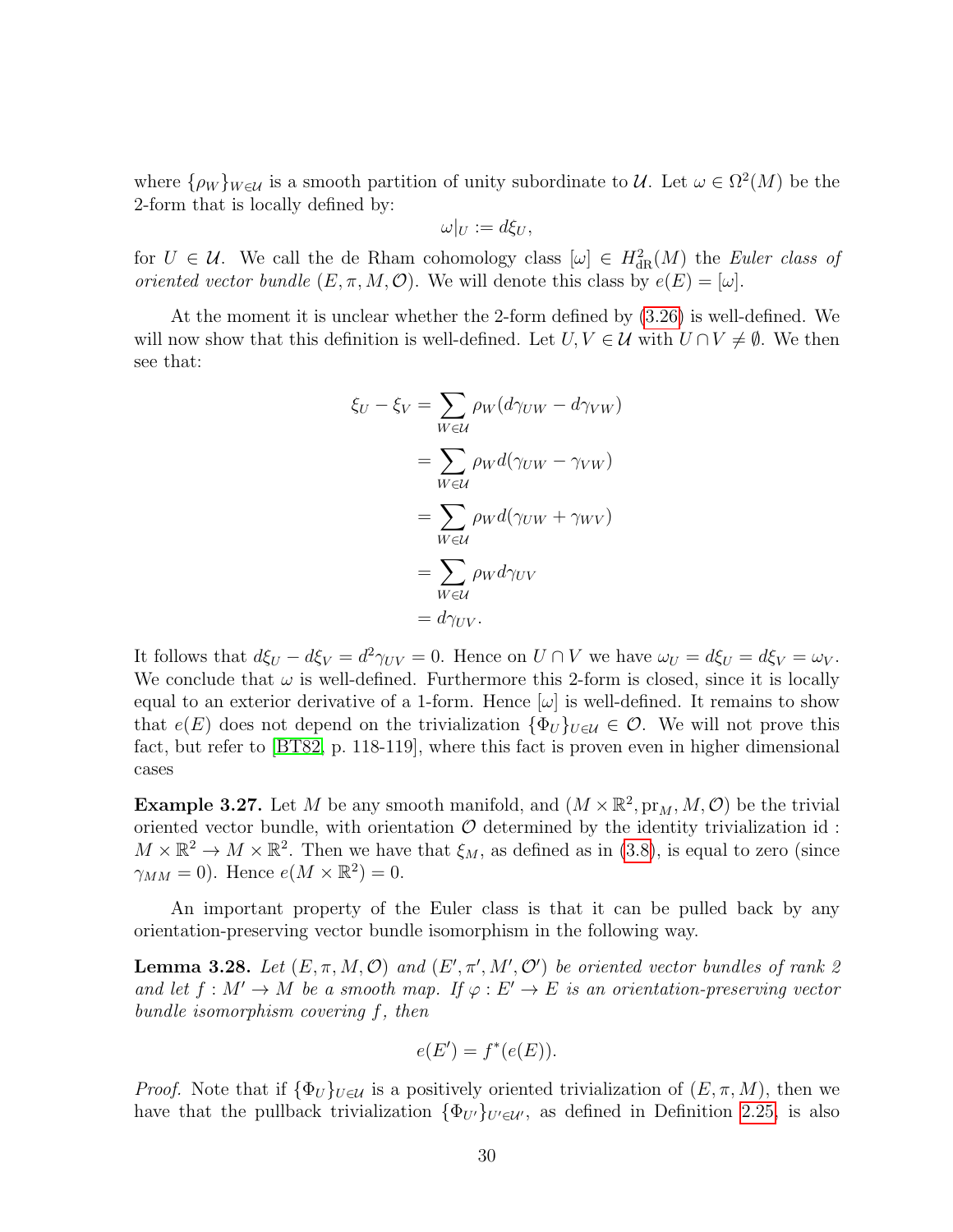where $\{\rho_W\}_{W\in\mathcal{U}}$ is a smooth partition of unity subordinate to $\mathcal{U}$. Let $\omega \in \Omega^2(M)$ be the 2-form that is locally defined by:

$$\omega|_U := d\xi_U,$$

for $U \in \mathcal{U}$. We call the de Rham cohomology class $[\omega] \in H^2_{\mathrm{dR}}(M)$ the *Euler class of oriented vector bundle* $(E, \pi, M, \mathcal{O})$. We will denote this class by $e(E) = [\omega]$.

At the moment it is unclear whether the 2-form defined by (3.26) is well-defined. We will now show that this definition is well-defined. Let $U, V \in \mathcal{U}$ with $U \cap V \neq \emptyset$. We then see that:

$$\begin{aligned}
\xi_U - \xi_V &= \sum_{W\in\mathcal{U}} \rho_W (d\gamma_{UW} - d\gamma_{VW}) \\
&= \sum_{W\in\mathcal{U}} \rho_W d(\gamma_{UW} - \gamma_{VW}) \\
&= \sum_{W\in\mathcal{U}} \rho_W d(\gamma_{UW} + \gamma_{WV}) \\
&= \sum_{W\in\mathcal{U}} \rho_W d\gamma_{UV} \\
&= d\gamma_{UV}.
\end{aligned}$$

It follows that $d\xi_U - d\xi_V = d^2\gamma_{UV} = 0$. Hence on $U \cap V$ we have $\omega_U = d\xi_U = d\xi_V = \omega_V$. We conclude that $\omega$ is well-defined. Furthermore this 2-form is closed, since it is locally equal to an exterior derivative of a 1-form. Hence $[\omega]$ is well-defined. It remains to show that $e(E)$ does not depend on the trivialization $\{\Phi_U\}_{U\in\mathcal{U}} \in \mathcal{O}$. We will not prove this fact, but refer to [BT82, p. 118-119], where this fact is proven even in higher dimensional cases

**Example 3.27.** Let $M$ be any smooth manifold, and $(M \times \mathbb{R}^2, \mathrm{pr}_M, M, \mathcal{O})$ be the trivial oriented vector bundle, with orientation $\mathcal{O}$ determined by the identity trivialization $\mathrm{id} : M \times \mathbb{R}^2 \to M \times \mathbb{R}^2$. Then we have that $\xi_M$, as defined as in (3.8), is equal to zero (since $\gamma_{MM} = 0$). Hence $e(M \times \mathbb{R}^2) = 0$.

An important property of the Euler class is that it can be pulled back by any orientation-preserving vector bundle isomorphism in the following way.

**Lemma 3.28.** *Let $(E, \pi, M, \mathcal{O})$ and $(E', \pi', M', \mathcal{O}')$ be oriented vector bundles of rank 2 and let $f : M' \to M$ be a smooth map. If $\varphi : E' \to E$ is an orientation-preserving vector bundle isomorphism covering $f$, then*

$$e(E') = f^*(e(E)).$$

*Proof.* Note that if $\{\Phi_U\}_{U\in\mathcal{U}}$ is a positively oriented trivialization of $(E, \pi, M)$, then we have that the pullback trivialization $\{\Phi_{U'}\}_{U'\in\mathcal{U}'}$, as defined in Definition 2.25, is also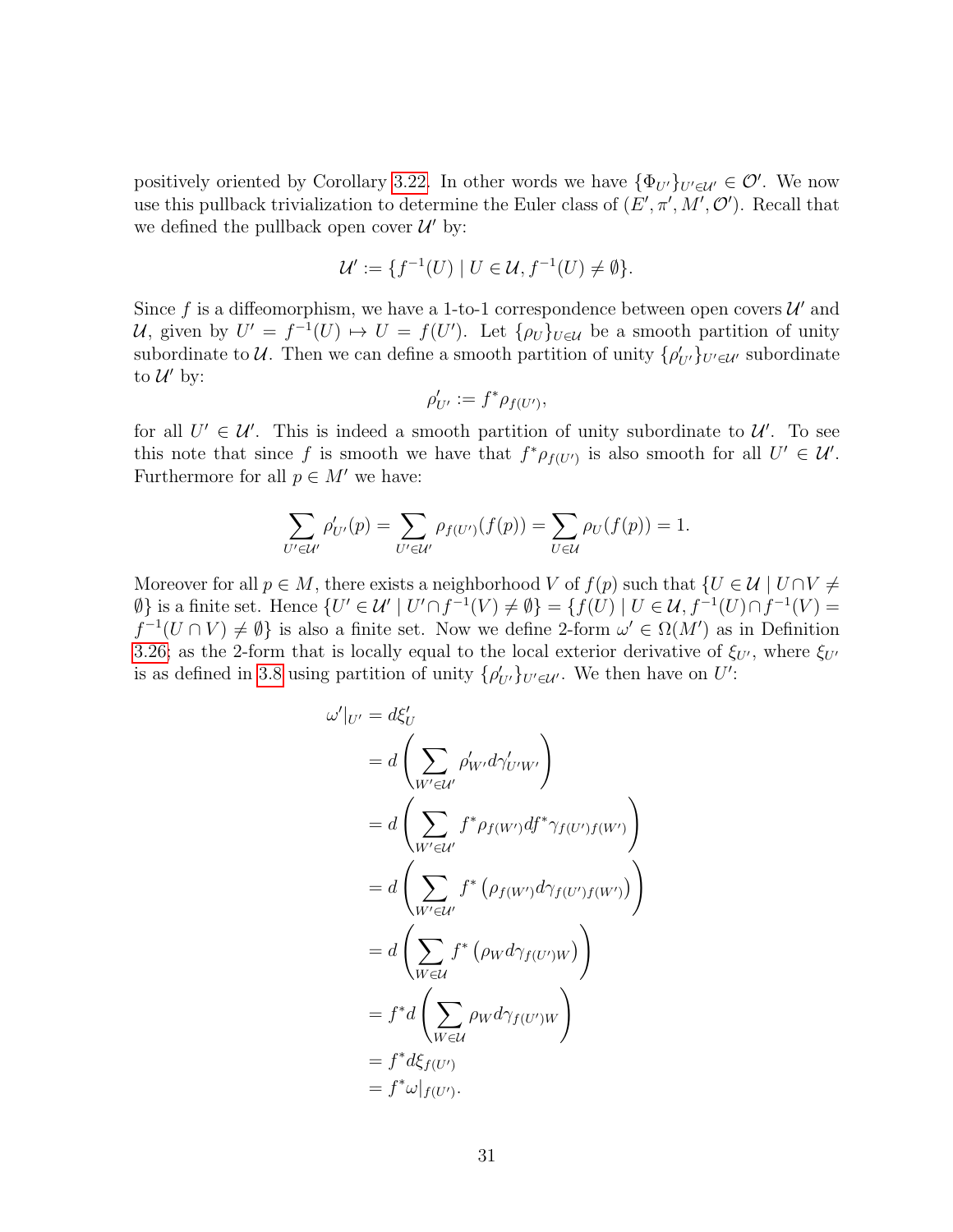positively oriented by Corollary 3.22. In other words we have $\{\Phi_{U'}\}_{U' \in \mathcal{U}'} \in \mathcal{O}'$. We now use this pullback trivialization to determine the Euler class of $(E', \pi', M', \mathcal{O}')$. Recall that we defined the pullback open cover $\mathcal{U}'$ by:

$$\mathcal{U}' := \{f^{-1}(U) \mid U \in \mathcal{U}, f^{-1}(U) \neq \emptyset\}.$$

Since $f$ is a diffeomorphism, we have a 1-to-1 correspondence between open covers $\mathcal{U}'$ and $\mathcal{U}$, given by $U' = f^{-1}(U) \mapsto U = f(U')$. Let $\{\rho_U\}_{U \in \mathcal{U}}$ be a smooth partition of unity subordinate to $\mathcal{U}$. Then we can define a smooth partition of unity $\{\rho'_{U'}\}_{U' \in \mathcal{U}'}$ subordinate to $\mathcal{U}'$ by:

$$\rho'_{U'} := f^* \rho_{f(U')},$$

for all $U' \in \mathcal{U}'$. This is indeed a smooth partition of unity subordinate to $\mathcal{U}'$. To see this note that since $f$ is smooth we have that $f^*\rho_{f(U')}$ is also smooth for all $U' \in \mathcal{U}'$. Furthermore for all $p \in M'$ we have:

$$\sum_{U' \in \mathcal{U}'} \rho'_{U'}(p) = \sum_{U' \in \mathcal{U}'} \rho_{f(U')}(f(p)) = \sum_{U \in \mathcal{U}} \rho_U(f(p)) = 1.$$

Moreover for all $p \in M$, there exists a neighborhood $V$ of $f(p)$ such that $\{U \in \mathcal{U} \mid U \cap V \neq \emptyset\}$ is a finite set. Hence $\{U' \in \mathcal{U}' \mid U' \cap f^{-1}(V) \neq \emptyset\} = \{f(U) \mid U \in \mathcal{U}, f^{-1}(U) \cap f^{-1}(V) = f^{-1}(U \cap V) \neq \emptyset\}$ is also a finite set. Now we define 2-form $\omega' \in \Omega(M')$ as in Definition 3.26, as the 2-form that is locally equal to the local exterior derivative of $\xi_{U'}$, where $\xi_{U'}$ is as defined in 3.8 using partition of unity $\{\rho'_{U'}\}_{U' \in \mathcal{U}'}$. We then have on $U'$:

$$\begin{aligned}
\omega'|_{U'} &= d\xi'_U \\
&= d\left(\sum_{W' \in \mathcal{U}'} \rho'_{W'} d\gamma'_{U'W'}\right) \\
&= d\left(\sum_{W' \in \mathcal{U}'} f^*\rho_{f(W')} df^*\gamma_{f(U')f(W')}\right) \\
&= d\left(\sum_{W' \in \mathcal{U}'} f^*\left(\rho_{f(W')} d\gamma_{f(U')f(W')}\right)\right) \\
&= d\left(\sum_{W \in \mathcal{U}} f^*\left(\rho_W d\gamma_{f(U')W}\right)\right) \\
&= f^* d\left(\sum_{W \in \mathcal{U}} \rho_W d\gamma_{f(U')W}\right) \\
&= f^* d\xi_{f(U')} \\
&= f^*\omega|_{f(U')}.
\end{aligned}$$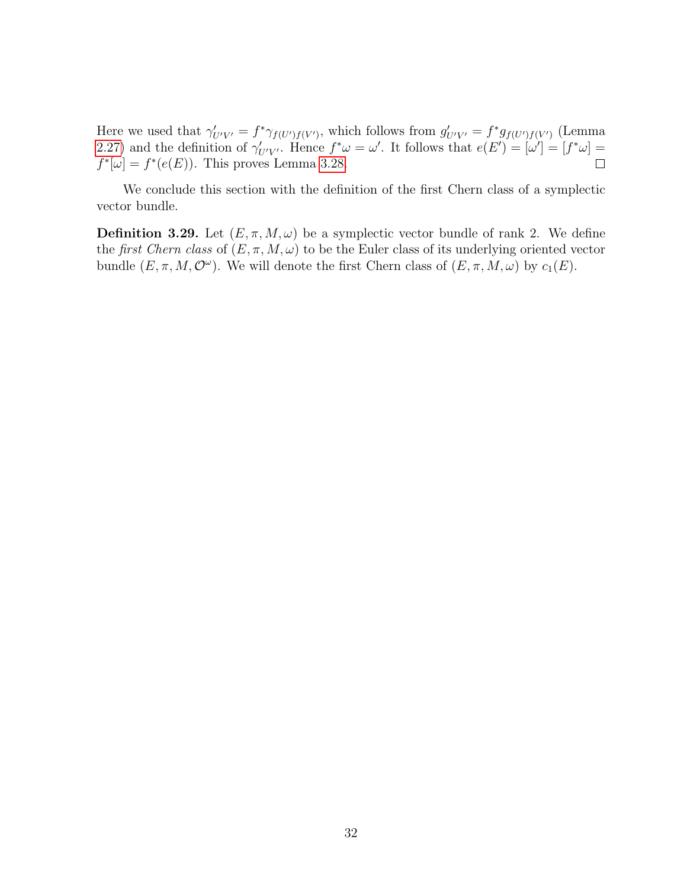Here we used that $\gamma'_{U'V'} = f^*\gamma_{f(U')f(V')}$, which follows from $g'_{U'V'} = f^*g_{f(U')f(V')}$ (Lemma 2.27) and the definition of $\gamma'_{U'V'}$. Hence $f^*\omega = \omega'$. It follows that $e(E') = [\omega'] = [f^*\omega] = f^*[\omega] = f^*(e(E))$. This proves Lemma 3.28. $\square$

We conclude this section with the definition of the first Chern class of a symplectic vector bundle.

**Definition 3.29.** Let $(E, \pi, M, \omega)$ be a symplectic vector bundle of rank 2. We define the *first Chern class* of $(E, \pi, M, \omega)$ to be the Euler class of its underlying oriented vector bundle $(E, \pi, M, \mathcal{O}^\omega)$. We will denote the first Chern class of $(E, \pi, M, \omega)$ by $c_1(E)$.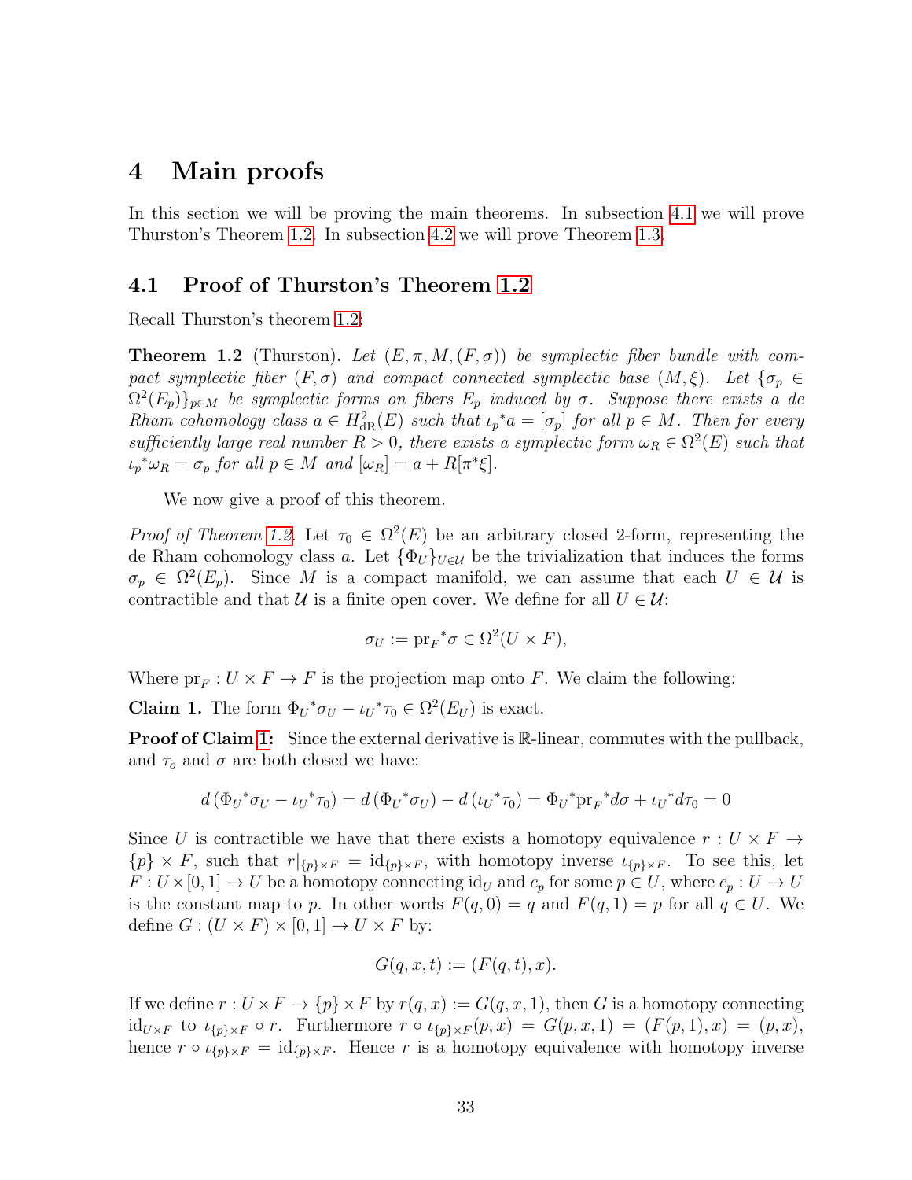# 4 Main proofs

In this section we will be proving the main theorems. In subsection 4.1 we will prove Thurston's Theorem 1.2. In subsection 4.2 we will prove Theorem 1.3.

## 4.1 Proof of Thurston's Theorem 1.2

Recall Thurston's theorem 1.2:

**Theorem 1.2** (Thurston)**.** *Let $(E, \pi, M, (F, \sigma))$ be symplectic fiber bundle with compact symplectic fiber $(F, \sigma)$ and compact connected symplectic base $(M, \xi)$. Let $\{\sigma_p \in \Omega^2(E_p)\}_{p \in M}$ be symplectic forms on fibers $E_p$ induced by $\sigma$. Suppose there exists a de Rham cohomology class $a \in H^2_{\text{dR}}(E)$ such that ${\iota_p}^* a = [\sigma_p]$ for all $p \in M$. Then for every sufficiently large real number $R > 0$, there exists a symplectic form $\omega_R \in \Omega^2(E)$ such that ${\iota_p}^* \omega_R = \sigma_p$ for all $p \in M$ and $[\omega_R] = a + R[\pi^* \xi]$.*

We now give a proof of this theorem.

*Proof of Theorem 1.2.* Let $\tau_0 \in \Omega^2(E)$ be an arbitrary closed 2-form, representing the de Rham cohomology class $a$. Let $\{\Phi_U\}_{U \in \mathcal{U}}$ be the trivialization that induces the forms $\sigma_p \in \Omega^2(E_p)$. Since $M$ is a compact manifold, we can assume that each $U \in \mathcal{U}$ is contractible and that $\mathcal{U}$ is a finite open cover. We define for all $U \in \mathcal{U}$:

$$\sigma_U := {\text{pr}_F}^* \sigma \in \Omega^2(U \times F),$$

Where $\text{pr}_F : U \times F \to F$ is the projection map onto $F$. We claim the following:

**Claim 1.** The form ${\Phi_U}^* \sigma_U - {\iota_U}^* \tau_0 \in \Omega^2(E_U)$ is exact.

**Proof of Claim 1:** Since the external derivative is $\mathbb{R}$-linear, commutes with the pullback, and $\tau_o$ and $\sigma$ are both closed we have:

$$d\left({\Phi_U}^* \sigma_U - {\iota_U}^* \tau_0\right) = d\left({\Phi_U}^* \sigma_U\right) - d\left({\iota_U}^* \tau_0\right) = {\Phi_U}^* {\text{pr}_F}^* d\sigma + {\iota_U}^* d\tau_0 = 0$$

Since $U$ is contractible we have that there exists a homotopy equivalence $r : U \times F \to \{p\} \times F$, such that $r|_{\{p\} \times F} = \text{id}_{\{p\} \times F}$, with homotopy inverse $\iota_{\{p\} \times F}$. To see this, let $F : U \times [0,1] \to U$ be a homotopy connecting $\text{id}_U$ and $c_p$ for some $p \in U$, where $c_p : U \to U$ is the constant map to $p$. In other words $F(q, 0) = q$ and $F(q, 1) = p$ for all $q \in U$. We define $G : (U \times F) \times [0,1] \to U \times F$ by:

$$G(q, x, t) := (F(q, t), x).$$

If we define $r : U \times F \to \{p\} \times F$ by $r(q, x) := G(q, x, 1)$, then $G$ is a homotopy connecting $\text{id}_{U \times F}$ to $\iota_{\{p\} \times F} \circ r$. Furthermore $r \circ \iota_{\{p\} \times F}(p, x) = G(p, x, 1) = (F(p, 1), x) = (p, x)$, hence $r \circ \iota_{\{p\} \times F} = \text{id}_{\{p\} \times F}$. Hence $r$ is a homotopy equivalence with homotopy inverse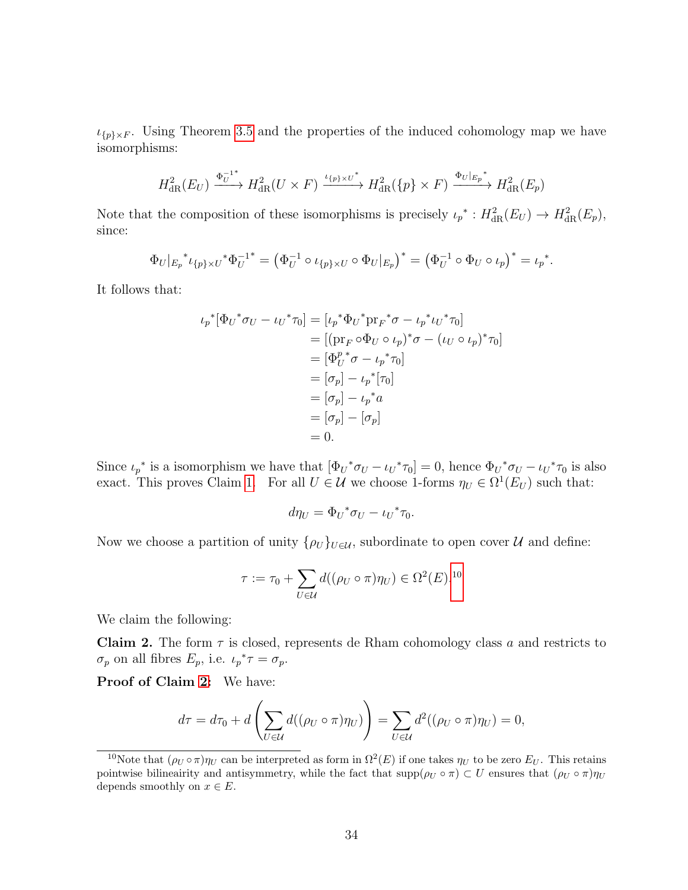$\iota_{\{p\}\times F}$. Using Theorem 3.5 and the properties of the induced cohomology map we have isomorphisms:

$$H^2_{\mathrm{dR}}(E_U) \xrightarrow{\Phi_U^{-1^*}} H^2_{\mathrm{dR}}(U \times F) \xrightarrow{\iota_{\{p\}\times U}{}^*} H^2_{\mathrm{dR}}(\{p\} \times F) \xrightarrow{\Phi_U|_{E_p}{}^*} H^2_{\mathrm{dR}}(E_p)$$

Note that the composition of these isomorphisms is precisely ${\iota_p}^* : H^2_{\mathrm{dR}}(E_U) \to H^2_{\mathrm{dR}}(E_p)$, since:

$$\Phi_U|_{E_p}{}^* \iota_{\{p\}\times U}{}^* \Phi_U^{-1^*} = \left(\Phi_U^{-1} \circ \iota_{\{p\}\times U} \circ \Phi_U|_{E_p}\right)^* = \left(\Phi_U^{-1} \circ \Phi_U \circ \iota_p\right)^* = {\iota_p}^*.$$

It follows that:

$$\begin{aligned}
{\iota_p}^*[{\Phi_U}^*\sigma_U - {\iota_U}^*\tau_0] &= [{\iota_p}^*{\Phi_U}^*{\mathrm{pr}_F}^*\sigma - {\iota_p}^*{\iota_U}^*\tau_0] \\
&= [(\mathrm{pr}_F \circ \Phi_U \circ \iota_p)^*\sigma - (\iota_U \circ \iota_p)^*\tau_0] \\
&= [{\Phi_U^p}^*\sigma - {\iota_p}^*\tau_0] \\
&= [\sigma_p] - {\iota_p}^*[\tau_0] \\
&= [\sigma_p] - {\iota_p}^*a \\
&= [\sigma_p] - [\sigma_p] \\
&= 0.
\end{aligned}$$

Since ${\iota_p}^*$ is a isomorphism we have that $[{\Phi_U}^*\sigma_U - {\iota_U}^*\tau_0] = 0$, hence ${\Phi_U}^*\sigma_U - {\iota_U}^*\tau_0$ is also exact. This proves Claim 1. For all $U \in \mathcal{U}$ we choose 1-forms $\eta_U \in \Omega^1(E_U)$ such that:

$$d\eta_U = {\Phi_U}^*\sigma_U - {\iota_U}^*\tau_0.$$

Now we choose a partition of unity $\{\rho_U\}_{U\in\mathcal{U}}$, subordinate to open cover $\mathcal{U}$ and define:

$$\tau := \tau_0 + \sum_{U\in\mathcal{U}} d((\rho_U \circ \pi)\eta_U) \in \Omega^2(E).$$[10]

We claim the following:

**Claim 2.** The form $\tau$ is closed, represents de Rham cohomology class $a$ and restricts to $\sigma_p$ on all fibres $E_p$, i.e. ${\iota_p}^*\tau = \sigma_p$.

**Proof of Claim 2:** We have:

$$d\tau = d\tau_0 + d\left(\sum_{U\in\mathcal{U}} d((\rho_U \circ \pi)\eta_U)\right) = \sum_{U\in\mathcal{U}} d^2((\rho_U \circ \pi)\eta_U) = 0,$$

[10] Note that $(\rho_U \circ \pi)\eta_U$ can be interpreted as form in $\Omega^2(E)$ if one takes $\eta_U$ to be zero $E_U$. This retains pointwise bilineairity and antisymmetry, while the fact that $\mathrm{supp}(\rho_U \circ \pi) \subset U$ ensures that $(\rho_U \circ \pi)\eta_U$ depends smoothly on $x \in E$.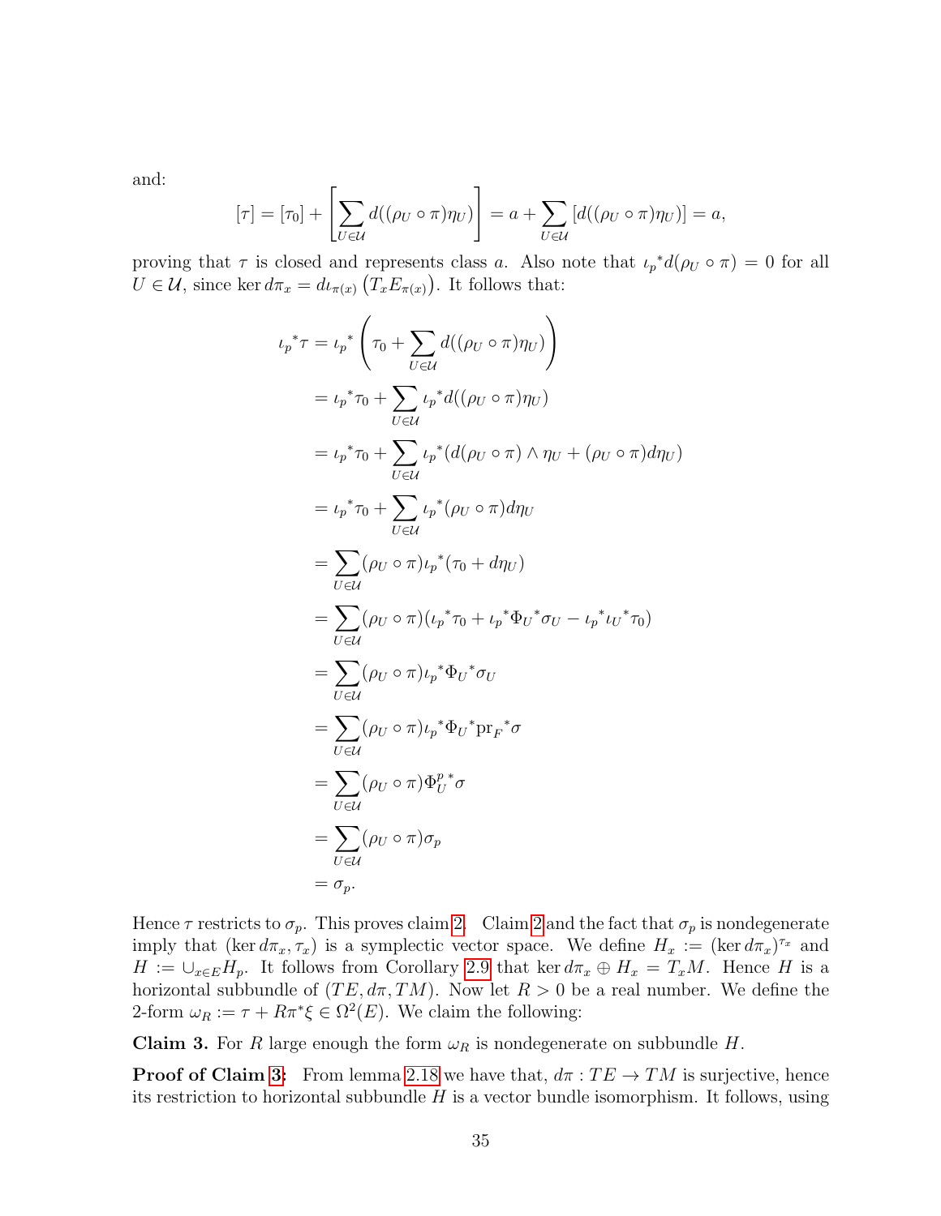and:

$$[\tau] = [\tau_0] + \left[\sum_{U\in\mathcal{U}} d((\rho_U \circ \pi)\eta_U)\right] = a + \sum_{U\in\mathcal{U}} [d((\rho_U \circ \pi)\eta_U)] = a,$$

proving that $\tau$ is closed and represents class $a$. Also note that ${\iota_p}^* d(\rho_U \circ \pi) = 0$ for all $U \in \mathcal{U}$, since $\ker d\pi_x = d\iota_{\pi(x)}\left(T_x E_{\pi(x)}\right)$. It follows that:

$$\begin{aligned}
{\iota_p}^*\tau &= {\iota_p}^*\left(\tau_0 + \sum_{U\in\mathcal{U}} d((\rho_U \circ \pi)\eta_U)\right) \\
&= {\iota_p}^*\tau_0 + \sum_{U\in\mathcal{U}} {\iota_p}^* d((\rho_U \circ \pi)\eta_U) \\
&= {\iota_p}^*\tau_0 + \sum_{U\in\mathcal{U}} {\iota_p}^*(d(\rho_U \circ \pi) \wedge \eta_U + (\rho_U \circ \pi) d\eta_U) \\
&= {\iota_p}^*\tau_0 + \sum_{U\in\mathcal{U}} {\iota_p}^*(\rho_U \circ \pi) d\eta_U \\
&= \sum_{U\in\mathcal{U}} (\rho_U \circ \pi){\iota_p}^*(\tau_0 + d\eta_U) \\
&= \sum_{U\in\mathcal{U}} (\rho_U \circ \pi)({\iota_p}^*\tau_0 + {\iota_p}^*{\Phi_U}^*\sigma_U - {\iota_p}^*{\iota_U}^*\tau_0) \\
&= \sum_{U\in\mathcal{U}} (\rho_U \circ \pi){\iota_p}^*{\Phi_U}^*\sigma_U \\
&= \sum_{U\in\mathcal{U}} (\rho_U \circ \pi){\iota_p}^*{\Phi_U}^*{\mathrm{pr}_F}^*\sigma \\
&= \sum_{U\in\mathcal{U}} (\rho_U \circ \pi){\Phi_U^p}^*\sigma \\
&= \sum_{U\in\mathcal{U}} (\rho_U \circ \pi)\sigma_p \\
&= \sigma_p.
\end{aligned}$$

Hence $\tau$ restricts to $\sigma_p$. This proves claim 2. Claim 2 and the fact that $\sigma_p$ is nondegenerate imply that $(\ker d\pi_x, \tau_x)$ is a symplectic vector space. We define $H_x := (\ker d\pi_x)^{\tau_x}$ and $H := \cup_{x\in E} H_p$. It follows from Corollary 2.9 that $\ker d\pi_x \oplus H_x = T_x M$. Hence $H$ is a horizontal subbundle of $(TE, d\pi, TM)$. Now let $R > 0$ be a real number. We define the 2-form $\omega_R := \tau + R\pi^*\xi \in \Omega^2(E)$. We claim the following:

**Claim 3.** For $R$ large enough the form $\omega_R$ is nondegenerate on subbundle $H$.

**Proof of Claim 3:** From lemma 2.18 we have that, $d\pi : TE \to TM$ is surjective, hence its restriction to horizontal subbundle $H$ is a vector bundle isomorphism. It follows, using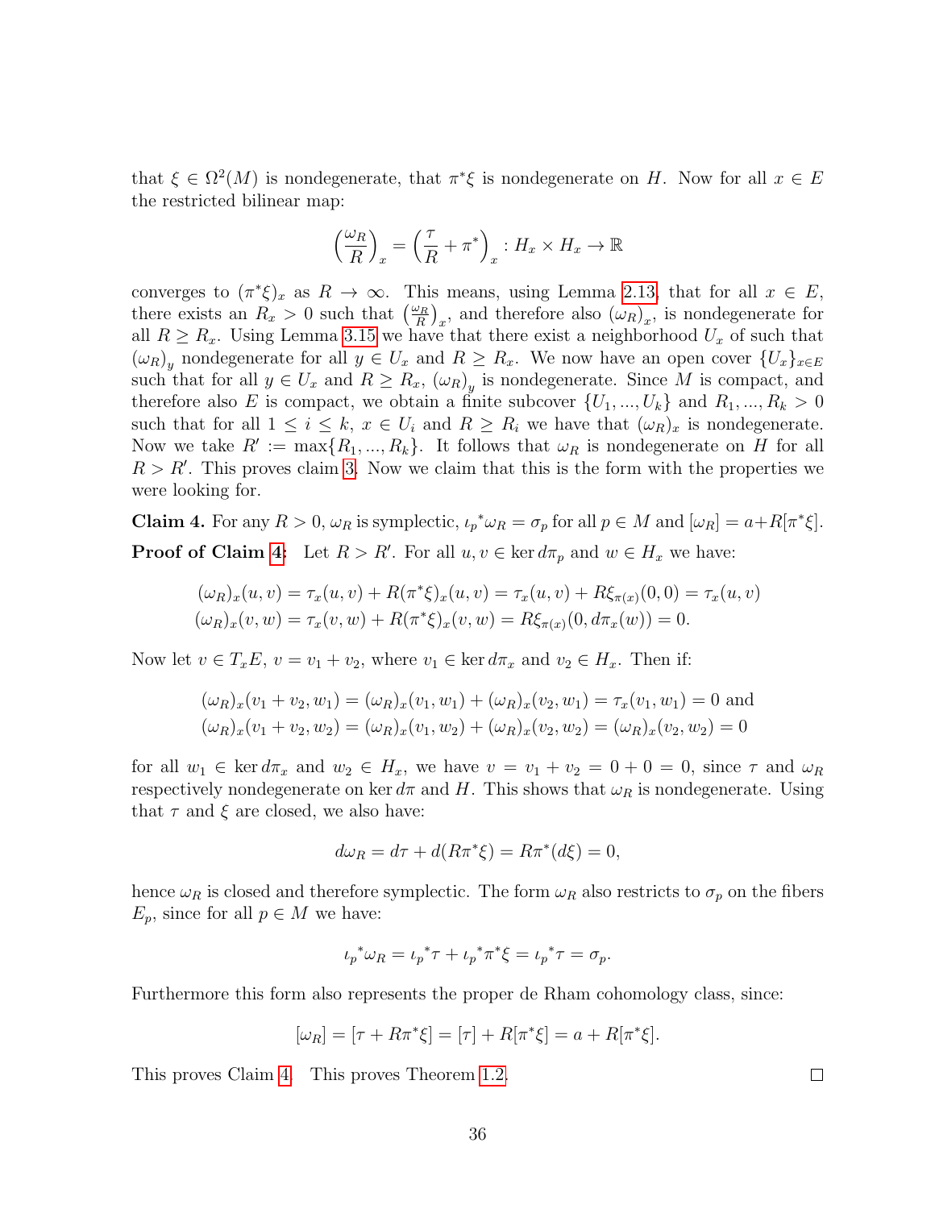that $\xi \in \Omega^2(M)$ is nondegenerate, that $\pi^*\xi$ is nondegenerate on $H$. Now for all $x \in E$ the restricted bilinear map:

$$\left(\frac{\omega_R}{R}\right)_x = \left(\frac{\tau}{R} + \pi^*\right)_x : H_x \times H_x \to \mathbb{R}$$

converges to $(\pi^*\xi)_x$ as $R \to \infty$. This means, using Lemma 2.13, that for all $x \in E$, there exists an $R_x > 0$ such that $\left(\frac{\omega_R}{R}\right)_x$, and therefore also $(\omega_R)_x$, is nondegenerate for all $R \geq R_x$. Using Lemma 3.15 we have that there exist a neighborhood $U_x$ of such that $(\omega_R)_y$ nondegenerate for all $y \in U_x$ and $R \geq R_x$. We now have an open cover $\{U_x\}_{x \in E}$ such that for all $y \in U_x$ and $R \geq R_x$, $(\omega_R)_y$ is nondegenerate. Since $M$ is compact, and therefore also $E$ is compact, we obtain a finite subcover $\{U_1, ..., U_k\}$ and $R_1, ..., R_k > 0$ such that for all $1 \leq i \leq k$, $x \in U_i$ and $R \geq R_i$ we have that $(\omega_R)_x$ is nondegenerate. Now we take $R' := \max\{R_1, ..., R_k\}$. It follows that $\omega_R$ is nondegenerate on $H$ for all $R > R'$. This proves claim 3. Now we claim that this is the form with the properties we were looking for.

**Claim 4.** For any $R > 0$, $\omega_R$ is symplectic, ${\iota_p}^*\omega_R = \sigma_p$ for all $p \in M$ and $[\omega_R] = a + R[\pi^*\xi]$.

**Proof of Claim 4:** Let $R > R'$. For all $u, v \in \ker d\pi_p$ and $w \in H_x$ we have:

$$(\omega_R)_x(u, v) = \tau_x(u, v) + R(\pi^*\xi)_x(u, v) = \tau_x(u, v) + R\xi_{\pi(x)}(0, 0) = \tau_x(u, v)$$
$$(\omega_R)_x(v, w) = \tau_x(v, w) + R(\pi^*\xi)_x(v, w) = R\xi_{\pi(x)}(0, d\pi_x(w)) = 0.$$

Now let $v \in T_xE$, $v = v_1 + v_2$, where $v_1 \in \ker d\pi_x$ and $v_2 \in H_x$. Then if:

$$(\omega_R)_x(v_1 + v_2, w_1) = (\omega_R)_x(v_1, w_1) + (\omega_R)_x(v_2, w_1) = \tau_x(v_1, w_1) = 0 \text{ and}$$
$$(\omega_R)_x(v_1 + v_2, w_2) = (\omega_R)_x(v_1, w_2) + (\omega_R)_x(v_2, w_2) = (\omega_R)_x(v_2, w_2) = 0$$

for all $w_1 \in \ker d\pi_x$ and $w_2 \in H_x$, we have $v = v_1 + v_2 = 0 + 0 = 0$, since $\tau$ and $\omega_R$ respectively nondegenerate on $\ker d\pi$ and $H$. This shows that $\omega_R$ is nondegenerate. Using that $\tau$ and $\xi$ are closed, we also have:

$$d\omega_R = d\tau + d(R\pi^*\xi) = R\pi^*(d\xi) = 0,$$

hence $\omega_R$ is closed and therefore symplectic. The form $\omega_R$ also restricts to $\sigma_p$ on the fibers $E_p$, since for all $p \in M$ we have:

$${\iota_p}^*\omega_R = {\iota_p}^*\tau + {\iota_p}^*\pi^*\xi = {\iota_p}^*\tau = \sigma_p.$$

Furthermore this form also represents the proper de Rham cohomology class, since:

$$[\omega_R] = [\tau + R\pi^*\xi] = [\tau] + R[\pi^*\xi] = a + R[\pi^*\xi].$$

This proves Claim 4. This proves Theorem 1.2. □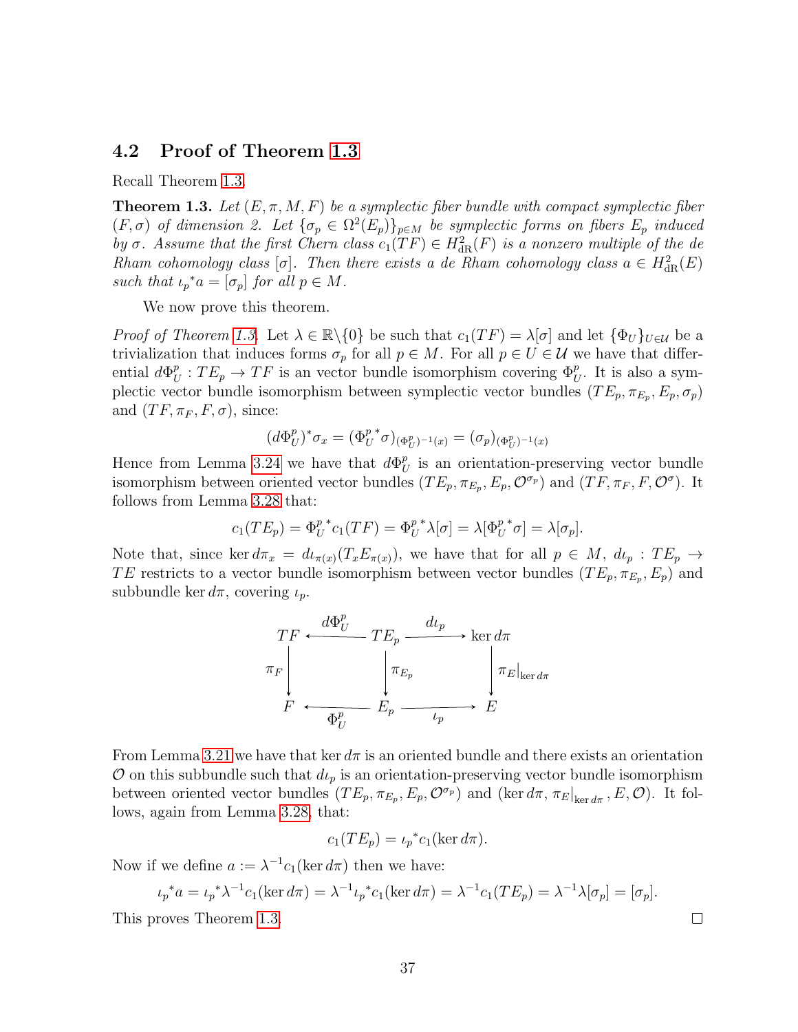## 4.2 Proof of Theorem 1.3

Recall Theorem 1.3.

**Theorem 1.3.** *Let $(E, \pi, M, F)$ be a symplectic fiber bundle with compact symplectic fiber $(F, \sigma)$ of dimension 2. Let $\{\sigma_p \in \Omega^2(E_p)\}_{p\in M}$ be symplectic forms on fibers $E_p$ induced by $\sigma$. Assume that the first Chern class $c_1(TF) \in H^2_{\mathrm{dR}}(F)$ is a nonzero multiple of the de Rham cohomology class $[\sigma]$. Then there exists a de Rham cohomology class $a \in H^2_{\mathrm{dR}}(E)$ such that ${\iota_p}^* a = [\sigma_p]$ for all $p \in M$.*

We now prove this theorem.

*Proof of Theorem 1.3.* Let $\lambda \in \mathbb{R}\backslash\{0\}$ be such that $c_1(TF) = \lambda[\sigma]$ and let $\{\Phi_U\}_{U\in\mathcal{U}}$ be a trivialization that induces forms $\sigma_p$ for all $p \in M$. For all $p \in U \in \mathcal{U}$ we have that differential $d\Phi_U^p : TE_p \to TF$ is an vector bundle isomorphism covering $\Phi_U^p$. It is also a symplectic vector bundle isomorphism between symplectic vector bundles $(TE_p, \pi_{E_p}, E_p, \sigma_p)$ and $(TF, \pi_F, F, \sigma)$, since:

$$(d\Phi_U^p)^* \sigma_x = ({\Phi_U^p}^* \sigma)_{(\Phi_U^p)^{-1}(x)} = (\sigma_p)_{(\Phi_U^p)^{-1}(x)}$$

Hence from Lemma 3.24 we have that $d\Phi_U^p$ is an orientation-preserving vector bundle isomorphism between oriented vector bundles $(TE_p, \pi_{E_p}, E_p, \mathcal{O}^{\sigma_p})$ and $(TF, \pi_F, F, \mathcal{O}^{\sigma})$. It follows from Lemma 3.28 that:

$$c_1(TE_p) = {\Phi_U^p}^* c_1(TF) = {\Phi_U^p}^* \lambda[\sigma] = \lambda[{\Phi_U^p}^* \sigma] = \lambda[\sigma_p].$$

Note that, since $\ker d\pi_x = d\iota_{\pi(x)}(T_x E_{\pi(x)})$, we have that for all $p \in M$, $d\iota_p : TE_p \to TE$ restricts to a vector bundle isomorphism between vector bundles $(TE_p, \pi_{E_p}, E_p)$ and subbundle $\ker d\pi$, covering $\iota_p$.

$$\begin{array}{ccccc}
TF & \xleftarrow{d\Phi_U^p} & TE_p & \xrightarrow{d\iota_p} & \ker d\pi \\
\downarrow{\scriptstyle \pi_F} & & \downarrow{\scriptstyle \pi_{E_p}} & & \downarrow{\scriptstyle \pi_E|_{\ker d\pi}} \\
F & \xleftarrow[\Phi_U^p]{} & E_p & \xrightarrow[\iota_p]{} & E
\end{array}$$

From Lemma 3.21 we have that $\ker d\pi$ is an oriented bundle and there exists an orientation $\mathcal{O}$ on this subbundle such that $d\iota_p$ is an orientation-preserving vector bundle isomorphism between oriented vector bundles $(TE_p, \pi_{E_p}, E_p, \mathcal{O}^{\sigma_p})$ and $(\ker d\pi, \pi_E|_{\ker d\pi}, E, \mathcal{O})$. It follows, again from Lemma 3.28, that:

$$c_1(TE_p) = {\iota_p}^* c_1(\ker d\pi).$$

Now if we define $a := \lambda^{-1} c_1(\ker d\pi)$ then we have:

$${\iota_p}^* a = {\iota_p}^* \lambda^{-1} c_1(\ker d\pi) = \lambda^{-1} {\iota_p}^* c_1(\ker d\pi) = \lambda^{-1} c_1(TE_p) = \lambda^{-1}\lambda[\sigma_p] = [\sigma_p].$$

This proves Theorem 1.3. ☐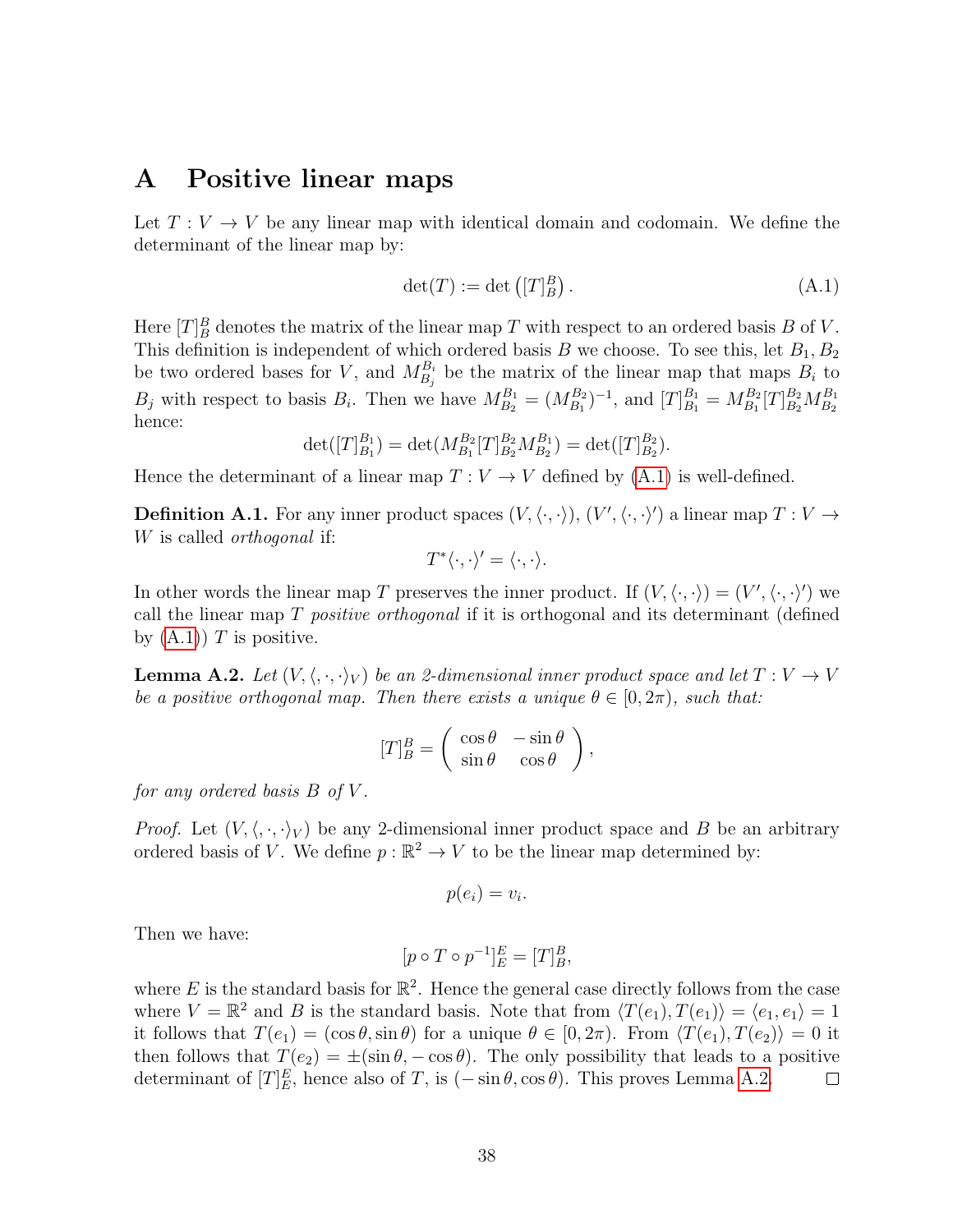# A Positive linear maps

Let $T : V \to V$ be any linear map with identical domain and codomain. We define the determinant of the linear map by:

$$\det(T) := \det\left([T]_B^B\right). \tag{A.1}$$

Here $[T]_B^B$ denotes the matrix of the linear map $T$ with respect to an ordered basis $B$ of $V$. This definition is independent of which ordered basis $B$ we choose. To see this, let $B_1, B_2$ be two ordered bases for $V$, and $M_{B_j}^{B_i}$ be the matrix of the linear map that maps $B_i$ to $B_j$ with respect to basis $B_i$. Then we have $M_{B_2}^{B_1} = (M_{B_1}^{B_2})^{-1}$, and $[T]_{B_1}^{B_1} = M_{B_1}^{B_2}[T]_{B_2}^{B_2}M_{B_2}^{B_1}$ hence:

$$\det([T]_{B_1}^{B_1}) = \det(M_{B_1}^{B_2}[T]_{B_2}^{B_2}M_{B_2}^{B_1}) = \det([T]_{B_2}^{B_2}).$$

Hence the determinant of a linear map $T : V \to V$ defined by (A.1) is well-defined.

**Definition A.1.** For any inner product spaces $(V, \langle \cdot, \cdot \rangle)$, $(V', \langle \cdot, \cdot \rangle')$ a linear map $T : V \to W$ is called *orthogonal* if:

$$T^*\langle \cdot, \cdot \rangle' = \langle \cdot, \cdot \rangle.$$

In other words the linear map $T$ preserves the inner product. If $(V, \langle \cdot, \cdot \rangle) = (V', \langle \cdot, \cdot \rangle')$ we call the linear map $T$ *positive orthogonal* if it is orthogonal and its determinant (defined by (A.1)) $T$ is positive.

**Lemma A.2.** *Let $(V, \langle, \cdot, \cdot \rangle_V)$ be an 2-dimensional inner product space and let $T : V \to V$ be a positive orthogonal map. Then there exists a unique $\theta \in [0, 2\pi)$, such that:*

$$[T]_B^B = \begin{pmatrix} \cos\theta & -\sin\theta \\ \sin\theta & \cos\theta \end{pmatrix},$$

*for any ordered basis $B$ of $V$.*

*Proof.* Let $(V, \langle, \cdot, \cdot \rangle_V)$ be any 2-dimensional inner product space and $B$ be an arbitrary ordered basis of $V$. We define $p : \mathbb{R}^2 \to V$ to be the linear map determined by:

$$p(e_i) = v_i.$$

Then we have:

$$[p \circ T \circ p^{-1}]_E^E = [T]_B^B,$$

where $E$ is the standard basis for $\mathbb{R}^2$. Hence the general case directly follows from the case where $V = \mathbb{R}^2$ and $B$ is the standard basis. Note that from $\langle T(e_1), T(e_1) \rangle = \langle e_1, e_1 \rangle = 1$ it follows that $T(e_1) = (\cos\theta, \sin\theta)$ for a unique $\theta \in [0, 2\pi)$. From $\langle T(e_1), T(e_2) \rangle = 0$ it then follows that $T(e_2) = \pm(\sin\theta, -\cos\theta)$. The only possibility that leads to a positive determinant of $[T]_E^E$, hence also of $T$, is $(-\sin\theta, \cos\theta)$. This proves Lemma A.2. ◻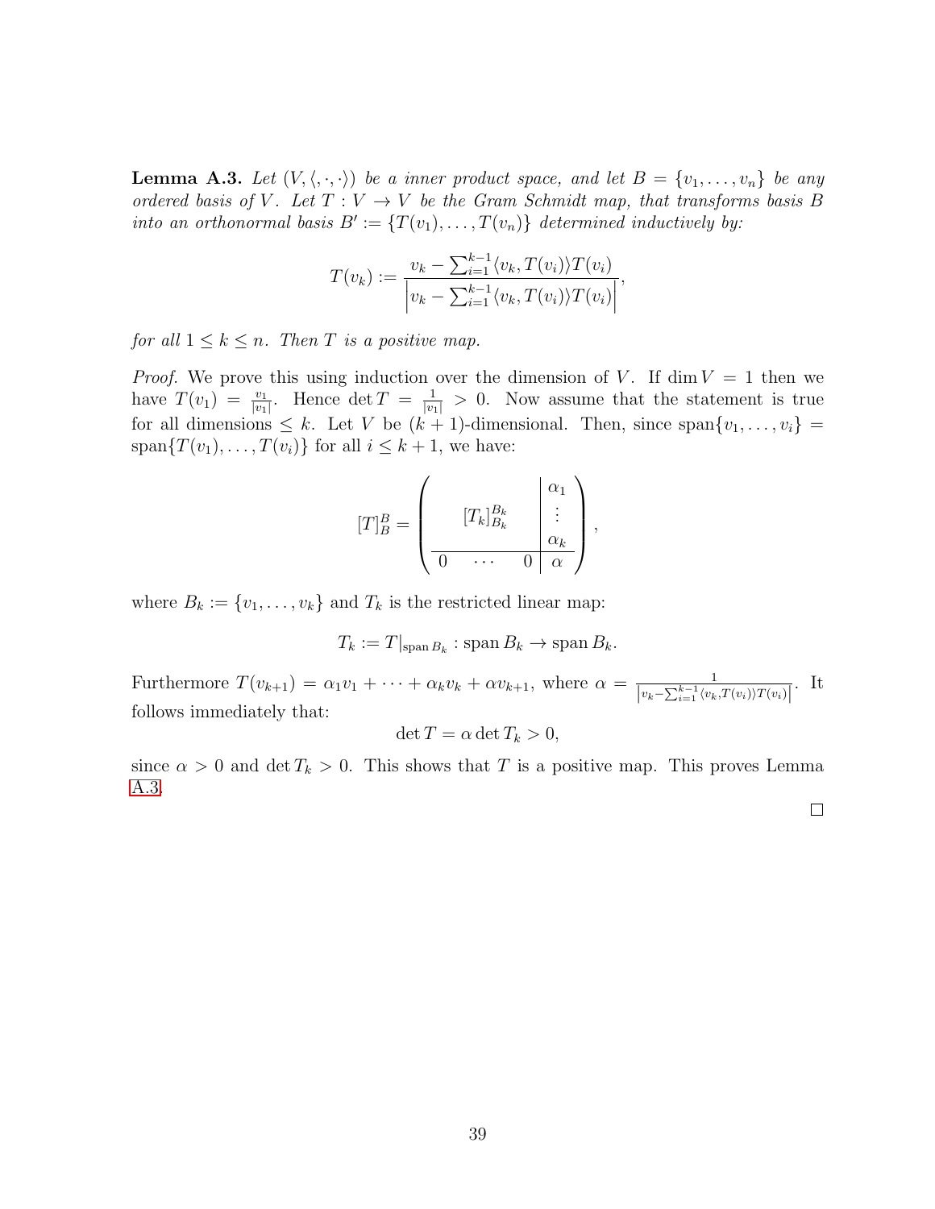**Lemma A.3.** *Let $(V, \langle, \cdot, \cdot \rangle)$ be a inner product space, and let $B = \{v_1, \ldots, v_n\}$ be any ordered basis of $V$. Let $T : V \to V$ be the Gram Schmidt map, that transforms basis $B$ into an orthonormal basis $B' := \{T(v_1), \ldots, T(v_n)\}$ determined inductively by:*

$$T(v_k) := \frac{v_k - \sum_{i=1}^{k-1} \langle v_k, T(v_i) \rangle T(v_i)}{\left| v_k - \sum_{i=1}^{k-1} \langle v_k, T(v_i) \rangle T(v_i) \right|},$$

*for all $1 \leq k \leq n$. Then $T$ is a positive map.*

*Proof.* We prove this using induction over the dimension of $V$. If $\dim V = 1$ then we have $T(v_1) = \frac{v_1}{|v_1|}$. Hence $\det T = \frac{1}{|v_1|} > 0$. Now assume that the statement is true for all dimensions $\leq k$. Let $V$ be $(k+1)$-dimensional. Then, since $\operatorname{span}\{v_1, \ldots, v_i\} = \operatorname{span}\{T(v_1), \ldots, T(v_i)\}$ for all $i \leq k+1$, we have:

$$[T]_B^B = \left( \begin{array}{ccc|c} & & & \alpha_1 \\ & [T_k]_{B_k}^{B_k} & & \vdots \\ & & & \alpha_k \\ \hline 0 & \cdots & 0 & \alpha \end{array} \right),$$

where $B_k := \{v_1, \ldots, v_k\}$ and $T_k$ is the restricted linear map:

$$T_k := T|_{\operatorname{span} B_k} : \operatorname{span} B_k \to \operatorname{span} B_k.$$

Furthermore $T(v_{k+1}) = \alpha_1 v_1 + \cdots + \alpha_k v_k + \alpha v_{k+1}$, where $\alpha = \frac{1}{\left| v_k - \sum_{i=1}^{k-1} \langle v_k, T(v_i) \rangle T(v_i) \right|}$. It follows immediately that:

$$\det T = \alpha \det T_k > 0,$$

since $\alpha > 0$ and $\det T_k > 0$. This shows that $T$ is a positive map. This proves Lemma A.3.

□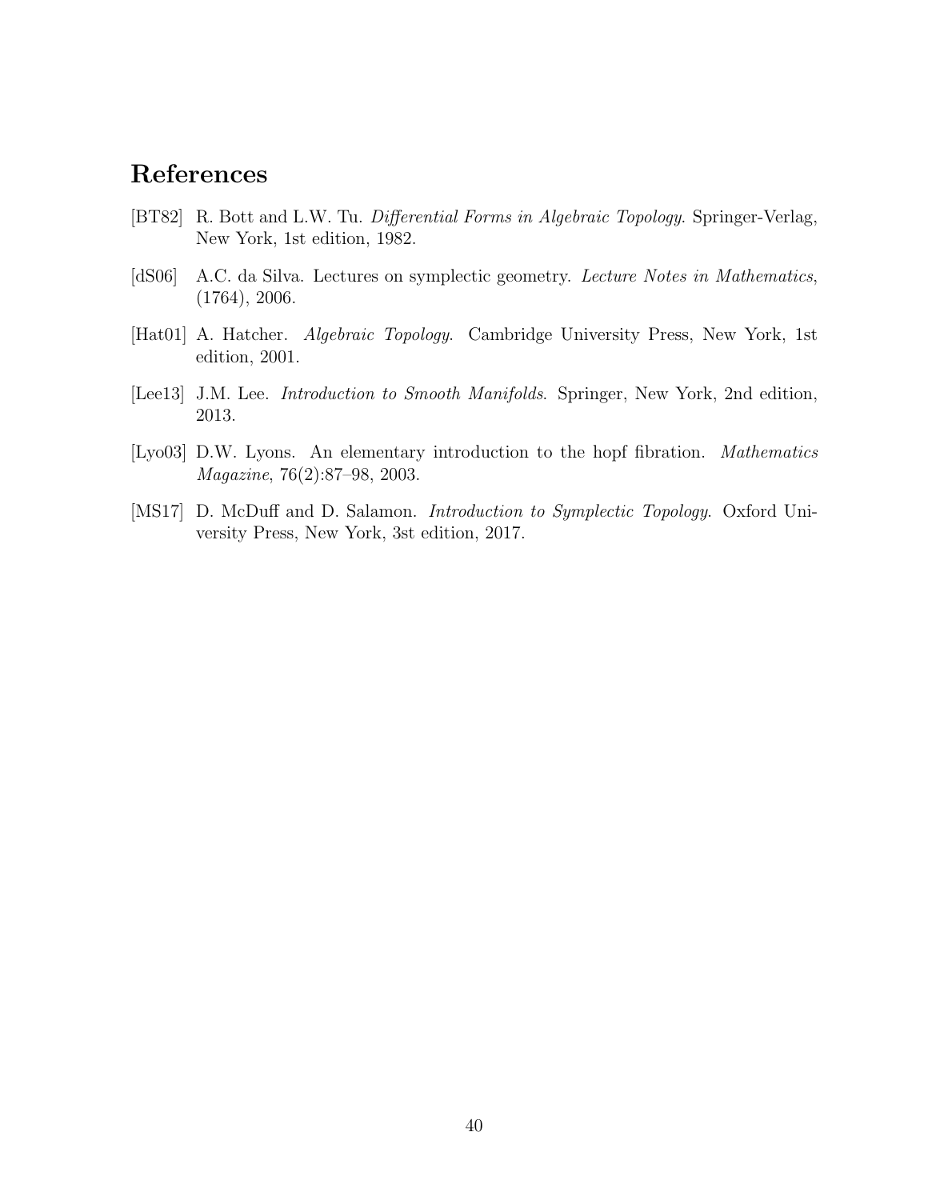# References

[BT82] R. Bott and L.W. Tu. *Differential Forms in Algebraic Topology*. Springer-Verlag, New York, 1st edition, 1982.

[dS06] A.C. da Silva. Lectures on symplectic geometry. *Lecture Notes in Mathematics*, (1764), 2006.

[Hat01] A. Hatcher. *Algebraic Topology*. Cambridge University Press, New York, 1st edition, 2001.

[Lee13] J.M. Lee. *Introduction to Smooth Manifolds*. Springer, New York, 2nd edition, 2013.

[Lyo03] D.W. Lyons. An elementary introduction to the hopf fibration. *Mathematics Magazine*, 76(2):87–98, 2003.

[MS17] D. McDuff and D. Salamon. *Introduction to Symplectic Topology*. Oxford University Press, New York, 3st edition, 2017.